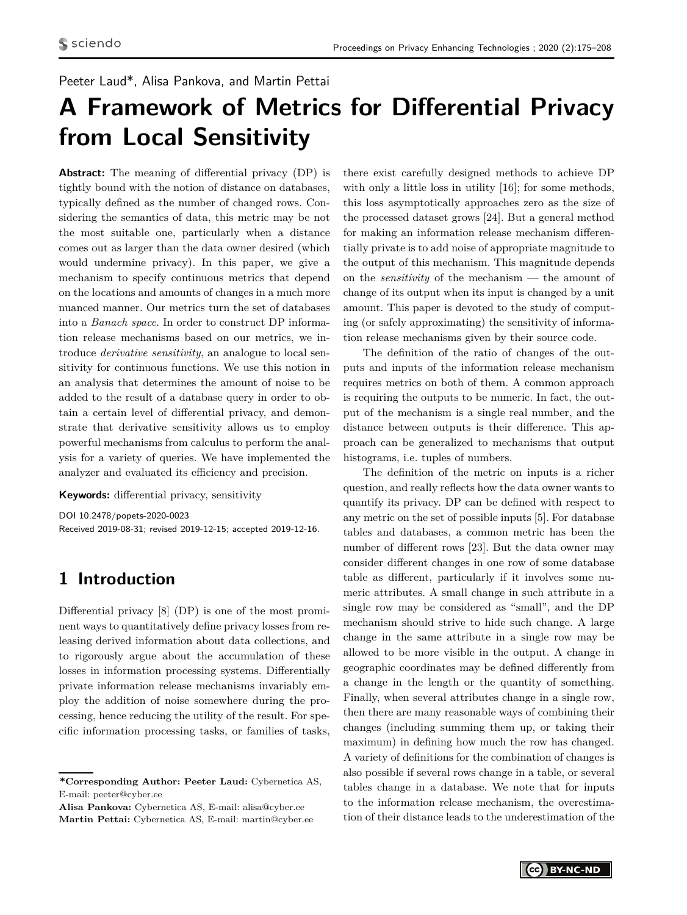Peeter Laud*, Alisa Pankova, and Martin Pettai

# A Framework of Metrics for Differential Privacy from Local Sensitivity

**Abstract:** The meaning of differential privacy (DP) is tightly bound with the notion of distance on databases, typically defined as the number of changed rows. Considering the semantics of data, this metric may be not the most suitable one, particularly when a distance comes out as larger than the data owner desired (which would undermine privacy). In this paper, we give a mechanism to specify continuous metrics that depend on the locations and amounts of changes in a much more nuanced manner. Our metrics turn the set of databases into a *Banach space*. In order to construct DP information release mechanisms based on our metrics, we introduce *derivative sensitivity*, an analogue to local sensitivity for continuous functions. We use this notion in an analysis that determines the amount of noise to be added to the result of a database query in order to obtain a certain level of differential privacy, and demonstrate that derivative sensitivity allows us to employ powerful mechanisms from calculus to perform the analysis for a variety of queries. We have implemented the analyzer and evaluated its efficiency and precision.

**Keywords:** differential privacy, sensitivity

DOI 10.2478/popets-2020-0023
Received 2019-08-31; revised 2019-12-15; accepted 2019-12-16.

## 1 Introduction

Differential privacy [8] (DP) is one of the most prominent ways to quantitatively define privacy losses from releasing derived information about data collections, and to rigorously argue about the accumulation of these losses in information processing systems. Differentially private information release mechanisms invariably employ the addition of noise somewhere during the processing, hence reducing the utility of the result. For specific information processing tasks, or families of tasks, there exist carefully designed methods to achieve DP with only a little loss in utility [16]; for some methods, this loss asymptotically approaches zero as the size of the processed dataset grows [24]. But a general method for making an information release mechanism differentially private is to add noise of appropriate magnitude to the output of this mechanism. This magnitude depends on the *sensitivity* of the mechanism — the amount of change of its output when its input is changed by a unit amount. This paper is devoted to the study of computing (or safely approximating) the sensitivity of information release mechanisms given by their source code.

The definition of the ratio of changes of the outputs and inputs of the information release mechanism requires metrics on both of them. A common approach is requiring the outputs to be numeric. In fact, the output of the mechanism is a single real number, and the distance between outputs is their difference. This approach can be generalized to mechanisms that output histograms, i.e. tuples of numbers.

The definition of the metric on inputs is a richer question, and really reflects how the data owner wants to quantify its privacy. DP can be defined with respect to any metric on the set of possible inputs [5]. For database tables and databases, a common metric has been the number of different rows [23]. But the data owner may consider different changes in one row of some database table as different, particularly if it involves some numeric attributes. A small change in such attribute in a single row may be considered as "small", and the DP mechanism should strive to hide such change. A large change in the same attribute in a single row may be allowed to be more visible in the output. A change in geographic coordinates may be defined differently from a change in the length or the quantity of something. Finally, when several attributes change in a single row, then there are many reasonable ways of combining their changes (including summing them up, or taking their maximum) in defining how much the row has changed. A variety of definitions for the combination of changes is also possible if several rows change in a table, or several tables change in a database. We note that for inputs to the information release mechanism, the overestimation of their distance leads to the underestimation of the

---

**\*Corresponding Author: Peeter Laud:** Cybernetica AS, E-mail: peeter@cyber.ee
**Alisa Pankova:** Cybernetica AS, E-mail: alisa@cyber.ee
**Martin Pettai:** Cybernetica AS, E-mail: martin@cyber.ee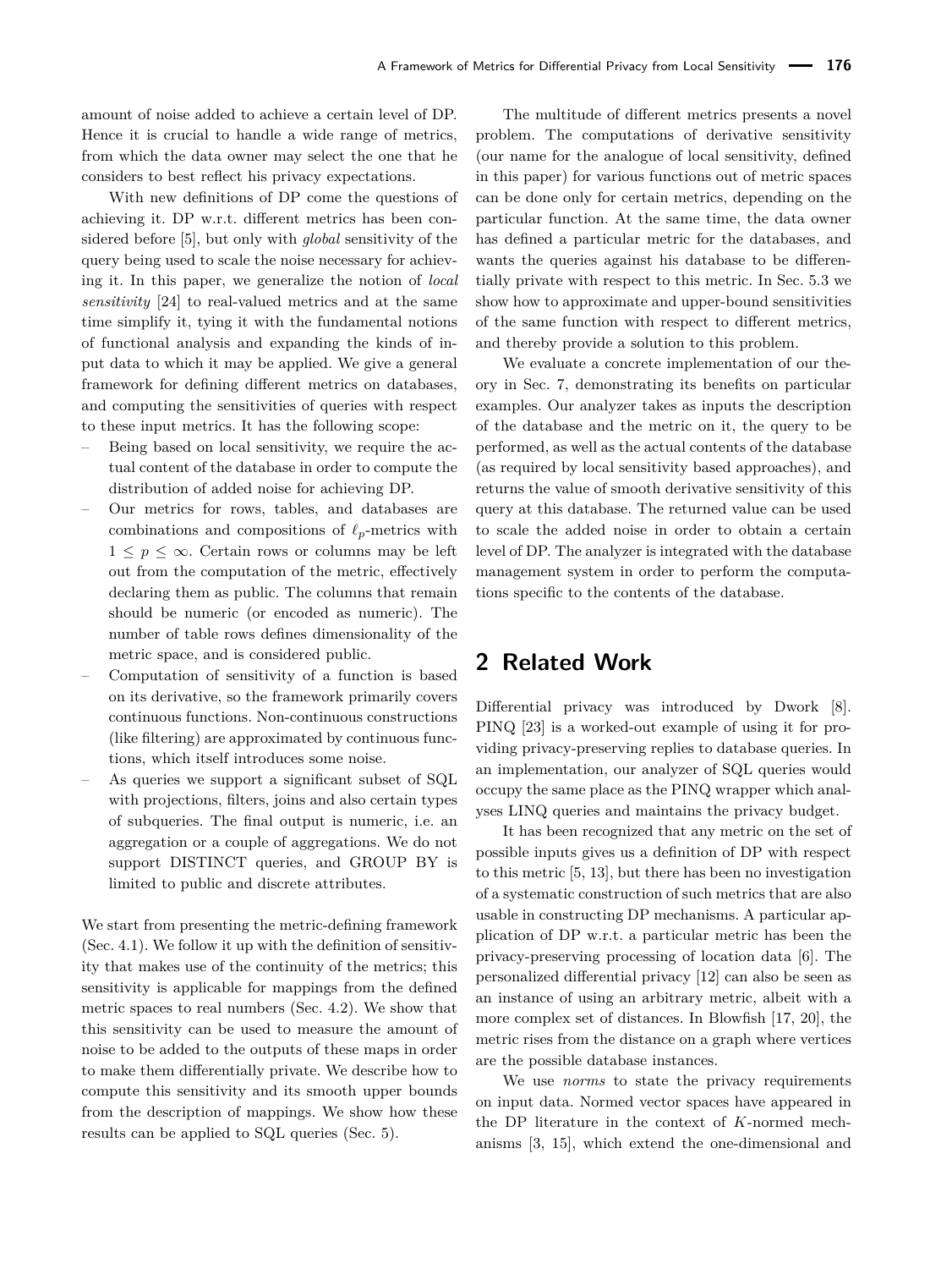amount of noise added to achieve a certain level of DP. Hence it is crucial to handle a wide range of metrics, from which the data owner may select the one that he considers to best reflect his privacy expectations.

With new definitions of DP come the questions of achieving it. DP w.r.t. different metrics has been considered before [5], but only with *global* sensitivity of the query being used to scale the noise necessary for achieving it. In this paper, we generalize the notion of *local sensitivity* [24] to real-valued metrics and at the same time simplify it, tying it with the fundamental notions of functional analysis and expanding the kinds of input data to which it may be applied. We give a general framework for defining different metrics on databases, and computing the sensitivities of queries with respect to these input metrics. It has the following scope:

- Being based on local sensitivity, we require the actual content of the database in order to compute the distribution of added noise for achieving DP.
- Our metrics for rows, tables, and databases are combinations and compositions of $\ell_p$-metrics with $1 \leq p \leq \infty$. Certain rows or columns may be left out from the computation of the metric, effectively declaring them as public. The columns that remain should be numeric (or encoded as numeric). The number of table rows defines dimensionality of the metric space, and is considered public.
- Computation of sensitivity of a function is based on its derivative, so the framework primarily covers continuous functions. Non-continuous constructions (like filtering) are approximated by continuous functions, which itself introduces some noise.
- As queries we support a significant subset of SQL with projections, filters, joins and also certain types of subqueries. The final output is numeric, i.e. an aggregation or a couple of aggregations. We do not support DISTINCT queries, and GROUP BY is limited to public and discrete attributes.

We start from presenting the metric-defining framework (Sec. 4.1). We follow it up with the definition of sensitivity that makes use of the continuity of the metrics; this sensitivity is applicable for mappings from the defined metric spaces to real numbers (Sec. 4.2). We show that this sensitivity can be used to measure the amount of noise to be added to the outputs of these maps in order to make them differentially private. We describe how to compute this sensitivity and its smooth upper bounds from the description of mappings. We show how these results can be applied to SQL queries (Sec. 5).

The multitude of different metrics presents a novel problem. The computations of derivative sensitivity (our name for the analogue of local sensitivity, defined in this paper) for various functions out of metric spaces can be done only for certain metrics, depending on the particular function. At the same time, the data owner has defined a particular metric for the databases, and wants the queries against his database to be differentially private with respect to this metric. In Sec. 5.3 we show how to approximate and upper-bound sensitivities of the same function with respect to different metrics, and thereby provide a solution to this problem.

We evaluate a concrete implementation of our theory in Sec. 7, demonstrating its benefits on particular examples. Our analyzer takes as inputs the description of the database and the metric on it, the query to be performed, as well as the actual contents of the database (as required by local sensitivity based approaches), and returns the value of smooth derivative sensitivity of this query at this database. The returned value can be used to scale the added noise in order to obtain a certain level of DP. The analyzer is integrated with the database management system in order to perform the computations specific to the contents of the database.

## 2 Related Work

Differential privacy was introduced by Dwork [8]. PINQ [23] is a worked-out example of using it for providing privacy-preserving replies to database queries. In an implementation, our analyzer of SQL queries would occupy the same place as the PINQ wrapper which analyses LINQ queries and maintains the privacy budget.

It has been recognized that any metric on the set of possible inputs gives us a definition of DP with respect to this metric [5, 13], but there has been no investigation of a systematic construction of such metrics that are also usable in constructing DP mechanisms. A particular application of DP w.r.t. a particular metric has been the privacy-preserving processing of location data [6]. The personalized differential privacy [12] can also be seen as an instance of using an arbitrary metric, albeit with a more complex set of distances. In Blowfish [17, 20], the metric rises from the distance on a graph where vertices are the possible database instances.

We use *norms* to state the privacy requirements on input data. Normed vector spaces have appeared in the DP literature in the context of $K$-normed mechanisms [3, 15], which extend the one-dimensional and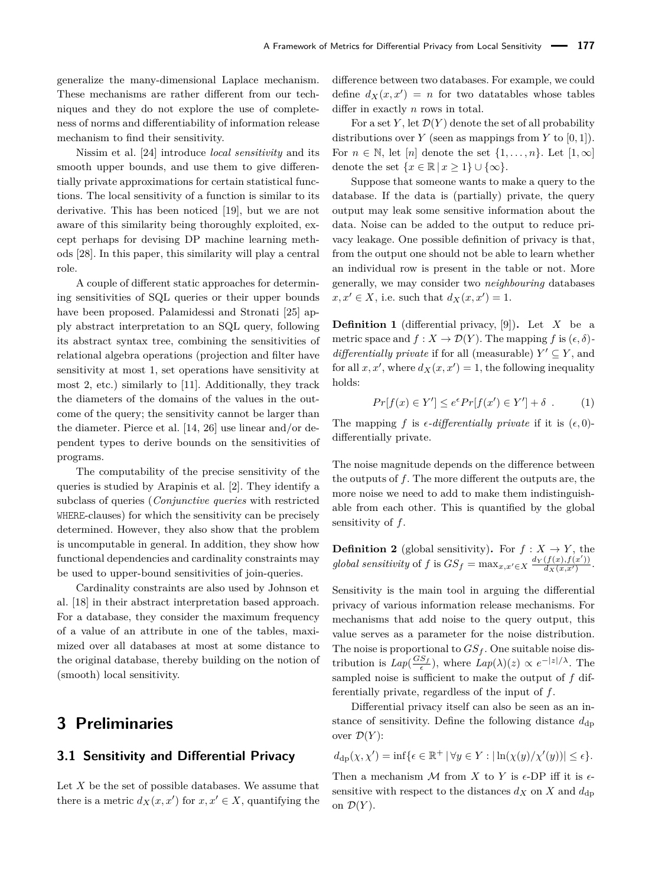generalize the many-dimensional Laplace mechanism. These mechanisms are rather different from our techniques and they do not explore the use of completeness of norms and differentiability of information release mechanism to find their sensitivity.

Nissim et al. [24] introduce *local sensitivity* and its smooth upper bounds, and use them to give differentially private approximations for certain statistical functions. The local sensitivity of a function is similar to its derivative. This has been noticed [19], but we are not aware of this similarity being thoroughly exploited, except perhaps for devising DP machine learning methods [28]. In this paper, this similarity will play a central role.

A couple of different static approaches for determining sensitivities of SQL queries or their upper bounds have been proposed. Palamidessi and Stronati [25] apply abstract interpretation to an SQL query, following its abstract syntax tree, combining the sensitivities of relational algebra operations (projection and filter have sensitivity at most 1, set operations have sensitivity at most 2, etc.) similarly to [11]. Additionally, they track the diameters of the domains of the values in the outcome of the query; the sensitivity cannot be larger than the diameter. Pierce et al. [14, 26] use linear and/or dependent types to derive bounds on the sensitivities of programs.

The computability of the precise sensitivity of the queries is studied by Arapinis et al. [2]. They identify a subclass of queries (*Conjunctive queries* with restricted `WHERE`-clauses) for which the sensitivity can be precisely determined. However, they also show that the problem is uncomputable in general. In addition, they show how functional dependencies and cardinality constraints may be used to upper-bound sensitivities of join-queries.

Cardinality constraints are also used by Johnson et al. [18] in their abstract interpretation based approach. For a database, they consider the maximum frequency of a value of an attribute in one of the tables, maximized over all databases at most at some distance to the original database, thereby building on the notion of (smooth) local sensitivity.

# 3 Preliminaries

## 3.1 Sensitivity and Differential Privacy

Let $X$ be the set of possible databases. We assume that there is a metric $d_X(x, x')$ for $x, x' \in X$, quantifying the difference between two databases. For example, we could define $d_X(x, x') = n$ for two datatables whose tables differ in exactly $n$ rows in total.

For a set $Y$, let $\mathcal{D}(Y)$ denote the set of all probability distributions over $Y$ (seen as mappings from $Y$ to $[0, 1]$). For $n \in \mathbb{N}$, let $[n]$ denote the set $\{1, \ldots, n\}$. Let $[1, \infty]$ denote the set $\{x \in \mathbb{R} \mid x \geq 1\} \cup \{\infty\}$.

Suppose that someone wants to make a query to the database. If the data is (partially) private, the query output may leak some sensitive information about the data. Noise can be added to the output to reduce privacy leakage. One possible definition of privacy is that, from the output one should not be able to learn whether an individual row is present in the table or not. More generally, we may consider two *neighbouring* databases $x, x' \in X$, i.e. such that $d_X(x, x') = 1$.

**Definition 1** (differential privacy, [9])**.** Let $X$ be a metric space and $f : X \to \mathcal{D}(Y)$. The mapping $f$ is $(\epsilon, \delta)$-*differentially private* if for all (measurable) $Y' \subseteq Y$, and for all $x, x'$, where $d_X(x, x') = 1$, the following inequality holds:

$$Pr[f(x) \in Y'] \leq e^{\epsilon} Pr[f(x') \in Y'] + \delta \ . \tag{1}$$

The mapping $f$ is $\epsilon$-*differentially private* if it is $(\epsilon, 0)$-differentially private.

The noise magnitude depends on the difference between the outputs of $f$. The more different the outputs are, the more noise we need to add to make them indistinguishable from each other. This is quantified by the global sensitivity of $f$.

**Definition 2** (global sensitivity)**.** For $f : X \to Y$, the *global sensitivity* of $f$ is $GS_f = \max_{x,x' \in X} \frac{d_Y(f(x), f(x'))}{d_X(x,x')}$.

Sensitivity is the main tool in arguing the differential privacy of various information release mechanisms. For mechanisms that add noise to the query output, this value serves as a parameter for the noise distribution. The noise is proportional to $GS_f$. One suitable noise distribution is $Lap(\frac{GS_f}{\epsilon})$, where $Lap(\lambda)(z) \propto e^{-|z|/\lambda}$. The sampled noise is sufficient to make the output of $f$ differentially private, regardless of the input of $f$.

Differential privacy itself can also be seen as an instance of sensitivity. Define the following distance $d_{\mathrm{dp}}$ over $\mathcal{D}(Y)$:

$$d_{\mathrm{dp}}(\chi, \chi') = \inf\{\epsilon \in \mathbb{R}^+ \mid \forall y \in Y : |\ln(\chi(y)/\chi'(y))| \leq \epsilon\}.$$

Then a mechanism $\mathcal{M}$ from $X$ to $Y$ is $\epsilon$-DP iff it is $\epsilon$-sensitive with respect to the distances $d_X$ on $X$ and $d_{\mathrm{dp}}$ on $\mathcal{D}(Y)$.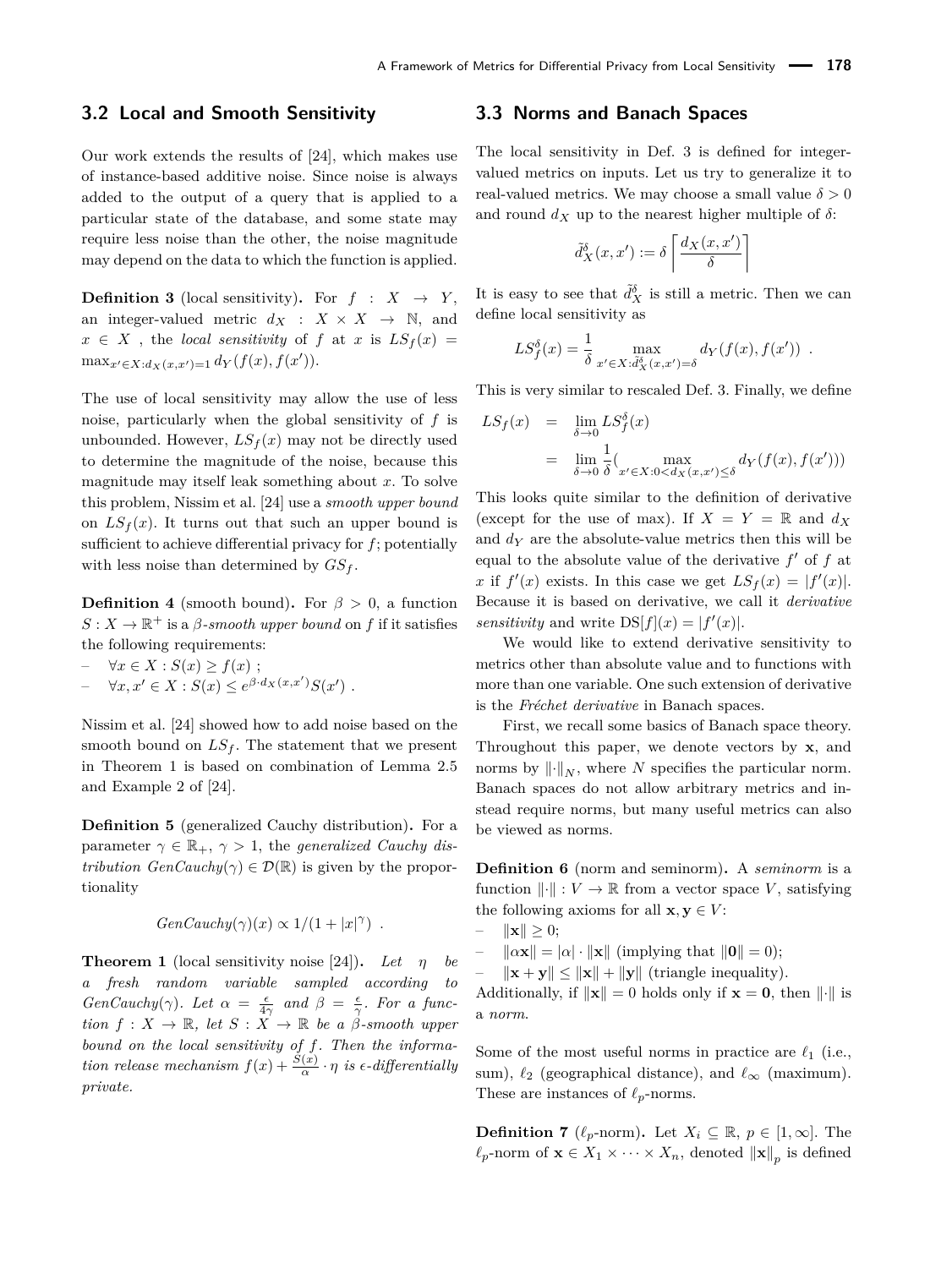### 3.2 Local and Smooth Sensitivity

Our work extends the results of [24], which makes use of instance-based additive noise. Since noise is always added to the output of a query that is applied to a particular state of the database, and some state may require less noise than the other, the noise magnitude may depend on the data to which the function is applied.

**Definition 3** (local sensitivity)**.** For $f : X \to Y$, an integer-valued metric $d_X : X \times X \to \mathbb{N}$, and $x \in X$ , the *local sensitivity* of $f$ at $x$ is $LS_f(x) = \max_{x' \in X : d_X(x,x')=1} d_Y(f(x), f(x'))$.

The use of local sensitivity may allow the use of less noise, particularly when the global sensitivity of $f$ is unbounded. However, $LS_f(x)$ may not be directly used to determine the magnitude of the noise, because this magnitude may itself leak something about $x$. To solve this problem, Nissim et al. [24] use a *smooth upper bound* on $LS_f(x)$. It turns out that such an upper bound is sufficient to achieve differential privacy for $f$; potentially with less noise than determined by $GS_f$.

**Definition 4** (smooth bound)**.** For $\beta > 0$, a function $S : X \to \mathbb{R}^+$ is a *$\beta$-smooth upper bound* on $f$ if it satisfies the following requirements:

- $\forall x \in X : S(x) \geq f(x)$ ;
- $\forall x, x' \in X : S(x) \leq e^{\beta \cdot d_X(x,x')} S(x')$ .

Nissim et al. [24] showed how to add noise based on the smooth bound on $LS_f$. The statement that we present in Theorem 1 is based on combination of Lemma 2.5 and Example 2 of [24].

**Definition 5** (generalized Cauchy distribution)**.** For a parameter $\gamma \in \mathbb{R}_+$, $\gamma > 1$, the *generalized Cauchy distribution* $GenCauchy(\gamma) \in \mathcal{D}(\mathbb{R})$ is given by the proportionality

$$GenCauchy(\gamma)(x) \propto 1/(1 + |x|^\gamma) \ .$$

**Theorem 1** (local sensitivity noise [24])**.** *Let $\eta$ be a fresh random variable sampled according to $GenCauchy(\gamma)$. Let $\alpha = \frac{\epsilon}{4\gamma}$ and $\beta = \frac{\epsilon}{\gamma}$. For a function $f : X \to \mathbb{R}$, let $S : X \to \mathbb{R}$ be a $\beta$-smooth upper bound on the local sensitivity of $f$. Then the information release mechanism $f(x) + \frac{S(x)}{\alpha} \cdot \eta$ is $\epsilon$-differentially private.*

### 3.3 Norms and Banach Spaces

The local sensitivity in Def. 3 is defined for integer-valued metrics on inputs. Let us try to generalize it to real-valued metrics. We may choose a small value $\delta > 0$ and round $d_X$ up to the nearest higher multiple of $\delta$:

$$\tilde{d}^\delta_X(x, x') := \delta \left\lceil \frac{d_X(x, x')}{\delta} \right\rceil$$

It is easy to see that $\tilde{d}^\delta_X$ is still a metric. Then we can define local sensitivity as

$$LS^\delta_f(x) = \frac{1}{\delta} \max_{x' \in X : \tilde{d}^\delta_X(x,x')=\delta} d_Y(f(x), f(x')) \ .$$

This is very similar to rescaled Def. 3. Finally, we define

$$\begin{aligned} LS_f(x) &= \lim_{\delta \to 0} LS^\delta_f(x) \\ &= \lim_{\delta \to 0} \frac{1}{\delta} \big( \max_{x' \in X : 0 < d_X(x,x') \leq \delta} d_Y(f(x), f(x')) \big) \end{aligned}$$

This looks quite similar to the definition of derivative (except for the use of max). If $X = Y = \mathbb{R}$ and $d_X$ and $d_Y$ are the absolute-value metrics then this will be equal to the absolute value of the derivative $f'$ of $f$ at $x$ if $f'(x)$ exists. In this case we get $LS_f(x) = |f'(x)|$. Because it is based on derivative, we call it *derivative sensitivity* and write $\mathrm{DS}[f](x) = |f'(x)|$.

We would like to extend derivative sensitivity to metrics other than absolute value and to functions with more than one variable. One such extension of derivative is the *Fréchet derivative* in Banach spaces.

First, we recall some basics of Banach space theory. Throughout this paper, we denote vectors by $\mathbf{x}$, and norms by $\|\cdot\|_N$, where $N$ specifies the particular norm. Banach spaces do not allow arbitrary metrics and instead require norms, but many useful metrics can also be viewed as norms.

**Definition 6** (norm and seminorm)**.** A *seminorm* is a function $\|\cdot\| : V \to \mathbb{R}$ from a vector space $V$, satisfying the following axioms for all $\mathbf{x}, \mathbf{y} \in V$:

- $\|\mathbf{x}\| \geq 0$;
- $\|\alpha \mathbf{x}\| = |\alpha| \cdot \|\mathbf{x}\|$ (implying that $\|\mathbf{0}\| = 0$);
- $\|\mathbf{x} + \mathbf{y}\| \leq \|\mathbf{x}\| + \|\mathbf{y}\|$ (triangle inequality).

Additionally, if $\|\mathbf{x}\| = 0$ holds only if $\mathbf{x} = \mathbf{0}$, then $\|\cdot\|$ is a *norm*.

Some of the most useful norms in practice are $\ell_1$ (i.e., sum), $\ell_2$ (geographical distance), and $\ell_\infty$ (maximum). These are instances of $\ell_p$-norms.

**Definition 7** ($\ell_p$-norm)**.** Let $X_i \subseteq \mathbb{R}$, $p \in [1, \infty]$. The $\ell_p$-norm of $\mathbf{x} \in X_1 \times \cdots \times X_n$, denoted $\|\mathbf{x}\|_p$ is defined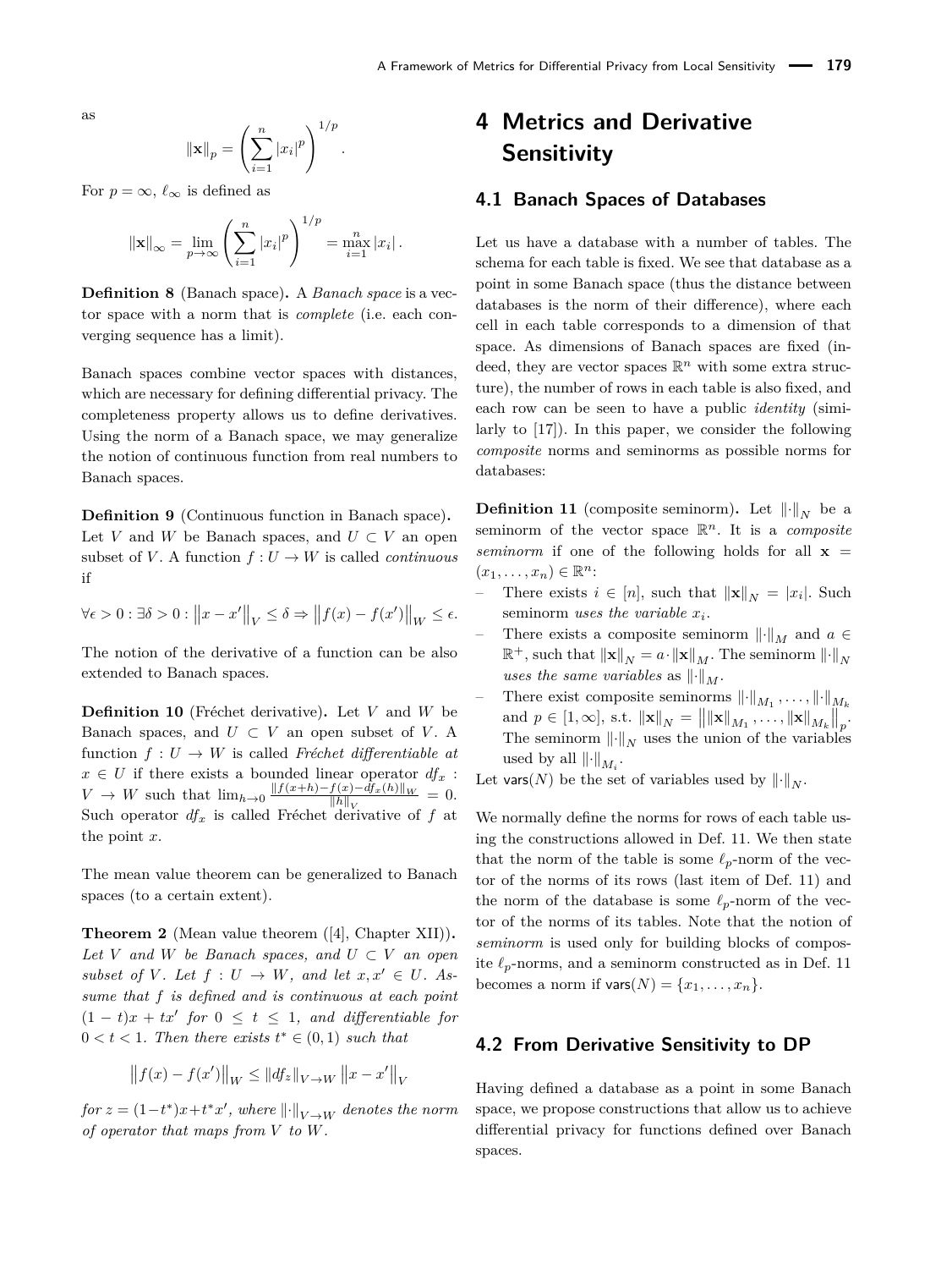as

$$\|\mathbf{x}\|_p = \left(\sum_{i=1}^{n} |x_i|^p\right)^{1/p}.$$

For $p = \infty$, $\ell_\infty$ is defined as

$$\|\mathbf{x}\|_\infty = \lim_{p\to\infty} \left(\sum_{i=1}^{n} |x_i|^p\right)^{1/p} = \max_{i=1}^{n} |x_i|.$$

**Definition 8** (Banach space)**.** A *Banach space* is a vector space with a norm that is *complete* (i.e. each converging sequence has a limit).

Banach spaces combine vector spaces with distances, which are necessary for defining differential privacy. The completeness property allows us to define derivatives. Using the norm of a Banach space, we may generalize the notion of continuous function from real numbers to Banach spaces.

**Definition 9** (Continuous function in Banach space)**.** Let $V$ and $W$ be Banach spaces, and $U \subset V$ an open subset of $V$. A function $f : U \to W$ is called *continuous* if

$$\forall \epsilon > 0 : \exists \delta > 0 : \left\|x - x'\right\|_V \leq \delta \Rightarrow \left\|f(x) - f(x')\right\|_W \leq \epsilon.$$

The notion of the derivative of a function can be also extended to Banach spaces.

**Definition 10** (Fréchet derivative)**.** Let $V$ and $W$ be Banach spaces, and $U \subset V$ an open subset of $V$. A function $f : U \to W$ is called *Fréchet differentiable at* $x \in U$ if there exists a bounded linear operator $df_x : V \to W$ such that $\lim_{h\to 0} \frac{\|f(x+h)-f(x)-df_x(h)\|_W}{\|h\|_V} = 0$. Such operator $df_x$ is called Fréchet derivative of $f$ at the point $x$.

The mean value theorem can be generalized to Banach spaces (to a certain extent).

**Theorem 2** (Mean value theorem ([4], Chapter XII))**.** *Let $V$ and $W$ be Banach spaces, and $U \subset V$ an open subset of $V$. Let $f : U \to W$, and let $x, x' \in U$. Assume that $f$ is defined and is continuous at each point $(1 - t)x + tx'$ for $0 \leq t \leq 1$, and differentiable for $0 < t < 1$. Then there exists $t^* \in (0, 1)$ such that*

$$\left\|f(x) - f(x')\right\|_W \leq \|df_z\|_{V\to W} \left\|x - x'\right\|_V$$

*for $z = (1-t^*)x+t^*x'$, where $\|\cdot\|_{V\to W}$ denotes the norm of operator that maps from $V$ to $W$.*

# 4 Metrics and Derivative Sensitivity

## 4.1 Banach Spaces of Databases

Let us have a database with a number of tables. The schema for each table is fixed. We see that database as a point in some Banach space (thus the distance between databases is the norm of their difference), where each cell in each table corresponds to a dimension of that space. As dimensions of Banach spaces are fixed (indeed, they are vector spaces $\mathbb{R}^n$ with some extra structure), the number of rows in each table is also fixed, and each row can be seen to have a public *identity* (similarly to [17]). In this paper, we consider the following *composite* norms and seminorms as possible norms for databases:

**Definition 11** (composite seminorm)**.** Let $\|\cdot\|_N$ be a seminorm of the vector space $\mathbb{R}^n$. It is a *composite seminorm* if one of the following holds for all $\mathbf{x} = (x_1, \ldots, x_n) \in \mathbb{R}^n$:

- There exists $i \in [n]$, such that $\|\mathbf{x}\|_N = |x_i|$. Such seminorm *uses the variable* $x_i$.
- There exists a composite seminorm $\|\cdot\|_M$ and $a \in \mathbb{R}^+$, such that $\|\mathbf{x}\|_N = a \cdot \|\mathbf{x}\|_M$. The seminorm $\|\cdot\|_N$ *uses the same variables* as $\|\cdot\|_M$.
- There exist composite seminorms $\|\cdot\|_{M_1}, \ldots, \|\cdot\|_{M_k}$ and $p \in [1, \infty]$, s.t. $\|\mathbf{x}\|_N = \left\|\|\mathbf{x}\|_{M_1}, \ldots, \|\mathbf{x}\|_{M_k}\right\|_p$. The seminorm $\|\cdot\|_N$ uses the union of the variables used by all $\|\cdot\|_{M_i}$.

Let $\mathsf{vars}(N)$ be the set of variables used by $\|\cdot\|_N$.

We normally define the norms for rows of each table using the constructions allowed in Def. 11. We then state that the norm of the table is some $\ell_p$-norm of the vector of the norms of its rows (last item of Def. 11) and the norm of the database is some $\ell_p$-norm of the vector of the norms of its tables. Note that the notion of *seminorm* is used only for building blocks of composite $\ell_p$-norms, and a seminorm constructed as in Def. 11 becomes a norm if $\mathsf{vars}(N) = \{x_1, \ldots, x_n\}$.

## 4.2 From Derivative Sensitivity to DP

Having defined a database as a point in some Banach space, we propose constructions that allow us to achieve differential privacy for functions defined over Banach spaces.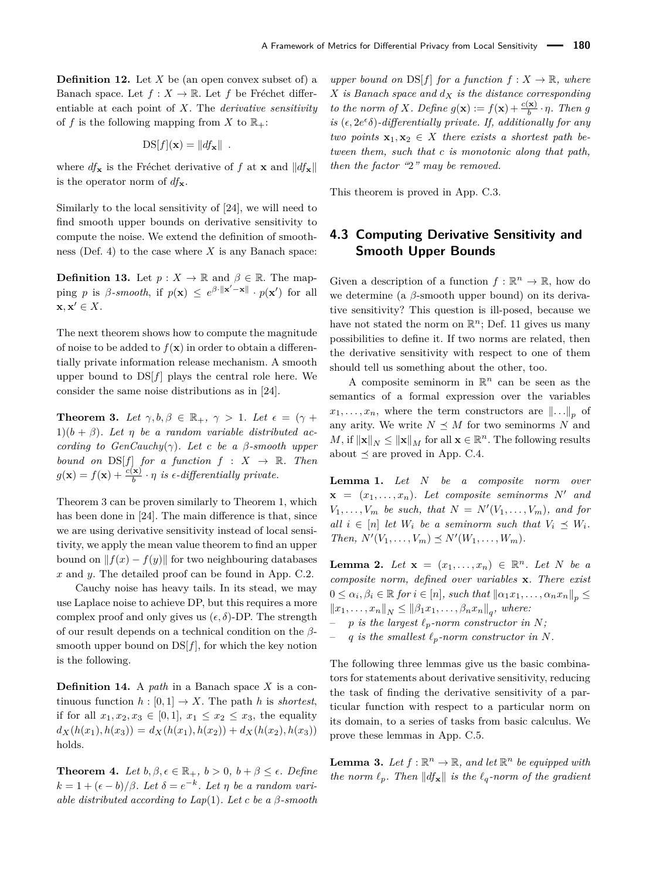**Definition 12.** Let $X$ be (an open convex subset of) a Banach space. Let $f : X \to \mathbb{R}$. Let $f$ be Fréchet differentiable at each point of $X$. The *derivative sensitivity* of $f$ is the following mapping from $X$ to $\mathbb{R}_+$:

$$\mathrm{DS}[f](\mathbf{x}) = \|df_{\mathbf{x}}\| \ .$$

where $df_{\mathbf{x}}$ is the Fréchet derivative of $f$ at $\mathbf{x}$ and $\|df_{\mathbf{x}}\|$ is the operator norm of $df_{\mathbf{x}}$.

Similarly to the local sensitivity of [24], we will need to find smooth upper bounds on derivative sensitivity to compute the noise. We extend the definition of smoothness (Def. 4) to the case where $X$ is any Banach space:

**Definition 13.** Let $p : X \to \mathbb{R}$ and $\beta \in \mathbb{R}$. The mapping $p$ is *$\beta$-smooth*, if $p(\mathbf{x}) \leq e^{\beta \cdot \|\mathbf{x}' - \mathbf{x}\|} \cdot p(\mathbf{x}')$ for all $\mathbf{x}, \mathbf{x}' \in X$.

The next theorem shows how to compute the magnitude of noise to be added to $f(\mathbf{x})$ in order to obtain a differentially private information release mechanism. A smooth upper bound to $\mathrm{DS}[f]$ plays the central role here. We consider the same noise distributions as in [24].

**Theorem 3.** *Let $\gamma, b, \beta \in \mathbb{R}_+$, $\gamma > 1$. Let $\epsilon = (\gamma + 1)(b + \beta)$. Let $\eta$ be a random variable distributed according to $GenCauchy(\gamma)$. Let $c$ be a $\beta$-smooth upper bound on $\mathrm{DS}[f]$ for a function $f : X \to \mathbb{R}$. Then $g(\mathbf{x}) = f(\mathbf{x}) + \frac{c(\mathbf{x})}{b} \cdot \eta$ is $\epsilon$-differentially private.*

Theorem 3 can be proven similarly to Theorem 1, which has been done in [24]. The main difference is that, since we are using derivative sensitivity instead of local sensitivity, we apply the mean value theorem to find an upper bound on $\|f(x) - f(y)\|$ for two neighbouring databases $x$ and $y$. The detailed proof can be found in App. C.2.

Cauchy noise has heavy tails. In its stead, we may use Laplace noise to achieve DP, but this requires a more complex proof and only gives us $(\epsilon, \delta)$-DP. The strength of our result depends on a technical condition on the $\beta$-smooth upper bound on $\mathrm{DS}[f]$, for which the key notion is the following.

**Definition 14.** A *path* in a Banach space $X$ is a continuous function $h : [0, 1] \to X$. The path $h$ is *shortest*, if for all $x_1, x_2, x_3 \in [0, 1]$, $x_1 \leq x_2 \leq x_3$, the equality $d_X(h(x_1), h(x_3)) = d_X(h(x_1), h(x_2)) + d_X(h(x_2), h(x_3))$ holds.

**Theorem 4.** *Let $b, \beta, \epsilon \in \mathbb{R}_+$, $b > 0$, $b + \beta \leq \epsilon$. Define $k = 1 + (\epsilon - b)/\beta$. Let $\delta = e^{-k}$. Let $\eta$ be a random variable distributed according to $Lap(1)$. Let $c$ be a $\beta$-smooth upper bound on $\mathrm{DS}[f]$ for a function $f : X \to \mathbb{R}$, where $X$ is Banach space and $d_X$ is the distance corresponding to the norm of $X$. Define $g(\mathbf{x}) := f(\mathbf{x}) + \frac{c(\mathbf{x})}{b} \cdot \eta$. Then $g$ is $(\epsilon, 2e^{\epsilon}\delta)$-differentially private. If, additionally for any two points $\mathbf{x}_1, \mathbf{x}_2 \in X$ there exists a shortest path between them, such that $c$ is monotonic along that path, then the factor "2" may be removed.*

This theorem is proved in App. C.3.

## 4.3 Computing Derivative Sensitivity and Smooth Upper Bounds

Given a description of a function $f : \mathbb{R}^n \to \mathbb{R}$, how do we determine (a $\beta$-smooth upper bound) on its derivative sensitivity? This question is ill-posed, because we have not stated the norm on $\mathbb{R}^n$; Def. 11 gives us many possibilities to define it. If two norms are related, then the derivative sensitivity with respect to one of them should tell us something about the other, too.

A composite seminorm in $\mathbb{R}^n$ can be seen as the semantics of a formal expression over the variables $x_1, \ldots, x_n$, where the term constructors are $\|\ldots\|_p$ of any arity. We write $N \preceq M$ for two seminorms $N$ and $M$, if $\|\mathbf{x}\|_N \leq \|\mathbf{x}\|_M$ for all $\mathbf{x} \in \mathbb{R}^n$. The following results about $\preceq$ are proved in App. C.4.

**Lemma 1.** *Let $N$ be a composite norm over $\mathbf{x} = (x_1, \ldots, x_n)$. Let composite seminorms $N'$ and $V_1, \ldots, V_m$ be such, that $N = N'(V_1, \ldots, V_m)$, and for all $i \in [n]$ let $W_i$ be a seminorm such that $V_i \preceq W_i$. Then, $N'(V_1, \ldots, V_m) \preceq N'(W_1, \ldots, W_m)$.*

**Lemma 2.** *Let $\mathbf{x} = (x_1, \ldots, x_n) \in \mathbb{R}^n$. Let $N$ be a composite norm, defined over variables $\mathbf{x}$. There exist $0 \leq \alpha_i, \beta_i \in \mathbb{R}$ for $i \in [n]$, such that $\|\alpha_1 x_1, \ldots, \alpha_n x_n\|_p \leq \|x_1, \ldots, x_n\|_N \leq \|\beta_1 x_1, \ldots, \beta_n x_n\|_q$, where:*
- *$p$ is the largest $\ell_p$-norm constructor in $N$;*
- *$q$ is the smallest $\ell_p$-norm constructor in $N$.*

The following three lemmas give us the basic combinators for statements about derivative sensitivity, reducing the task of finding the derivative sensitivity of a particular function with respect to a particular norm on its domain, to a series of tasks from basic calculus. We prove these lemmas in App. C.5.

**Lemma 3.** *Let $f : \mathbb{R}^n \to \mathbb{R}$, and let $\mathbb{R}^n$ be equipped with the norm $\ell_p$. Then $\|df_{\mathbf{x}}\|$ is the $\ell_q$-norm of the gradient*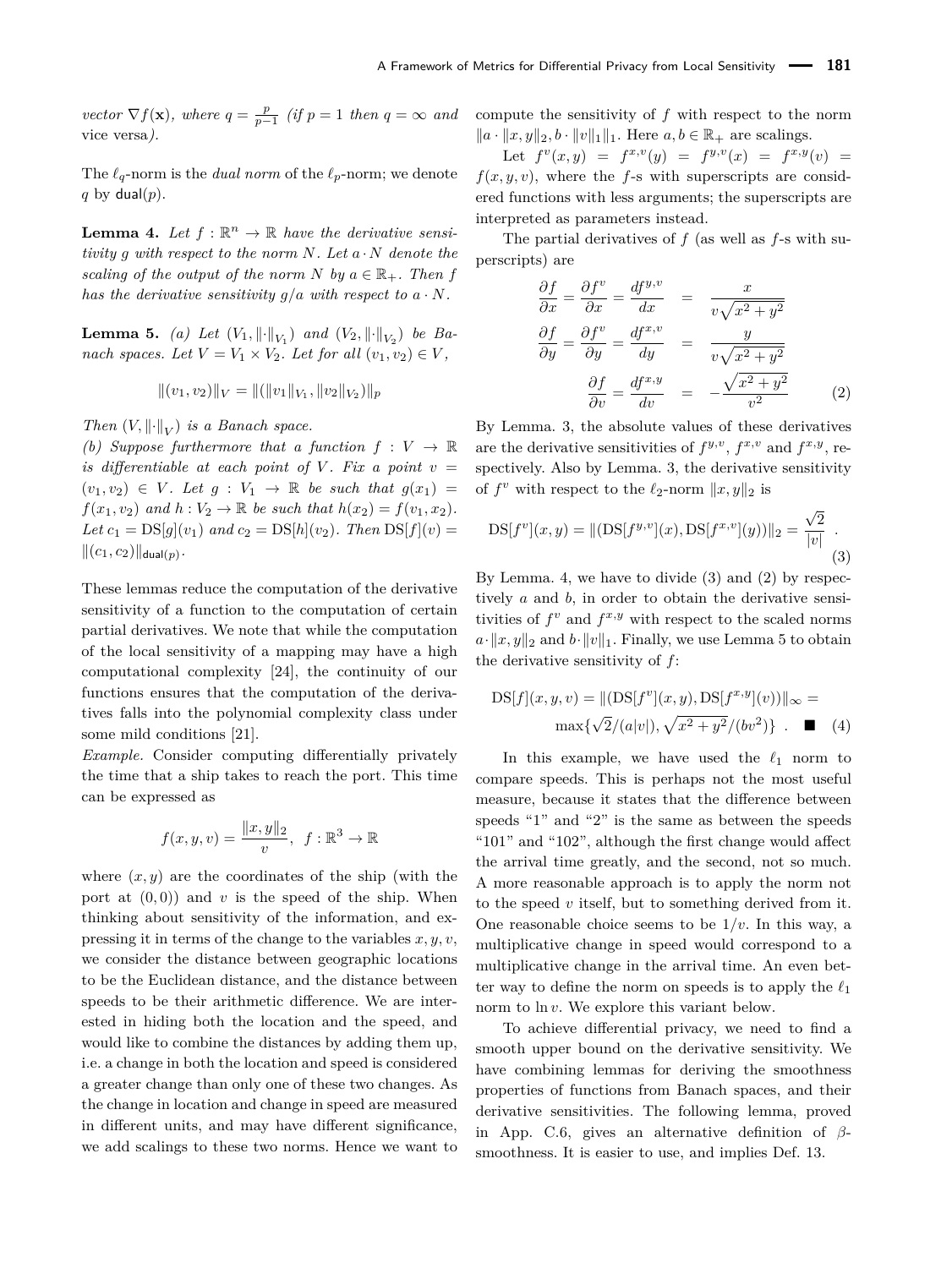*vector* $\nabla f(\mathbf{x})$*, where* $q = \frac{p}{p-1}$ *(if* $p = 1$ *then* $q = \infty$ *and* vice versa*).*

The $\ell_q$-norm is the *dual norm* of the $\ell_p$-norm; we denote $q$ by $\mathsf{dual}(p)$.

**Lemma 4.** *Let* $f : \mathbb{R}^n \to \mathbb{R}$ *have the derivative sensitivity* $g$ *with respect to the norm* $N$*. Let* $a \cdot N$ *denote the scaling of the output of the norm* $N$ *by* $a \in \mathbb{R}_+$*. Then* $f$ *has the derivative sensitivity* $g/a$ *with respect to* $a \cdot N$*.*

**Lemma 5.** *(a) Let* $(V_1, \|\cdot\|_{V_1})$ *and* $(V_2, \|\cdot\|_{V_2})$ *be Banach spaces. Let* $V = V_1 \times V_2$*. Let for all* $(v_1, v_2) \in V$*,*

$$\|(v_1, v_2)\|_V = \|(\|v_1\|_{V_1}, \|v_2\|_{V_2})\|_p$$

*Then* $(V, \|\cdot\|_V)$ *is a Banach space.*
*(b) Suppose furthermore that a function* $f : V \to \mathbb{R}$ *is differentiable at each point of* $V$*. Fix a point* $v = (v_1, v_2) \in V$*. Let* $g : V_1 \to \mathbb{R}$ *be such that* $g(x_1) = f(x_1, v_2)$ *and* $h : V_2 \to \mathbb{R}$ *be such that* $h(x_2) = f(v_1, x_2)$*. Let* $c_1 = \mathrm{DS}[g](v_1)$ *and* $c_2 = \mathrm{DS}[h](v_2)$*. Then* $\mathrm{DS}[f](v) = \|(c_1, c_2)\|_{\mathsf{dual}(p)}$*.*

These lemmas reduce the computation of the derivative sensitivity of a function to the computation of certain partial derivatives. We note that while the computation of the local sensitivity of a mapping may have a high computational complexity [24], the continuity of our functions ensures that the computation of the derivatives falls into the polynomial complexity class under some mild conditions [21].

*Example.* Consider computing differentially privately the time that a ship takes to reach the port. This time can be expressed as

$$f(x, y, v) = \frac{\|x, y\|_2}{v}, \quad f : \mathbb{R}^3 \to \mathbb{R}$$

where $(x, y)$ are the coordinates of the ship (with the port at $(0, 0)$) and $v$ is the speed of the ship. When thinking about sensitivity of the information, and expressing it in terms of the change to the variables $x, y, v$, we consider the distance between geographic locations to be the Euclidean distance, and the distance between speeds to be their arithmetic difference. We are interested in hiding both the location and the speed, and would like to combine the distances by adding them up, i.e. a change in both the location and speed is considered a greater change than only one of these two changes. As the change in location and change in speed are measured in different units, and may have different significance, we add scalings to these two norms. Hence we want to compute the sensitivity of $f$ with respect to the norm $\|a \cdot \|x, y\|_2, b \cdot \|v\|_1\|_1$. Here $a, b \in \mathbb{R}_+$ are scalings.

Let $f^v(x, y) = f^{x,v}(y) = f^{y,v}(x) = f^{x,y}(v) = f(x, y, v)$, where the $f$-s with superscripts are considered functions with less arguments; the superscripts are interpreted as parameters instead.

The partial derivatives of $f$ (as well as $f$-s with superscripts) are

$$\begin{aligned}
\frac{\partial f}{\partial x} = \frac{\partial f^v}{\partial x} = \frac{df^{y,v}}{dx} &= \frac{x}{v\sqrt{x^2 + y^2}} \\
\frac{\partial f}{\partial y} = \frac{\partial f^v}{\partial y} = \frac{df^{x,v}}{dy} &= \frac{y}{v\sqrt{x^2 + y^2}} \\
\frac{\partial f}{\partial v} = \frac{df^{x,y}}{dv} &= -\frac{\sqrt{x^2 + y^2}}{v^2}
\end{aligned} \quad (2)$$

By Lemma. 3, the absolute values of these derivatives are the derivative sensitivities of $f^{y,v}$, $f^{x,v}$ and $f^{x,y}$, respectively. Also by Lemma. 3, the derivative sensitivity of $f^v$ with respect to the $\ell_2$-norm $\|x, y\|_2$ is

$$\mathrm{DS}[f^v](x, y) = \|(\mathrm{DS}[f^{y,v}](x), \mathrm{DS}[f^{x,v}](y))\|_2 = \frac{\sqrt{2}}{|v|} \quad . \quad (3)$$

By Lemma. 4, we have to divide (3) and (2) by respectively $a$ and $b$, in order to obtain the derivative sensitivities of $f^v$ and $f^{x,y}$ with respect to the scaled norms $a \cdot \|x, y\|_2$ and $b \cdot \|v\|_1$. Finally, we use Lemma 5 to obtain the derivative sensitivity of $f$:

$$\begin{aligned}
\mathrm{DS}[f](x, y, v) = \|(\mathrm{DS}[f^v](x, y), \mathrm{DS}[f^{x,y}](v))\|_\infty = \\
\max\{\sqrt{2}/(a|v|), \sqrt{x^2 + y^2}/(bv^2)\} \quad . \quad \blacksquare \quad (4)
\end{aligned}$$

In this example, we have used the $\ell_1$ norm to compare speeds. This is perhaps not the most useful measure, because it states that the difference between speeds "1" and "2" is the same as between the speeds "101" and "102", although the first change would affect the arrival time greatly, and the second, not so much. A more reasonable approach is to apply the norm not to the speed $v$ itself, but to something derived from it. One reasonable choice seems to be $1/v$. In this way, a multiplicative change in speed would correspond to a multiplicative change in the arrival time. An even better way to define the norm on speeds is to apply the $\ell_1$ norm to $\ln v$. We explore this variant below.

To achieve differential privacy, we need to find a smooth upper bound on the derivative sensitivity. We have combining lemmas for deriving the smoothness properties of functions from Banach spaces, and their derivative sensitivities. The following lemma, proved in App. C.6, gives an alternative definition of $\beta$-smoothness. It is easier to use, and implies Def. 13.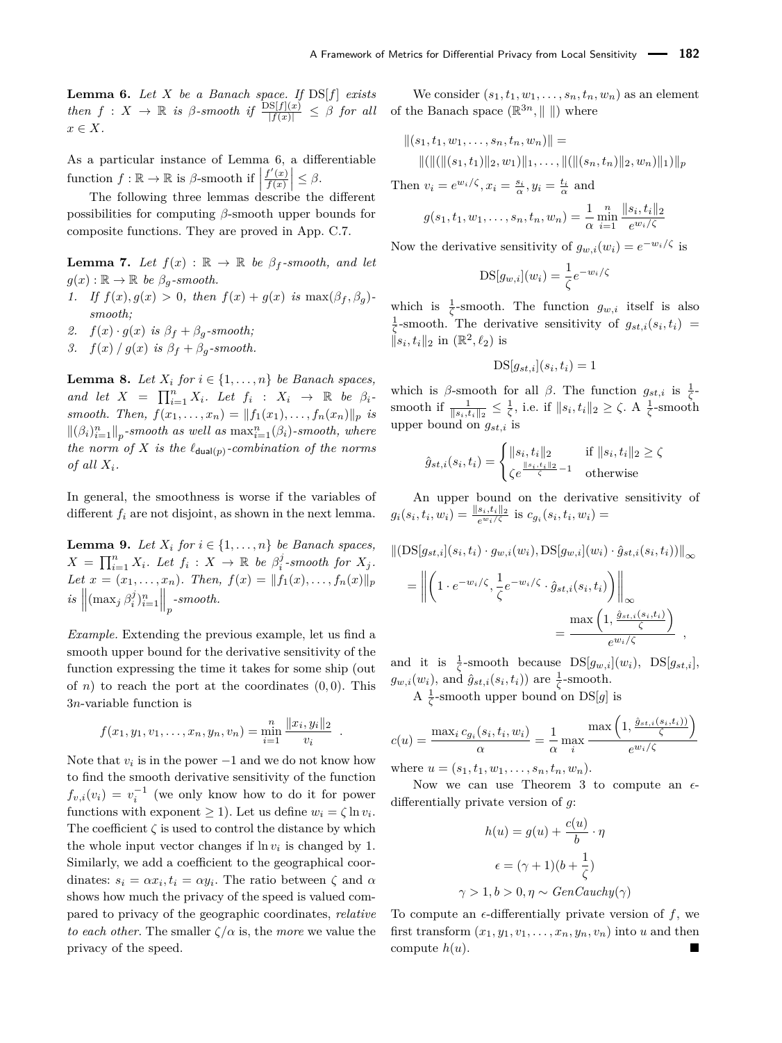**Lemma 6.** *Let $X$ be a Banach space. If $\mathrm{DS}[f]$ exists then $f : X \to \mathbb{R}$ is $\beta$-smooth if $\frac{\mathrm{DS}[f](x)}{|f(x)|} \leq \beta$ for all $x \in X$.*

As a particular instance of Lemma 6, a differentiable function $f : \mathbb{R} \to \mathbb{R}$ is $\beta$-smooth if $\left|\frac{f'(x)}{f(x)}\right| \leq \beta$.

The following three lemmas describe the different possibilities for computing $\beta$-smooth upper bounds for composite functions. They are proved in App. C.7.

**Lemma 7.** *Let $f(x) : \mathbb{R} \to \mathbb{R}$ be $\beta_f$-smooth, and let $g(x) : \mathbb{R} \to \mathbb{R}$ be $\beta_g$-smooth.*

1. *If $f(x), g(x) > 0$, then $f(x) + g(x)$ is $\max(\beta_f, \beta_g)$-smooth;*
2. *$f(x) \cdot g(x)$ is $\beta_f + \beta_g$-smooth;*
3. *$f(x) \,/\, g(x)$ is $\beta_f + \beta_g$-smooth.*

**Lemma 8.** *Let $X_i$ for $i \in \{1, \ldots, n\}$ be Banach spaces, and let $X = \prod_{i=1}^n X_i$. Let $f_i : X_i \to \mathbb{R}$ be $\beta_i$-smooth. Then, $f(x_1, \ldots, x_n) = \|f_1(x_1), \ldots, f_n(x_n)\|_p$ is $\|(\beta_i)_{i=1}^n\|_p$-smooth as well as $\max_{i=1}^n(\beta_i)$-smooth, where the norm of $X$ is the $\ell_{\mathsf{dual}(p)}$-combination of the norms of all $X_i$.*

In general, the smoothness is worse if the variables of different $f_i$ are not disjoint, as shown in the next lemma.

**Lemma 9.** *Let $X_i$ for $i \in \{1, \ldots, n\}$ be Banach spaces, $X = \prod_{i=1}^n X_i$. Let $f_i : X \to \mathbb{R}$ be $\beta_i^j$-smooth for $X_j$. Let $x = (x_1, \ldots, x_n)$. Then, $f(x) = \|f_1(x), \ldots, f_n(x)\|_p$ is $\left\|(\max_j \beta_i^j)_{i=1}^n\right\|_p$-smooth.*

*Example.* Extending the previous example, let us find a smooth upper bound for the derivative sensitivity of the function expressing the time it takes for some ship (out of $n$) to reach the port at the coordinates $(0, 0)$. This $3n$-variable function is

$$f(x_1, y_1, v_1, \ldots, x_n, y_n, v_n) = \min_{i=1}^n \frac{\|x_i, y_i\|_2}{v_i} \enspace .$$

Note that $v_i$ is in the power $-1$ and we do not know how to find the smooth derivative sensitivity of the function $f_{v,i}(v_i) = v_i^{-1}$ (we only know how to do it for power functions with exponent $\geq 1$). Let us define $w_i = \zeta \ln v_i$. The coefficient $\zeta$ is used to control the distance by which the whole input vector changes if $\ln v_i$ is changed by 1. Similarly, we add a coefficient to the geographical coordinates: $s_i = \alpha x_i, t_i = \alpha y_i$. The ratio between $\zeta$ and $\alpha$ shows how much the privacy of the speed is valued compared to privacy of the geographic coordinates, *relative to each other*. The smaller $\zeta/\alpha$ is, the *more* we value the privacy of the speed.

We consider $(s_1, t_1, w_1, \ldots, s_n, t_n, w_n)$ as an element of the Banach space $(\mathbb{R}^{3n}, \|\,\|)$ where

$$\|(s_1, t_1, w_1, \ldots, s_n, t_n, w_n)\| = \|(\|(\|(s_1, t_1)\|_2, w_1)\|_1, \ldots, \|(\|(s_n, t_n)\|_2, w_n)\|_1)\|_p$$

Then $v_i = e^{w_i/\zeta}, x_i = \frac{s_i}{\alpha}, y_i = \frac{t_i}{\alpha}$ and

$$g(s_1, t_1, w_1, \ldots, s_n, t_n, w_n) = \frac{1}{\alpha} \min_{i=1}^n \frac{\|s_i, t_i\|_2}{e^{w_i/\zeta}}$$

Now the derivative sensitivity of $g_{w,i}(w_i) = e^{-w_i/\zeta}$ is

$$\mathrm{DS}[g_{w,i}](w_i) = \frac{1}{\zeta} e^{-w_i/\zeta}$$

which is $\frac{1}{\zeta}$-smooth. The function $g_{w,i}$ itself is also $\frac{1}{\zeta}$-smooth. The derivative sensitivity of $g_{st,i}(s_i, t_i) = \|s_i, t_i\|_2$ in $(\mathbb{R}^2, \ell_2)$ is

$$\mathrm{DS}[g_{st,i}](s_i, t_i) = 1$$

which is $\beta$-smooth for all $\beta$. The function $g_{st,i}$ is $\frac{1}{\zeta}$-smooth if $\frac{1}{\|s_i, t_i\|_2} \leq \frac{1}{\zeta}$, i.e. if $\|s_i, t_i\|_2 \geq \zeta$. A $\frac{1}{\zeta}$-smooth upper bound on $g_{st,i}$ is

$$\hat{g}_{st,i}(s_i, t_i) = \begin{cases} \|s_i, t_i\|_2 & \text{if } \|s_i, t_i\|_2 \geq \zeta \\ \zeta e^{\frac{\|s_i, t_i\|_2}{\zeta} - 1} & \text{otherwise} \end{cases}$$

An upper bound on the derivative sensitivity of $g_i(s_i, t_i, w_i) = \frac{\|s_i, t_i\|_2}{e^{w_i/\zeta}}$ is $c_{g_i}(s_i, t_i, w_i) =$

$$\begin{aligned} &\|(\mathrm{DS}[g_{st,i}](s_i, t_i) \cdot g_{w,i}(w_i), \mathrm{DS}[g_{w,i}](w_i) \cdot \hat{g}_{st,i}(s_i, t_i))\|_\infty \\ &= \left\|\left(1 \cdot e^{-w_i/\zeta}, \frac{1}{\zeta} e^{-w_i/\zeta} \cdot \hat{g}_{st,i}(s_i, t_i)\right)\right\|_\infty \\ &= \frac{\max\left(1, \frac{\hat{g}_{st,i}(s_i, t_i)}{\zeta}\right)}{e^{w_i/\zeta}} \enspace , \end{aligned}$$

and it is $\frac{1}{\zeta}$-smooth because $\mathrm{DS}[g_{w,i}](w_i)$, $\mathrm{DS}[g_{st,i}]$, $g_{w,i}(w_i)$, and $\hat{g}_{st,i}(s_i, t_i))$ are $\frac{1}{\zeta}$-smooth.

A $\frac{1}{\zeta}$-smooth upper bound on $\mathrm{DS}[g]$ is

$$c(u) = \frac{\max_i c_{g_i}(s_i, t_i, w_i)}{\alpha} = \frac{1}{\alpha} \max_i \frac{\max\left(1, \frac{\hat{g}_{st,i}(s_i, t_i))}{\zeta}\right)}{e^{w_i/\zeta}}$$

where $u = (s_1, t_1, w_1, \ldots, s_n, t_n, w_n)$.

Now we can use Theorem 3 to compute an $\epsilon$-differentially private version of $g$:

$$h(u) = g(u) + \frac{c(u)}{b} \cdot \eta$$

$$\epsilon = (\gamma + 1)(b + \frac{1}{\zeta})$$

$$\gamma > 1, b > 0, \eta \sim \mathit{GenCauchy}(\gamma)$$

To compute an $\epsilon$-differentially private version of $f$, we first transform $(x_1, y_1, v_1, \ldots, x_n, y_n, v_n)$ into $u$ and then compute $h(u)$. ∎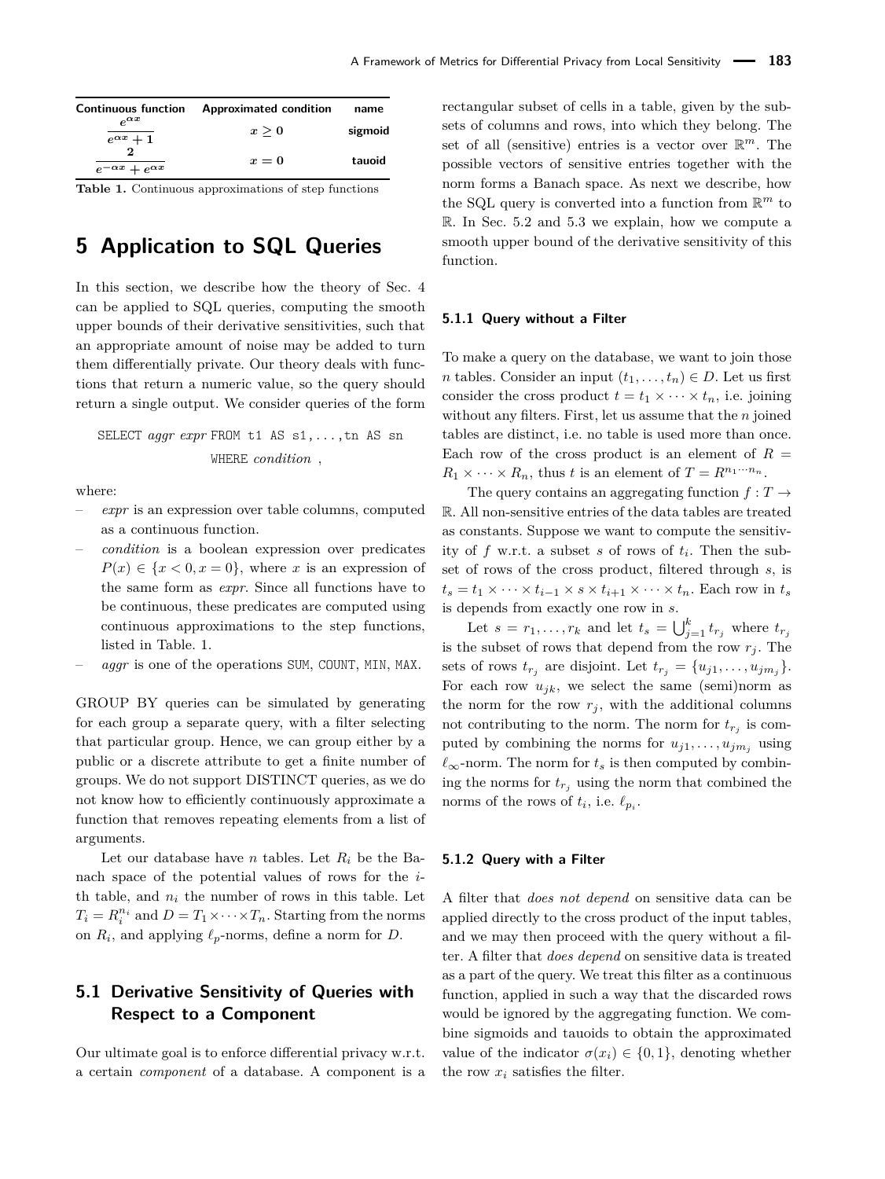| Continuous function | Approximated condition | name |
|---|---|---|
| $\frac{e^{\alpha x}}{e^{\alpha x}+1}$ | $x \geq 0$ | sigmoid |
| $\frac{2}{e^{-\alpha x}+e^{\alpha x}}$ | $x = 0$ | tauoid |

**Table 1.** Continuous approximations of step functions

# 5 Application to SQL Queries

In this section, we describe how the theory of Sec. 4 can be applied to SQL queries, computing the smooth upper bounds of their derivative sensitivities, such that an appropriate amount of noise may be added to turn them differentially private. Our theory deals with functions that return a numeric value, so the query should return a single output. We consider queries of the form

SELECT *aggr expr* FROM t1 AS s1,...,tn AS sn WHERE *condition* ,

where:

- *expr* is an expression over table columns, computed as a continuous function.
- *condition* is a boolean expression over predicates $P(x) \in \{x < 0, x = 0\}$, where $x$ is an expression of the same form as *expr*. Since all functions have to be continuous, these predicates are computed using continuous approximations to the step functions, listed in Table. 1.
- *aggr* is one of the operations SUM, COUNT, MIN, MAX.

GROUP BY queries can be simulated by generating for each group a separate query, with a filter selecting that particular group. Hence, we can group either by a public or a discrete attribute to get a finite number of groups. We do not support DISTINCT queries, as we do not know how to efficiently continuously approximate a function that removes repeating elements from a list of arguments.

Let our database have $n$ tables. Let $R_i$ be the Banach space of the potential values of rows for the $i$-th table, and $n_i$ the number of rows in this table. Let $T_i = R_i^{n_i}$ and $D = T_1 \times \cdots \times T_n$. Starting from the norms on $R_i$, and applying $\ell_p$-norms, define a norm for $D$.

## 5.1 Derivative Sensitivity of Queries with Respect to a Component

Our ultimate goal is to enforce differential privacy w.r.t. a certain *component* of a database. A component is a rectangular subset of cells in a table, given by the subsets of columns and rows, into which they belong. The set of all (sensitive) entries is a vector over $\mathbb{R}^m$. The possible vectors of sensitive entries together with the norm forms a Banach space. As next we describe, how the SQL query is converted into a function from $\mathbb{R}^m$ to $\mathbb{R}$. In Sec. 5.2 and 5.3 we explain, how we compute a smooth upper bound of the derivative sensitivity of this function.

### 5.1.1 Query without a Filter

To make a query on the database, we want to join those $n$ tables. Consider an input $(t_1, \ldots, t_n) \in D$. Let us first consider the cross product $t = t_1 \times \cdots \times t_n$, i.e. joining without any filters. First, let us assume that the $n$ joined tables are distinct, i.e. no table is used more than once. Each row of the cross product is an element of $R = R_1 \times \cdots \times R_n$, thus $t$ is an element of $T = R^{n_1 \cdots n_n}$.

The query contains an aggregating function $f : T \to \mathbb{R}$. All non-sensitive entries of the data tables are treated as constants. Suppose we want to compute the sensitivity of $f$ w.r.t. a subset $s$ of rows of $t_i$. Then the subset of rows of the cross product, filtered through $s$, is $t_s = t_1 \times \cdots \times t_{i-1} \times s \times t_{i+1} \times \cdots \times t_n$. Each row in $t_s$ is depends from exactly one row in $s$.

Let $s = r_1, \ldots, r_k$ and let $t_s = \bigcup_{j=1}^{k} t_{r_j}$ where $t_{r_j}$ is the subset of rows that depend from the row $r_j$. The sets of rows $t_{r_j}$ are disjoint. Let $t_{r_j} = \{u_{j1}, \ldots, u_{jm_j}\}$. For each row $u_{jk}$, we select the same (semi)norm as the norm for the row $r_j$, with the additional columns not contributing to the norm. The norm for $t_{r_j}$ is computed by combining the norms for $u_{j1}, \ldots, u_{jm_j}$ using $\ell_\infty$-norm. The norm for $t_s$ is then computed by combining the norms for $t_{r_j}$ using the norm that combined the norms of the rows of $t_i$, i.e. $\ell_{p_i}$.

### 5.1.2 Query with a Filter

A filter that *does not depend* on sensitive data can be applied directly to the cross product of the input tables, and we may then proceed with the query without a filter. A filter that *does depend* on sensitive data is treated as a part of the query. We treat this filter as a continuous function, applied in such a way that the discarded rows would be ignored by the aggregating function. We combine sigmoids and tauoids to obtain the approximated value of the indicator $\sigma(x_i) \in \{0, 1\}$, denoting whether the row $x_i$ satisfies the filter.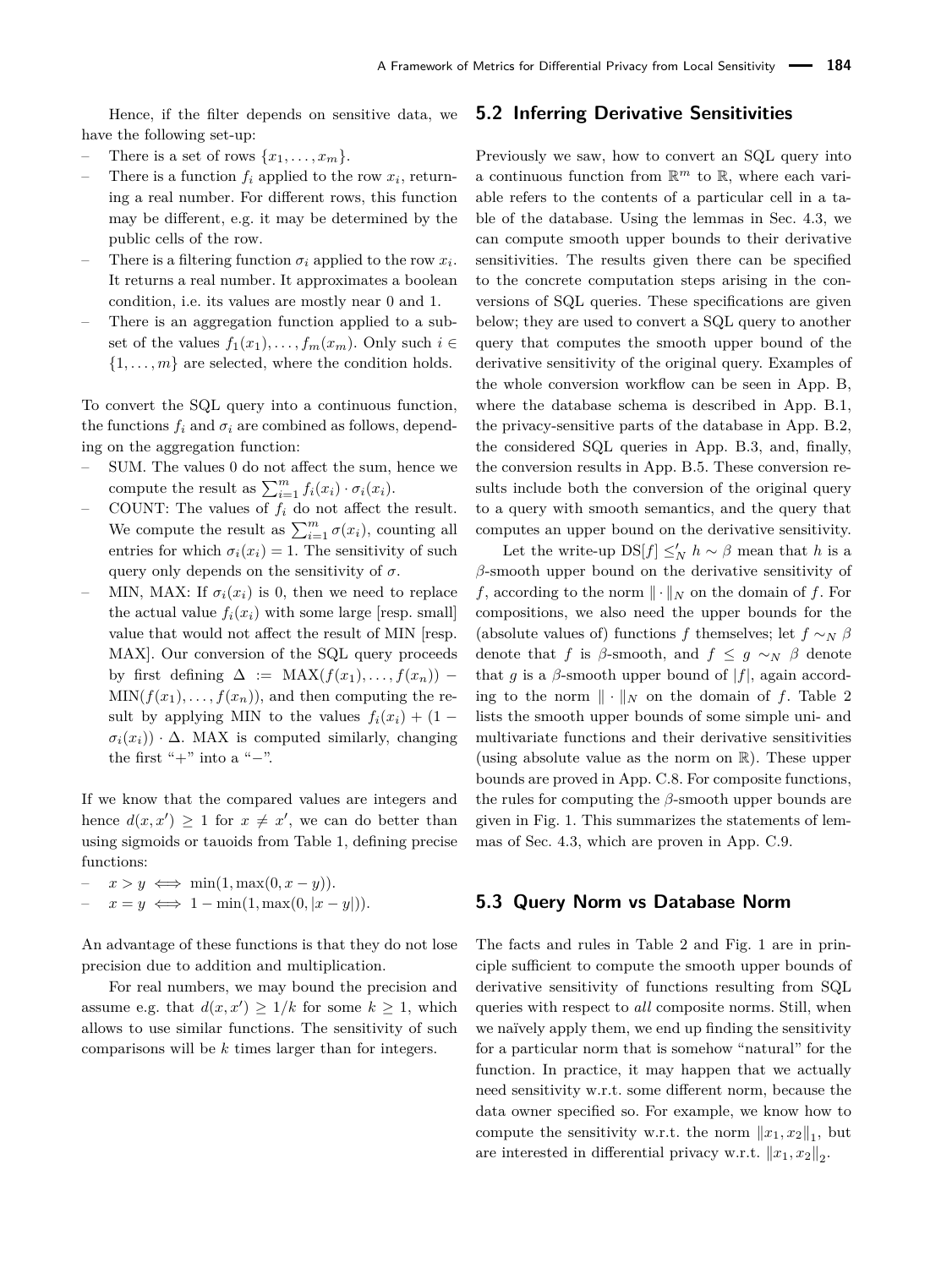Hence, if the filter depends on sensitive data, we have the following set-up:

- There is a set of rows $\{x_1, \ldots, x_m\}$.
- There is a function $f_i$ applied to the row $x_i$, returning a real number. For different rows, this function may be different, e.g. it may be determined by the public cells of the row.
- There is a filtering function $\sigma_i$ applied to the row $x_i$. It returns a real number. It approximates a boolean condition, i.e. its values are mostly near 0 and 1.
- There is an aggregation function applied to a subset of the values $f_1(x_1), \ldots, f_m(x_m)$. Only such $i \in \{1, \ldots, m\}$ are selected, where the condition holds.

To convert the SQL query into a continuous function, the functions $f_i$ and $\sigma_i$ are combined as follows, depending on the aggregation function:

- SUM. The values 0 do not affect the sum, hence we compute the result as $\sum_{i=1}^{m} f_i(x_i) \cdot \sigma_i(x_i)$.
- COUNT: The values of $f_i$ do not affect the result. We compute the result as $\sum_{i=1}^{m} \sigma(x_i)$, counting all entries for which $\sigma_i(x_i) = 1$. The sensitivity of such query only depends on the sensitivity of $\sigma$.
- MIN, MAX: If $\sigma_i(x_i)$ is 0, then we need to replace the actual value $f_i(x_i)$ with some large [resp. small] value that would not affect the result of MIN [resp. MAX]. Our conversion of the SQL query proceeds by first defining $\Delta := \mathrm{MAX}(f(x_1), \ldots, f(x_n)) - \mathrm{MIN}(f(x_1), \ldots, f(x_n))$, and then computing the result by applying MIN to the values $f_i(x_i) + (1 - \sigma_i(x_i)) \cdot \Delta$. MAX is computed similarly, changing the first "+" into a "−".

If we know that the compared values are integers and hence $d(x, x') \geq 1$ for $x \neq x'$, we can do better than using sigmoids or tauoids from Table 1, defining precise functions:

- $x > y \iff \min(1, \max(0, x - y))$.
- $x = y \iff 1 - \min(1, \max(0, |x - y|))$.

An advantage of these functions is that they do not lose precision due to addition and multiplication.

For real numbers, we may bound the precision and assume e.g. that $d(x, x') \geq 1/k$ for some $k \geq 1$, which allows to use similar functions. The sensitivity of such comparisons will be $k$ times larger than for integers.

## 5.2 Inferring Derivative Sensitivities

Previously we saw, how to convert an SQL query into a continuous function from $\mathbb{R}^m$ to $\mathbb{R}$, where each variable refers to the contents of a particular cell in a table of the database. Using the lemmas in Sec. 4.3, we can compute smooth upper bounds to their derivative sensitivities. The results given there can be specified to the concrete computation steps arising in the conversions of SQL queries. These specifications are given below; they are used to convert a SQL query to another query that computes the smooth upper bound of the derivative sensitivity of the original query. Examples of the whole conversion workflow can be seen in App. B, where the database schema is described in App. B.1, the privacy-sensitive parts of the database in App. B.2, the considered SQL queries in App. B.3, and, finally, the conversion results in App. B.5. These conversion results include both the conversion of the original query to a query with smooth semantics, and the query that computes an upper bound on the derivative sensitivity.

Let the write-up $\mathrm{DS}[f] \leq'_N h \sim \beta$ mean that $h$ is a $\beta$-smooth upper bound on the derivative sensitivity of $f$, according to the norm $\|\cdot\|_N$ on the domain of $f$. For compositions, we also need the upper bounds for the (absolute values of) functions $f$ themselves; let $f \sim_N \beta$ denote that $f$ is $\beta$-smooth, and $f \leq g \sim_N \beta$ denote that $g$ is a $\beta$-smooth upper bound of $|f|$, again according to the norm $\|\cdot\|_N$ on the domain of $f$. Table 2 lists the smooth upper bounds of some simple uni- and multivariate functions and their derivative sensitivities (using absolute value as the norm on $\mathbb{R}$). These upper bounds are proved in App. C.8. For composite functions, the rules for computing the $\beta$-smooth upper bounds are given in Fig. 1. This summarizes the statements of lemmas of Sec. 4.3, which are proven in App. C.9.

## 5.3 Query Norm vs Database Norm

The facts and rules in Table 2 and Fig. 1 are in principle sufficient to compute the smooth upper bounds of derivative sensitivity of functions resulting from SQL queries with respect to *all* composite norms. Still, when we naïvely apply them, we end up finding the sensitivity for a particular norm that is somehow "natural" for the function. In practice, it may happen that we actually need sensitivity w.r.t. some different norm, because the data owner specified so. For example, we know how to compute the sensitivity w.r.t. the norm $\|x_1, x_2\|_1$, but are interested in differential privacy w.r.t. $\|x_1, x_2\|_2$.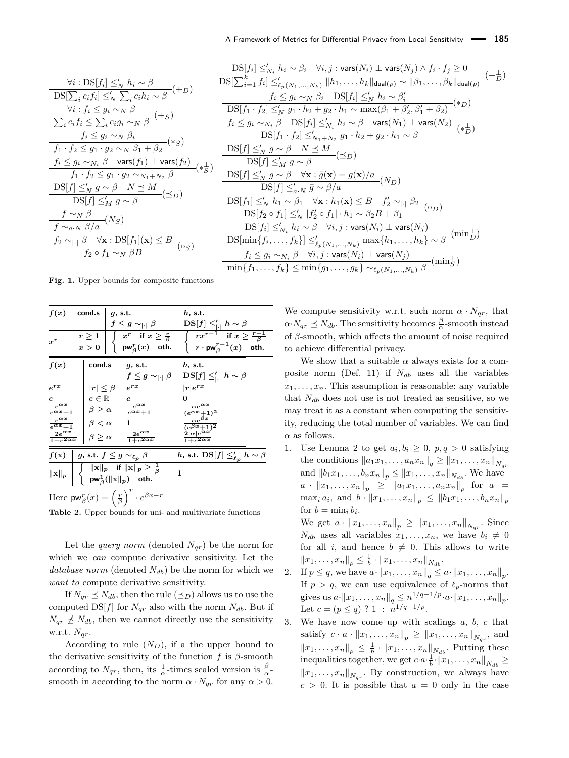$$\frac{\forall i : \mathrm{DS}[f_i] \leq'_N h_i \sim \beta}{\mathrm{DS}[\sum_i c_i f_i] \leq'_N \sum_i c_i h_i \sim \beta}(+_D)$$

$$\frac{\forall i : f_i \leq g_i \sim_N \beta}{\sum_i c_i f_i \leq \sum_i c_i g_i \sim_N \beta}(+_S)$$

$$\frac{f_i \leq g_i \sim_N \beta_i}{f_1 \cdot f_2 \leq g_1 \cdot g_2 \sim_N \beta_1 + \beta_2}(*_S)$$

$$\frac{f_i \leq g_i \sim_{N_i} \beta \quad \mathsf{vars}(f_1) \perp \mathsf{vars}(f_2)}{f_1 \cdot f_2 \leq g_1 \cdot g_2 \sim_{N_1 + N_2} \beta}(*_S^{\perp})$$

$$\frac{\mathrm{DS}[f] \leq'_N g \sim \beta \quad N \preceq M}{\mathrm{DS}[f] \leq'_M g \sim \beta}(\preceq_D)$$

$$\frac{f \sim_N \beta}{f \sim_{a \cdot N} \beta / a}(N_S)$$

$$\frac{f_2 \sim_{|\cdot|} \beta \quad \forall \mathbf{x} : \mathrm{DS}[f_1](\mathbf{x}) \leq B}{f_2 \circ f_1 \sim_N \beta B}(\circ_S)$$

$$\frac{\mathrm{DS}[f_i] \leq'_{N_i} h_i \sim \beta_i \quad \forall i,j : \mathsf{vars}(N_i) \perp \mathsf{vars}(N_j) \wedge f_i \cdot f_j \geq 0}{\mathrm{DS}[\sum_{i=1}^k f_i] \leq'_{\ell_p(N_1,\ldots,N_k)} \|h_1,\ldots,h_k\|_{\mathsf{dual}(p)} \sim \|\beta_1,\ldots,\beta_k\|_{\mathsf{dual}(p)}}(+_D^{\perp})$$

$$\frac{f_i \leq g_i \sim_N \beta_i \quad \mathrm{DS}[f_i] \leq'_N h_i \sim \beta'_i}{\mathrm{DS}[f_1 \cdot f_2] \leq'_N g_1 \cdot h_2 + g_2 \cdot h_1 \sim \max(\beta_1 + \beta'_2, \beta'_1 + \beta_2)}(*_D)$$

$$\frac{f_i \leq g_i \sim_{N_i} \beta \quad \mathrm{DS}[f_i] \leq'_{N_i} h_i \sim \beta \quad \mathsf{vars}(N_1) \perp \mathsf{vars}(N_2)}{\mathrm{DS}[f_1 \cdot f_2] \leq'_{N_1 + N_2} g_1 \cdot h_2 + g_2 \cdot h_1 \sim \beta}(*_D^{\perp})$$

$$\frac{\mathrm{DS}[f] \leq'_N g \sim \beta \quad N \preceq M}{\mathrm{DS}[f] \leq'_M g \sim \beta}(\preceq_D)$$

$$\frac{\mathrm{DS}[f] \leq'_N g \sim \beta \quad \forall \mathbf{x} : \bar{g}(\mathbf{x}) = g(\mathbf{x})/a}{\mathrm{DS}[f] \leq'_{a \cdot N} \bar{g} \sim \beta / a}(N_D)$$

$$\frac{\mathrm{DS}[f_1] \leq'_N h_1 \sim \beta_1 \quad \forall \mathbf{x} : h_1(\mathbf{x}) \leq B \quad f'_2 \sim_{|\cdot|} \beta_2}{\mathrm{DS}[f_2 \circ f_1] \leq'_N |f'_2 \circ f_1| \cdot h_1 \sim \beta_2 B + \beta_1}(\circ_D)$$

$$\frac{\mathrm{DS}[f_i] \leq'_{N_i} h_i \sim \beta \quad \forall i,j : \mathsf{vars}(N_i) \perp \mathsf{vars}(N_j)}{\mathrm{DS}[\min\{f_i,\ldots,f_k\}] \leq'_{\ell_p(N_1,\ldots,N_k)} \max\{h_1,\ldots,h_k\} \sim \beta}(\min_D^{\perp})$$

$$\frac{f_i \leq g_i \sim_{N_i} \beta \quad \forall i,j : \mathsf{vars}(N_i) \perp \mathsf{vars}(N_j)}{\min\{f_1,\ldots,f_k\} \leq \min\{g_1,\ldots,g_k\} \sim_{\ell_p(N_1,\ldots,N_k)} \beta}(\min_S^{\perp})$$

**Fig. 1.** Upper bounds for composite functions

| $f(x)$ | cond.s | $g$, s.t. $f \leq g \sim_{\lvert\cdot\rvert} \beta$ | $h$, s.t. $\mathrm{DS}[f] \leq'_{\lvert\cdot\rvert} h \sim \beta$ |
|---|---|---|---|
| $x^r$ | $r \geq 1$, $x > 0$ | $x^r$ if $x \geq \frac{r}{\beta}$; $\mathsf{pw}^r_\beta(x)$ oth. | $rx^{r-1}$ if $x \geq \frac{r-1}{\beta}$; $r \cdot \mathsf{pw}^{r-1}_\beta(x)$ oth. |

| $f(x)$ | cond.s | $g$, s.t. $f \leq g \sim_{\lvert\cdot\rvert} \beta$ | $h$, s.t. $\mathrm{DS}[f] \leq'_{\lvert\cdot\rvert} h \sim \beta$ |
|---|---|---|---|
| $e^{rx}$ | $\lvert r\rvert \leq \beta$ | $e^{rx}$ | $\lvert r\rvert e^{rx}$ |
| $c$ | $c \in \mathbb{R}$ | $c$ | $0$ |
| $\frac{e^{\alpha x}}{e^{\alpha x}+1}$ | $\beta \geq \alpha$ | $\frac{e^{\alpha x}}{e^{\alpha x}+1}$ | $\frac{\alpha e^{\alpha x}}{(e^{\alpha x}+1)^2}$ |
| $\frac{e^{\alpha x}}{e^{\alpha x}+1}$ | $\beta < \alpha$ | $1$ | $\frac{\alpha e^{\beta x}}{(e^{\beta x}+1)^2}$ |
| $\frac{2e^{\alpha x}}{1+e^{2\alpha x}}$ | $\beta \geq \alpha$ | $\frac{2e^{\alpha x}}{1+e^{2\alpha x}}$ | $\frac{2\lvert\alpha\rvert e^{\alpha x}}{1+e^{2\alpha x}}$ |

| $f(\mathbf{x})$ | $g$, s.t. $f \leq g \sim_{\ell_p} \beta$ | $h$, s.t. $\mathrm{DS}[f] \leq'_{\ell_p} h \sim \beta$ |
|---|---|---|
| $\lVert\mathbf{x}\rVert_p$ | $\lVert\mathbf{x}\rVert_p$ if $\lVert\mathbf{x}\rVert_p \geq \frac{1}{\beta}$; $\mathsf{pw}^1_\beta(\lVert\mathbf{x}\rVert_p)$ oth. | $1$ |

Here $\mathsf{pw}^r_\beta(x) = \left(\frac{r}{\beta}\right)^r \cdot e^{\beta x - r}$

**Table 2.** Upper bounds for uni- and multivariate functions

Let the *query norm* (denoted $N_{qr}$) be the norm for which we *can* compute derivative sensitivity. Let the *database norm* (denoted $N_{db}$) be the norm for which we *want to* compute derivative sensitivity.

If $N_{qr} \preceq N_{db}$, then the rule $(\preceq_D)$ allows us to use the computed $\mathrm{DS}[f]$ for $N_{qr}$ also with the norm $N_{db}$. But if $N_{qr} \not\preceq N_{db}$, then we cannot directly use the sensitivity w.r.t. $N_{qr}$.

According to rule $(N_D)$, if a the upper bound to the derivative sensitivity of the function $f$ is $\beta$-smooth according to $N_{qr}$, then, its $\frac{1}{\alpha}$-times scaled version is $\frac{\beta}{\alpha}$-smooth in according to the norm $\alpha \cdot N_{qr}$ for any $\alpha > 0$. We compute sensitivity w.r.t. such norm $\alpha \cdot N_{qr}$, that $\alpha \cdot N_{qr} \preceq N_{db}$. The sensitivity becomes $\frac{\beta}{\alpha}$-smooth instead of $\beta$-smooth, which affects the amount of noise required to achieve differential privacy.

We show that a suitable $\alpha$ always exists for a composite norm (Def. 11) if $N_{db}$ uses all the variables $x_1, \ldots, x_n$. This assumption is reasonable: any variable that $N_{db}$ does not use is not treated as sensitive, so we may treat it as a constant when computing the sensitivity, reducing the total number of variables. We can find $\alpha$ as follows.

1. Use Lemma 2 to get $a_i, b_i \geq 0$, $p, q > 0$ satisfying the conditions $\lVert a_1 x_1, \ldots, a_n x_n\rVert_q \geq \lVert x_1, \ldots, x_n\rVert_{N_{qr}}$ and $\lVert b_1 x_1, \ldots, b_n x_n\rVert_p \leq \lVert x_1, \ldots, x_n\rVert_{N_{db}}$. We have $a \cdot \lVert x_1, \ldots, x_n\rVert_p \geq \lVert a_1 x_1, \ldots, a_n x_n\rVert_p$ for $a = \max_i a_i$, and $b \cdot \lVert x_1, \ldots, x_n\rVert_p \leq \lVert b_1 x_1, \ldots, b_n x_n\rVert_p$ for $b = \min_i b_i$.
   We get $a \cdot \lVert x_1, \ldots, x_n\rVert_p \geq \lVert x_1, \ldots, x_n\rVert_{N_{qr}}$. Since $N_{db}$ uses all variables $x_1, \ldots, x_n$, we have $b_i \neq 0$ for all $i$, and hence $b \neq 0$. This allows to write $\lVert x_1, \ldots, x_n\rVert_p \leq \frac{1}{b} \cdot \lVert x_1, \ldots, x_n\rVert_{N_{db}}$.
2. If $p \leq q$, we have $a \cdot \lVert x_1, \ldots, x_n\rVert_q \leq a \cdot \lVert x_1, \ldots, x_n\rVert_p$. If $p > q$, we can use equivalence of $\ell_p$-norms that gives us $a \cdot \lVert x_1, \ldots, x_n\rVert_q \leq n^{1/q - 1/p} \cdot a \cdot \lVert x_1, \ldots, x_n\rVert_p$. Let $c = (p \leq q)\ ?\ 1\ :\ n^{1/q-1/p}$.
3. We have now come up with scalings $a$, $b$, $c$ that satisfy $c \cdot a \cdot \lVert x_1, \ldots, x_n\rVert_p \geq \lVert x_1, \ldots, x_n\rVert_{N_{qr}}$, and $\lVert x_1, \ldots, x_n\rVert_p \leq \frac{1}{b} \cdot \lVert x_1, \ldots, x_n\rVert_{N_{db}}$. Putting these inequalities together, we get $c \cdot a \cdot \frac{1}{b} \cdot \lVert x_1, \ldots, x_n\rVert_{N_{db}} \geq \lVert x_1, \ldots, x_n\rVert_{N_{qr}}$. By construction, we always have $c > 0$. It is possible that $a = 0$ only in the case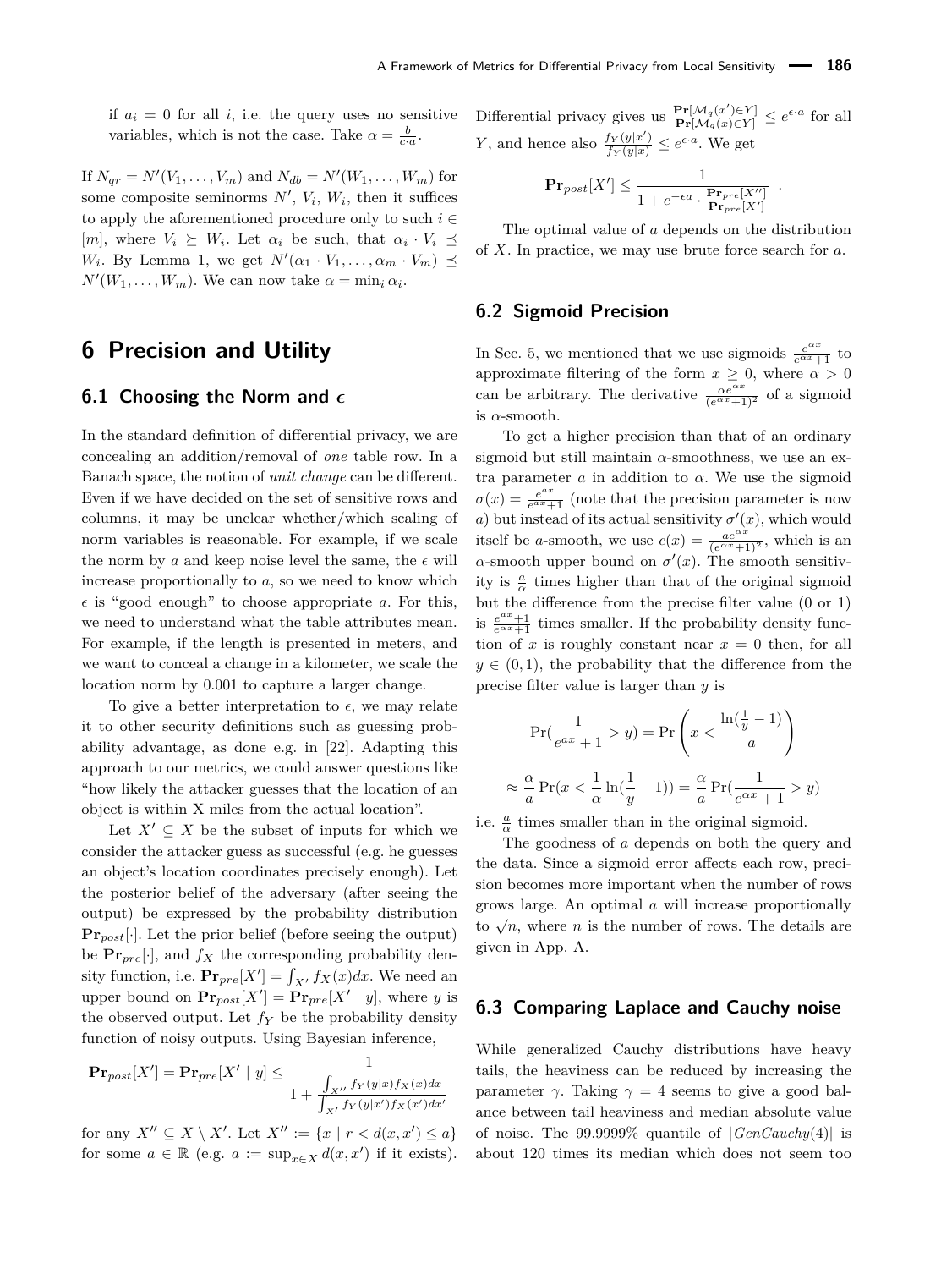if $a_i = 0$ for all $i$, i.e. the query uses no sensitive variables, which is not the case. Take $\alpha = \frac{b}{c \cdot a}$.

If $N_{qr} = N'(V_1, \ldots, V_m)$ and $N_{db} = N'(W_1, \ldots, W_m)$ for some composite seminorms $N'$, $V_i$, $W_i$, then it suffices to apply the aforementioned procedure only to such $i \in [m]$, where $V_i \succeq W_i$. Let $\alpha_i$ be such, that $\alpha_i \cdot V_i \preceq W_i$. By Lemma 1, we get $N'(\alpha_1 \cdot V_1, \ldots, \alpha_m \cdot V_m) \preceq N'(W_1, \ldots, W_m)$. We can now take $\alpha = \min_i \alpha_i$.

# 6 Precision and Utility

## 6.1 Choosing the Norm and $\epsilon$

In the standard definition of differential privacy, we are concealing an addition/removal of *one* table row. In a Banach space, the notion of *unit change* can be different. Even if we have decided on the set of sensitive rows and columns, it may be unclear whether/which scaling of norm variables is reasonable. For example, if we scale the norm by $a$ and keep noise level the same, the $\epsilon$ will increase proportionally to $a$, so we need to know which $\epsilon$ is "good enough" to choose appropriate $a$. For this, we need to understand what the table attributes mean. For example, if the length is presented in meters, and we want to conceal a change in a kilometer, we scale the location norm by 0.001 to capture a larger change.

To give a better interpretation to $\epsilon$, we may relate it to other security definitions such as guessing probability advantage, as done e.g. in [22]. Adapting this approach to our metrics, we could answer questions like "how likely the attacker guesses that the location of an object is within X miles from the actual location".

Let $X' \subseteq X$ be the subset of inputs for which we consider the attacker guess as successful (e.g. he guesses an object's location coordinates precisely enough). Let the posterior belief of the adversary (after seeing the output) be expressed by the probability distribution $\mathbf{Pr}_{post}[\cdot]$. Let the prior belief (before seeing the output) be $\mathbf{Pr}_{pre}[\cdot]$, and $f_X$ the corresponding probability density function, i.e. $\mathbf{Pr}_{pre}[X'] = \int_{X'} f_X(x)dx$. We need an upper bound on $\mathbf{Pr}_{post}[X'] = \mathbf{Pr}_{pre}[X' \mid y]$, where $y$ is the observed output. Let $f_Y$ be the probability density function of noisy outputs. Using Bayesian inference,

$$\mathbf{Pr}_{post}[X'] = \mathbf{Pr}_{pre}[X' \mid y] \leq \frac{1}{1 + \frac{\int_{X''} f_Y(y|x) f_X(x)dx}{\int_{X'} f_Y(y|x') f_X(x')dx'}}$$

for any $X'' \subseteq X \setminus X'$. Let $X'' := \{x \mid r < d(x, x') \leq a\}$ for some $a \in \mathbb{R}$ (e.g. $a := \sup_{x \in X} d(x, x')$ if it exists). Differential privacy gives us $\frac{\mathbf{Pr}[\mathcal{M}_q(x') \in Y]}{\mathbf{Pr}[\mathcal{M}_q(x) \in Y]} \leq e^{\epsilon \cdot a}$ for all $Y$, and hence also $\frac{f_Y(y|x')}{f_Y(y|x)} \leq e^{\epsilon \cdot a}$. We get

$$\mathbf{Pr}_{post}[X'] \leq \frac{1}{1 + e^{-\epsilon a} \cdot \frac{\mathbf{Pr}_{pre}[X'']}{\mathbf{Pr}_{pre}[X']}} .$$

The optimal value of $a$ depends on the distribution of $X$. In practice, we may use brute force search for $a$.

## 6.2 Sigmoid Precision

In Sec. 5, we mentioned that we use sigmoids $\frac{e^{\alpha x}}{e^{\alpha x}+1}$ to approximate filtering of the form $x \geq 0$, where $\alpha > 0$ can be arbitrary. The derivative $\frac{\alpha e^{\alpha x}}{(e^{\alpha x}+1)^2}$ of a sigmoid is $\alpha$-smooth.

To get a higher precision than that of an ordinary sigmoid but still maintain $\alpha$-smoothness, we use an extra parameter $a$ in addition to $\alpha$. We use the sigmoid $\sigma(x) = \frac{e^{ax}}{e^{ax}+1}$ (note that the precision parameter is now $a$) but instead of its actual sensitivity $\sigma'(x)$, which would itself be $a$-smooth, we use $c(x) = \frac{ae^{\alpha x}}{(e^{\alpha x}+1)^2}$, which is an $\alpha$-smooth upper bound on $\sigma'(x)$. The smooth sensitivity is $\frac{a}{\alpha}$ times higher than that of the original sigmoid but the difference from the precise filter value (0 or 1) is $\frac{e^{ax}+1}{e^{\alpha x}+1}$ times smaller. If the probability density function of $x$ is roughly constant near $x = 0$ then, for all $y \in (0, 1)$, the probability that the difference from the precise filter value is larger than $y$ is

$$\Pr(\frac{1}{e^{ax}+1} > y) = \Pr\left(x < \frac{\ln(\frac{1}{y} - 1)}{a}\right)$$

$$\approx \frac{\alpha}{a} \Pr(x < \frac{1}{\alpha} \ln(\frac{1}{y} - 1)) = \frac{\alpha}{a} \Pr(\frac{1}{e^{\alpha x}+1} > y)$$

i.e. $\frac{a}{\alpha}$ times smaller than in the original sigmoid.

The goodness of $a$ depends on both the query and the data. Since a sigmoid error affects each row, precision becomes more important when the number of rows grows large. An optimal $a$ will increase proportionally to $\sqrt{n}$, where $n$ is the number of rows. The details are given in App. A.

## 6.3 Comparing Laplace and Cauchy noise

While generalized Cauchy distributions have heavy tails, the heaviness can be reduced by increasing the parameter $\gamma$. Taking $\gamma = 4$ seems to give a good balance between tail heaviness and median absolute value of noise. The 99.9999% quantile of $|GenCauchy(4)|$ is about 120 times its median which does not seem too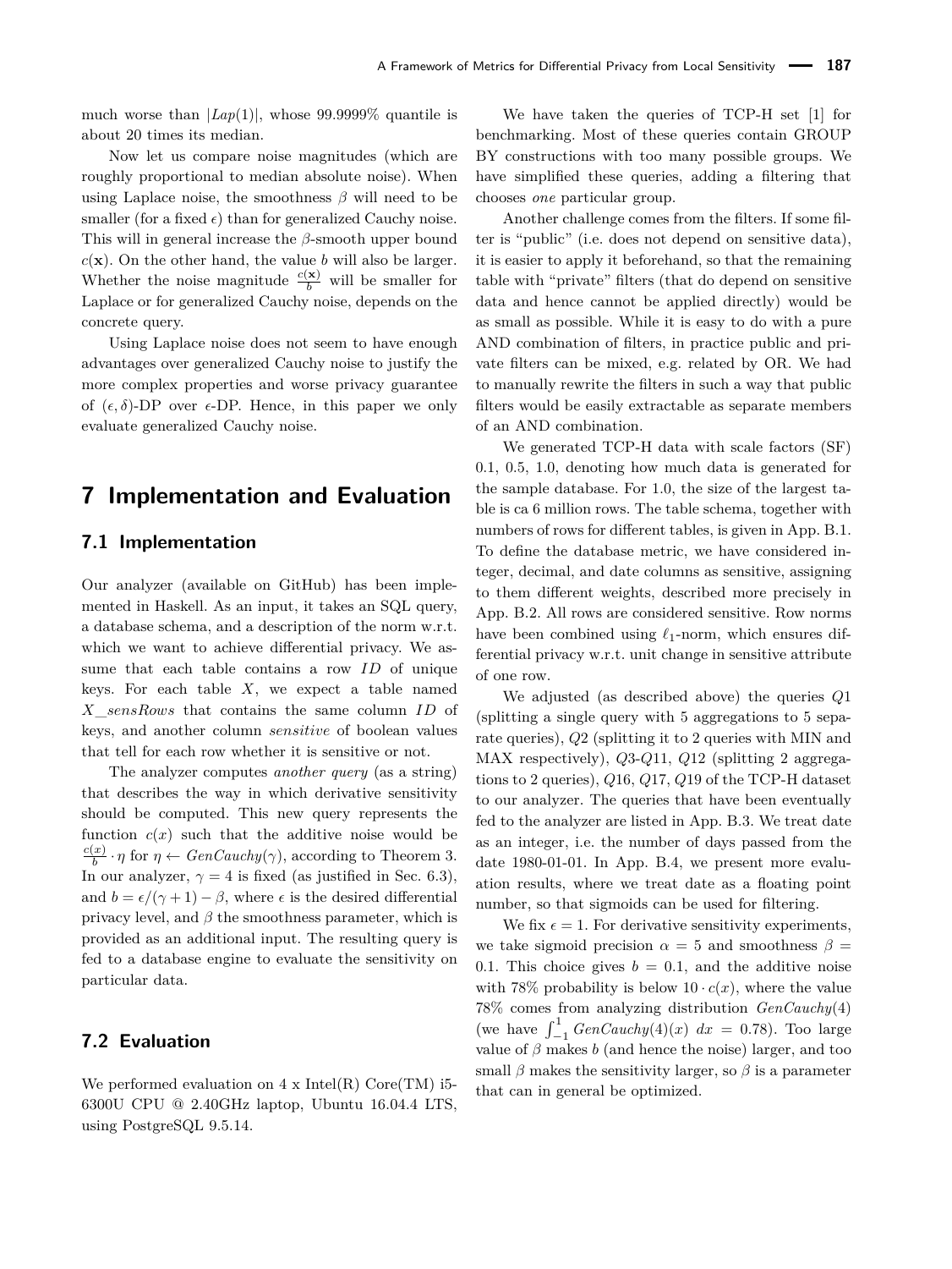much worse than $|Lap(1)|$, whose 99.9999% quantile is about 20 times its median.

Now let us compare noise magnitudes (which are roughly proportional to median absolute noise). When using Laplace noise, the smoothness $\beta$ will need to be smaller (for a fixed $\epsilon$) than for generalized Cauchy noise. This will in general increase the $\beta$-smooth upper bound $c(\mathbf{x})$. On the other hand, the value $b$ will also be larger. Whether the noise magnitude $\frac{c(\mathbf{x})}{b}$ will be smaller for Laplace or for generalized Cauchy noise, depends on the concrete query.

Using Laplace noise does not seem to have enough advantages over generalized Cauchy noise to justify the more complex properties and worse privacy guarantee of $(\epsilon, \delta)$-DP over $\epsilon$-DP. Hence, in this paper we only evaluate generalized Cauchy noise.

## 7 Implementation and Evaluation

### 7.1 Implementation

Our analyzer (available on GitHub) has been implemented in Haskell. As an input, it takes an SQL query, a database schema, and a description of the norm w.r.t. which we want to achieve differential privacy. We assume that each table contains a row *ID* of unique keys. For each table $X$, we expect a table named *X_sensRows* that contains the same column *ID* of keys, and another column *sensitive* of boolean values that tell for each row whether it is sensitive or not.

The analyzer computes *another query* (as a string) that describes the way in which derivative sensitivity should be computed. This new query represents the function $c(x)$ such that the additive noise would be $\frac{c(x)}{b} \cdot \eta$ for $\eta \leftarrow GenCauchy(\gamma)$, according to Theorem 3. In our analyzer, $\gamma = 4$ is fixed (as justified in Sec. 6.3), and $b = \epsilon/(\gamma+1) - \beta$, where $\epsilon$ is the desired differential privacy level, and $\beta$ the smoothness parameter, which is provided as an additional input. The resulting query is fed to a database engine to evaluate the sensitivity on particular data.

### 7.2 Evaluation

We performed evaluation on 4 x Intel(R) Core(TM) i5-6300U CPU @ 2.40GHz laptop, Ubuntu 16.04.4 LTS, using PostgreSQL 9.5.14.

We have taken the queries of TCP-H set [1] for benchmarking. Most of these queries contain GROUP BY constructions with too many possible groups. We have simplified these queries, adding a filtering that chooses *one* particular group.

Another challenge comes from the filters. If some filter is "public" (i.e. does not depend on sensitive data), it is easier to apply it beforehand, so that the remaining table with "private" filters (that do depend on sensitive data and hence cannot be applied directly) would be as small as possible. While it is easy to do with a pure AND combination of filters, in practice public and private filters can be mixed, e.g. related by OR. We had to manually rewrite the filters in such a way that public filters would be easily extractable as separate members of an AND combination.

We generated TCP-H data with scale factors (SF) 0.1, 0.5, 1.0, denoting how much data is generated for the sample database. For 1.0, the size of the largest table is ca 6 million rows. The table schema, together with numbers of rows for different tables, is given in App. B.1. To define the database metric, we have considered integer, decimal, and date columns as sensitive, assigning to them different weights, described more precisely in App. B.2. All rows are considered sensitive. Row norms have been combined using $\ell_1$-norm, which ensures differential privacy w.r.t. unit change in sensitive attribute of one row.

We adjusted (as described above) the queries $Q1$ (splitting a single query with 5 aggregations to 5 separate queries), $Q2$ (splitting it to 2 queries with MIN and MAX respectively), $Q3$-$Q11$, $Q12$ (splitting 2 aggregations to 2 queries), $Q16$, $Q17$, $Q19$ of the TCP-H dataset to our analyzer. The queries that have been eventually fed to the analyzer are listed in App. B.3. We treat date as an integer, i.e. the number of days passed from the date 1980-01-01. In App. B.4, we present more evaluation results, where we treat date as a floating point number, so that sigmoids can be used for filtering.

We fix $\epsilon = 1$. For derivative sensitivity experiments, we take sigmoid precision $\alpha = 5$ and smoothness $\beta = 0.1$. This choice gives $b = 0.1$, and the additive noise with 78% probability is below $10 \cdot c(x)$, where the value 78% comes from analyzing distribution $GenCauchy(4)$ (we have $\int_{-1}^{1} GenCauchy(4)(x)\ dx = 0.78$). Too large value of $\beta$ makes $b$ (and hence the noise) larger, and too small $\beta$ makes the sensitivity larger, so $\beta$ is a parameter that can in general be optimized.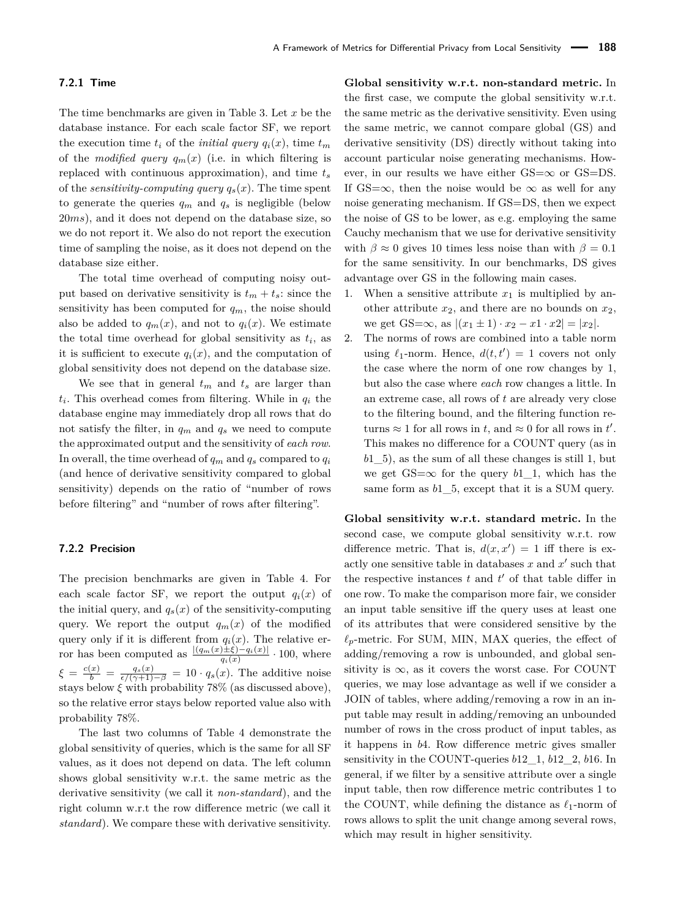### 7.2.1 Time

The time benchmarks are given in Table 3. Let $x$ be the database instance. For each scale factor SF, we report the execution time $t_i$ of the *initial query* $q_i(x)$, time $t_m$ of the *modified query* $q_m(x)$ (i.e. in which filtering is replaced with continuous approximation), and time $t_s$ of the *sensitivity-computing query* $q_s(x)$. The time spent to generate the queries $q_m$ and $q_s$ is negligible (below $20ms$), and it does not depend on the database size, so we do not report it. We also do not report the execution time of sampling the noise, as it does not depend on the database size either.

The total time overhead of computing noisy output based on derivative sensitivity is $t_m + t_s$: since the sensitivity has been computed for $q_m$, the noise should also be added to $q_m(x)$, and not to $q_i(x)$. We estimate the total time overhead for global sensitivity as $t_i$, as it is sufficient to execute $q_i(x)$, and the computation of global sensitivity does not depend on the database size.

We see that in general $t_m$ and $t_s$ are larger than $t_i$. This overhead comes from filtering. While in $q_i$ the database engine may immediately drop all rows that do not satisfy the filter, in $q_m$ and $q_s$ we need to compute the approximated output and the sensitivity of *each row*. In overall, the time overhead of $q_m$ and $q_s$ compared to $q_i$ (and hence of derivative sensitivity compared to global sensitivity) depends on the ratio of "number of rows before filtering" and "number of rows after filtering".

### 7.2.2 Precision

The precision benchmarks are given in Table 4. For each scale factor SF, we report the output $q_i(x)$ of the initial query, and $q_s(x)$ of the sensitivity-computing query. We report the output $q_m(x)$ of the modified query only if it is different from $q_i(x)$. The relative error has been computed as $\frac{|(q_m(x) \pm \xi) - q_i(x)|}{q_i(x)} \cdot 100$, where $\xi = \frac{c(x)}{b} = \frac{q_s(x)}{\epsilon/(\gamma+1)-\beta} = 10 \cdot q_s(x)$. The additive noise stays below $\xi$ with probability 78% (as discussed above), so the relative error stays below reported value also with probability 78%.

The last two columns of Table 4 demonstrate the global sensitivity of queries, which is the same for all SF values, as it does not depend on data. The left column shows global sensitivity w.r.t. the same metric as the derivative sensitivity (we call it *non-standard*), and the right column w.r.t the row difference metric (we call it *standard*). We compare these with derivative sensitivity.

**Global sensitivity w.r.t. non-standard metric.** In the first case, we compute the global sensitivity w.r.t. the same metric as the derivative sensitivity. Even using the same metric, we cannot compare global (GS) and derivative sensitivity (DS) directly without taking into account particular noise generating mechanisms. However, in our results we have either GS=$\infty$ or GS=DS. If GS=$\infty$, then the noise would be $\infty$ as well for any noise generating mechanism. If GS=DS, then we expect the noise of GS to be lower, as e.g. employing the same Cauchy mechanism that we use for derivative sensitivity with $\beta \approx 0$ gives 10 times less noise than with $\beta = 0.1$ for the same sensitivity. In our benchmarks, DS gives advantage over GS in the following main cases.

1. When a sensitive attribute $x_1$ is multiplied by another attribute $x_2$, and there are no bounds on $x_2$, we get GS=$\infty$, as $|(x_1 \pm 1) \cdot x_2 - x1 \cdot x2| = |x_2|$.
2. The norms of rows are combined into a table norm using $\ell_1$-norm. Hence, $d(t, t') = 1$ covers not only the case where the norm of one row changes by 1, but also the case where *each* row changes a little. In an extreme case, all rows of $t$ are already very close to the filtering bound, and the filtering function returns $\approx 1$ for all rows in $t$, and $\approx 0$ for all rows in $t'$. This makes no difference for a COUNT query (as in $b1\_5$), as the sum of all these changes is still 1, but we get GS=$\infty$ for the query $b1\_1$, which has the same form as $b1\_5$, except that it is a SUM query.

**Global sensitivity w.r.t. standard metric.** In the second case, we compute global sensitivity w.r.t. row difference metric. That is, $d(x, x') = 1$ iff there is exactly one sensitive table in databases $x$ and $x'$ such that the respective instances $t$ and $t'$ of that table differ in one row. To make the comparison more fair, we consider an input table sensitive iff the query uses at least one of its attributes that were considered sensitive by the $\ell_p$-metric. For SUM, MIN, MAX queries, the effect of adding/removing a row is unbounded, and global sensitivity is $\infty$, as it covers the worst case. For COUNT queries, we may lose advantage as well if we consider a JOIN of tables, where adding/removing a row in an input table may result in adding/removing an unbounded number of rows in the cross product of input tables, as it happens in $b4$. Row difference metric gives smaller sensitivity in the COUNT-queries $b12\_1$, $b12\_2$, $b16$. In general, if we filter by a sensitive attribute over a single input table, then row difference metric contributes 1 to the COUNT, while defining the distance as $\ell_1$-norm of rows allows to split the unit change among several rows, which may result in higher sensitivity.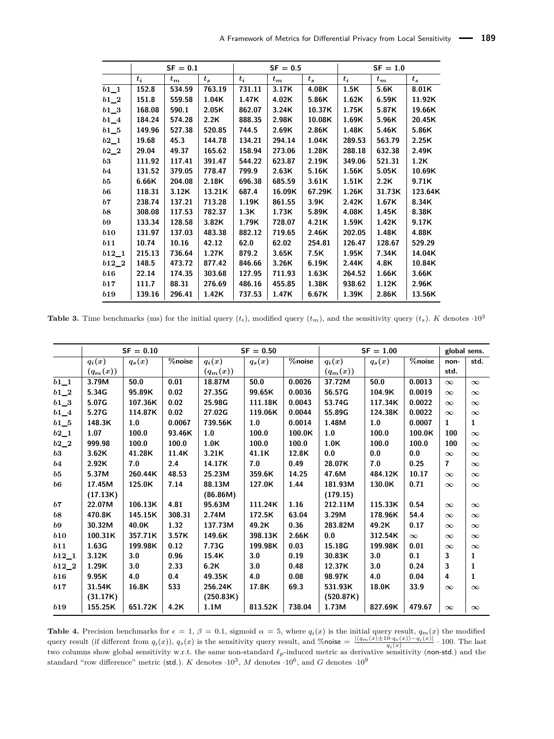| | SF = 0.1 | | | SF = 0.5 | | | SF = 1.0 | | |
|---|---|---|---|---|---|---|---|---|---|
| | $t_i$ | $t_m$ | $t_s$ | $t_i$ | $t_m$ | $t_s$ | $t_i$ | $t_m$ | $t_s$ |
| $b1\_1$ | 152.8 | 534.59 | 763.19 | 731.11 | 3.17K | 4.08K | 1.5K | 5.6K | 8.01K |
| $b1\_2$ | 151.8 | 559.58 | 1.04K | 1.47K | 4.02K | 5.86K | 1.62K | 6.59K | 11.92K |
| $b1\_3$ | 168.08 | 590.1 | 2.05K | 862.07 | 3.24K | 10.37K | 1.75K | 5.87K | 19.66K |
| $b1\_4$ | 184.24 | 574.28 | 2.2K | 888.35 | 2.98K | 10.08K | 1.69K | 5.96K | 20.45K |
| $b1\_5$ | 149.96 | 527.38 | 520.85 | 744.5 | 2.69K | 2.86K | 1.48K | 5.46K | 5.86K |
| $b2\_1$ | 19.68 | 45.3 | 144.78 | 134.21 | 294.14 | 1.04K | 289.53 | 563.79 | 2.25K |
| $b2\_2$ | 29.04 | 49.37 | 165.62 | 158.94 | 273.06 | 1.28K | 288.18 | 632.38 | 2.49K |
| $b3$ | 111.92 | 117.41 | 391.47 | 544.22 | 623.87 | 2.19K | 349.06 | 521.31 | 1.2K |
| $b4$ | 131.52 | 379.05 | 778.47 | 799.9 | 2.63K | 5.16K | 1.56K | 5.05K | 10.69K |
| $b5$ | 6.66K | 204.08 | 2.18K | 696.38 | 685.59 | 3.61K | 1.51K | 2.2K | 9.71K |
| $b6$ | 118.31 | 3.12K | 13.21K | 687.4 | 16.09K | 67.29K | 1.26K | 31.73K | 123.64K |
| $b7$ | 238.74 | 137.21 | 713.28 | 1.19K | 861.55 | 3.9K | 2.42K | 1.67K | 8.34K |
| $b8$ | 308.08 | 117.53 | 782.37 | 1.3K | 1.73K | 5.89K | 4.08K | 1.45K | 8.38K |
| $b9$ | 133.34 | 128.58 | 3.82K | 1.79K | 728.07 | 4.21K | 1.59K | 1.42K | 9.17K |
| $b10$ | 131.97 | 137.03 | 483.38 | 882.12 | 719.65 | 2.46K | 202.05 | 1.48K | 4.88K |
| $b11$ | 10.74 | 10.16 | 42.12 | 62.0 | 62.02 | 254.81 | 126.47 | 128.67 | 529.29 |
| $b12\_1$ | 215.13 | 736.64 | 1.27K | 879.2 | 3.65K | 7.5K | 1.95K | 7.34K | 14.04K |
| $b12\_2$ | 148.5 | 473.72 | 877.42 | 846.66 | 3.26K | 6.19K | 2.44K | 4.8K | 10.84K |
| $b16$ | 22.14 | 174.35 | 303.68 | 127.95 | 711.93 | 1.63K | 264.52 | 1.66K | 3.66K |
| $b17$ | 111.7 | 88.31 | 276.69 | 486.16 | 455.85 | 1.38K | 938.62 | 1.12K | 2.96K |
| $b19$ | 139.16 | 296.41 | 1.42K | 737.53 | 1.47K | 6.67K | 1.39K | 2.86K | 13.56K |

**Table 3.** Time benchmarks (ms) for the initial query ($t_i$), modified query ($t_m$), and the sensitivity query ($t_s$). $K$ denotes $\cdot 10^3$

| | SF = 0.10 | | | SF = 0.50 | | | SF = 1.00 | | | global sens. | |
|---|---|---|---|---|---|---|---|---|---|---|---|
| | $q_i(x)$ ($q_m(x)$) | $q_s(x)$ | %noise | $q_i(x)$ ($q_m(x)$) | $q_s(x)$ | %noise | $q_i(x)$ ($q_m(x)$) | $q_s(x)$ | %noise | non-std. | std. |
| $b1\_1$ | 3.79M | 50.0 | 0.01 | 18.87M | 50.0 | 0.0026 | 37.72M | 50.0 | 0.0013 | $\infty$ | $\infty$ |
| $b1\_2$ | 5.34G | 95.89K | 0.02 | 27.35G | 99.65K | 0.0036 | 56.57G | 104.9K | 0.0019 | $\infty$ | $\infty$ |
| $b1\_3$ | 5.07G | 107.36K | 0.02 | 25.98G | 111.18K | 0.0043 | 53.74G | 117.34K | 0.0022 | $\infty$ | $\infty$ |
| $b1\_4$ | 5.27G | 114.87K | 0.02 | 27.02G | 119.06K | 0.0044 | 55.89G | 124.38K | 0.0022 | $\infty$ | $\infty$ |
| $b1\_5$ | 148.3K | 1.0 | 0.0067 | 739.56K | 1.0 | 0.0014 | 1.48M | 1.0 | 0.0007 | 1 | 1 |
| $b2\_1$ | 1.07 | 100.0 | 93.46K | 1.0 | 100.0 | 100.0K | 1.0 | 100.0 | 100.0K | 100 | $\infty$ |
| $b2\_2$ | 999.98 | 100.0 | 100.0 | 1.0K | 100.0 | 100.0 | 1.0K | 100.0 | 100.0 | 100 | $\infty$ |
| $b3$ | 3.62K | 41.28K | 11.4K | 3.21K | 41.1K | 12.8K | 0.0 | 0.0 | 0.0 | $\infty$ | $\infty$ |
| $b4$ | 2.92K | 7.0 | 2.4 | 14.17K | 7.0 | 0.49 | 28.07K | 7.0 | 0.25 | 7 | $\infty$ |
| $b5$ | 5.37M | 260.44K | 48.53 | 25.23M | 359.6K | 14.25 | 47.6M | 484.12K | 10.17 | $\infty$ | $\infty$ |
| $b6$ | 17.45M (17.13K) | 125.0K | 7.14 | 88.13M (86.86M) | 127.0K | 1.44 | 181.93M (179.15) | 130.0K | 0.71 | $\infty$ | $\infty$ |
| $b7$ | 22.07M | 106.13K | 4.81 | 95.63M | 111.24K | 1.16 | 212.11M | 115.33K | 0.54 | $\infty$ | $\infty$ |
| $b8$ | 470.8K | 145.15K | 308.31 | 2.74M | 172.5K | 63.04 | 3.29M | 178.96K | 54.4 | $\infty$ | $\infty$ |
| $b9$ | 30.32M | 40.0K | 1.32 | 137.73M | 49.2K | 0.36 | 283.82M | 49.2K | 0.17 | $\infty$ | $\infty$ |
| $b10$ | 100.31K | 357.71K | 3.57K | 149.6K | 398.13K | 2.66K | 0.0 | 312.54K | $\infty$ | $\infty$ | $\infty$ |
| $b11$ | 1.63G | 199.98K | 0.12 | 7.73G | 199.98K | 0.03 | 15.18G | 199.98K | 0.01 | $\infty$ | $\infty$ |
| $b12\_1$ | 3.12K | 3.0 | 0.96 | 15.4K | 3.0 | 0.19 | 30.83K | 3.0 | 0.1 | 3 | 1 |
| $b12\_2$ | 1.29K | 3.0 | 2.33 | 6.2K | 3.0 | 0.48 | 12.37K | 3.0 | 0.24 | 3 | 1 |
| $b16$ | 9.95K | 4.0 | 0.4 | 49.35K | 4.0 | 0.08 | 98.97K | 4.0 | 0.04 | 4 | 1 |
| $b17$ | 31.54K (31.17K) | 16.8K | 533 | 256.24K (250.83K) | 17.8K | 69.3 | 531.93K (520.87K) | 18.0K | 33.9 | $\infty$ | $\infty$ |
| $b19$ | 155.25K | 651.72K | 4.2K | 1.1M | 813.52K | 738.04 | 1.73M | 827.69K | 479.67 | $\infty$ | $\infty$ |

**Table 4.** Precision benchmarks for $\epsilon = 1$, $\beta = 0.1$, sigmoid $\alpha = 5$, where $q_i(x)$ is the initial query result, $q_m(x)$ the modified query result (if different from $q_i(x)$), $q_s(x)$ is the sensitivity query result, and %noise $= \frac{|(q_m(x) \pm 10 \cdot q_s(x)) - q_i(x)|}{q_i(x)} \cdot 100$. The last two columns show global sensitivity w.r.t. the same non-standard $\ell_p$-induced metric as derivative sensitivity (non-std.) and the standard "row difference" metric (std.). $K$ denotes $\cdot 10^3$, $M$ denotes $\cdot 10^6$, and $G$ denotes $\cdot 10^9$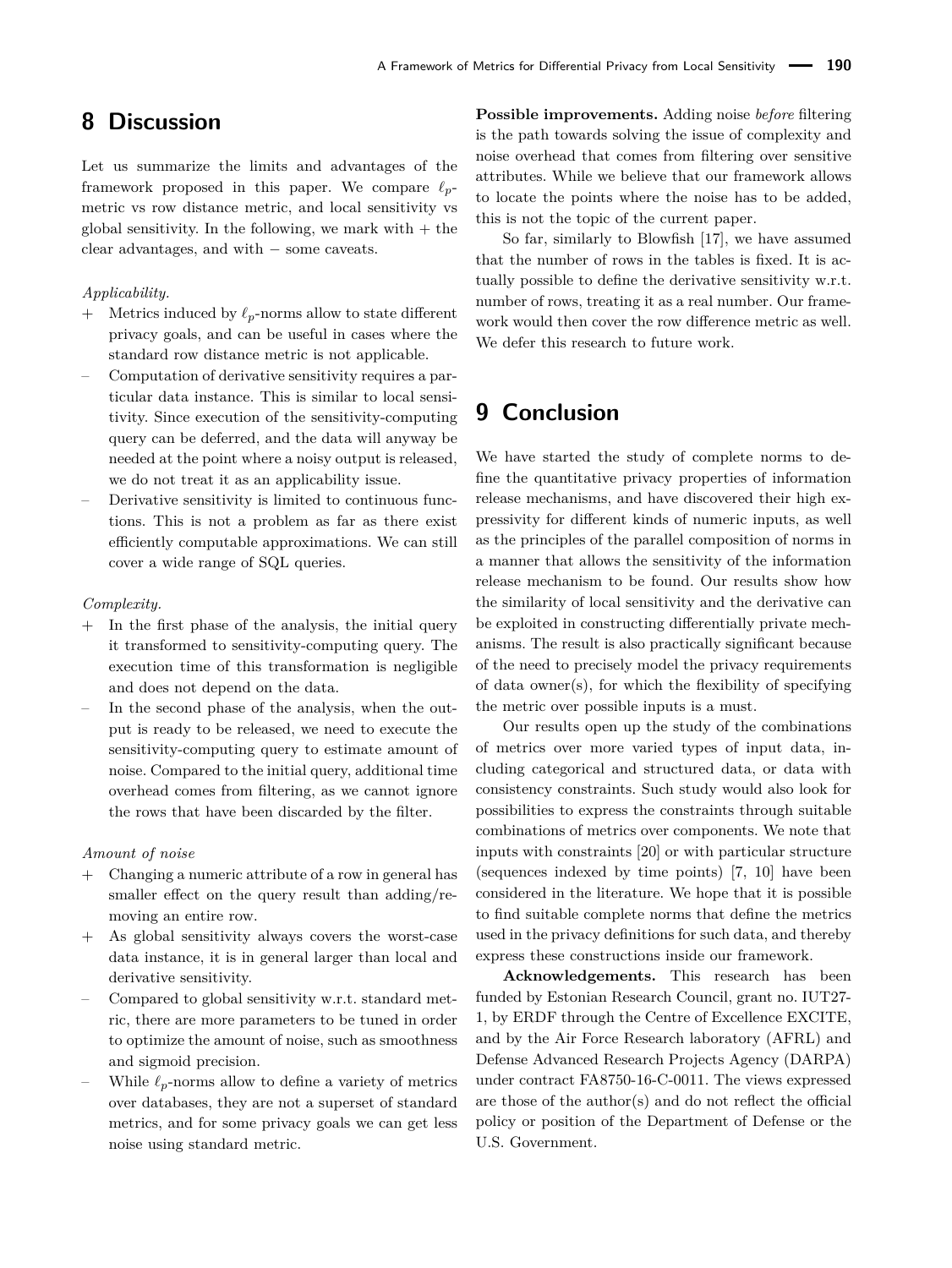# 8 Discussion

Let us summarize the limits and advantages of the framework proposed in this paper. We compare $\ell_p$-metric vs row distance metric, and local sensitivity vs global sensitivity. In the following, we mark with + the clear advantages, and with − some caveats.

*Applicability.*

- + Metrics induced by $\ell_p$-norms allow to state different privacy goals, and can be useful in cases where the standard row distance metric is not applicable.
- – Computation of derivative sensitivity requires a particular data instance. This is similar to local sensitivity. Since execution of the sensitivity-computing query can be deferred, and the data will anyway be needed at the point where a noisy output is released, we do not treat it as an applicability issue.
- – Derivative sensitivity is limited to continuous functions. This is not a problem as far as there exist efficiently computable approximations. We can still cover a wide range of SQL queries.

*Complexity.*

- + In the first phase of the analysis, the initial query it transformed to sensitivity-computing query. The execution time of this transformation is negligible and does not depend on the data.
- – In the second phase of the analysis, when the output is ready to be released, we need to execute the sensitivity-computing query to estimate amount of noise. Compared to the initial query, additional time overhead comes from filtering, as we cannot ignore the rows that have been discarded by the filter.

*Amount of noise*

- + Changing a numeric attribute of a row in general has smaller effect on the query result than adding/removing an entire row.
- + As global sensitivity always covers the worst-case data instance, it is in general larger than local and derivative sensitivity.
- – Compared to global sensitivity w.r.t. standard metric, there are more parameters to be tuned in order to optimize the amount of noise, such as smoothness and sigmoid precision.
- – While $\ell_p$-norms allow to define a variety of metrics over databases, they are not a superset of standard metrics, and for some privacy goals we can get less noise using standard metric.

**Possible improvements.** Adding noise *before* filtering is the path towards solving the issue of complexity and noise overhead that comes from filtering over sensitive attributes. While we believe that our framework allows to locate the points where the noise has to be added, this is not the topic of the current paper.

So far, similarly to Blowfish [17], we have assumed that the number of rows in the tables is fixed. It is actually possible to define the derivative sensitivity w.r.t. number of rows, treating it as a real number. Our framework would then cover the row difference metric as well. We defer this research to future work.

# 9 Conclusion

We have started the study of complete norms to define the quantitative privacy properties of information release mechanisms, and have discovered their high expressivity for different kinds of numeric inputs, as well as the principles of the parallel composition of norms in a manner that allows the sensitivity of the information release mechanism to be found. Our results show how the similarity of local sensitivity and the derivative can be exploited in constructing differentially private mechanisms. The result is also practically significant because of the need to precisely model the privacy requirements of data owner(s), for which the flexibility of specifying the metric over possible inputs is a must.

Our results open up the study of the combinations of metrics over more varied types of input data, including categorical and structured data, or data with consistency constraints. Such study would also look for possibilities to express the constraints through suitable combinations of metrics over components. We note that inputs with constraints [20] or with particular structure (sequences indexed by time points) [7, 10] have been considered in the literature. We hope that it is possible to find suitable complete norms that define the metrics used in the privacy definitions for such data, and thereby express these constructions inside our framework.

**Acknowledgements.** This research has been funded by Estonian Research Council, grant no. IUT27-1, by ERDF through the Centre of Excellence EXCITE, and by the Air Force Research laboratory (AFRL) and Defense Advanced Research Projects Agency (DARPA) under contract FA8750-16-C-0011. The views expressed are those of the author(s) and do not reflect the official policy or position of the Department of Defense or the U.S. Government.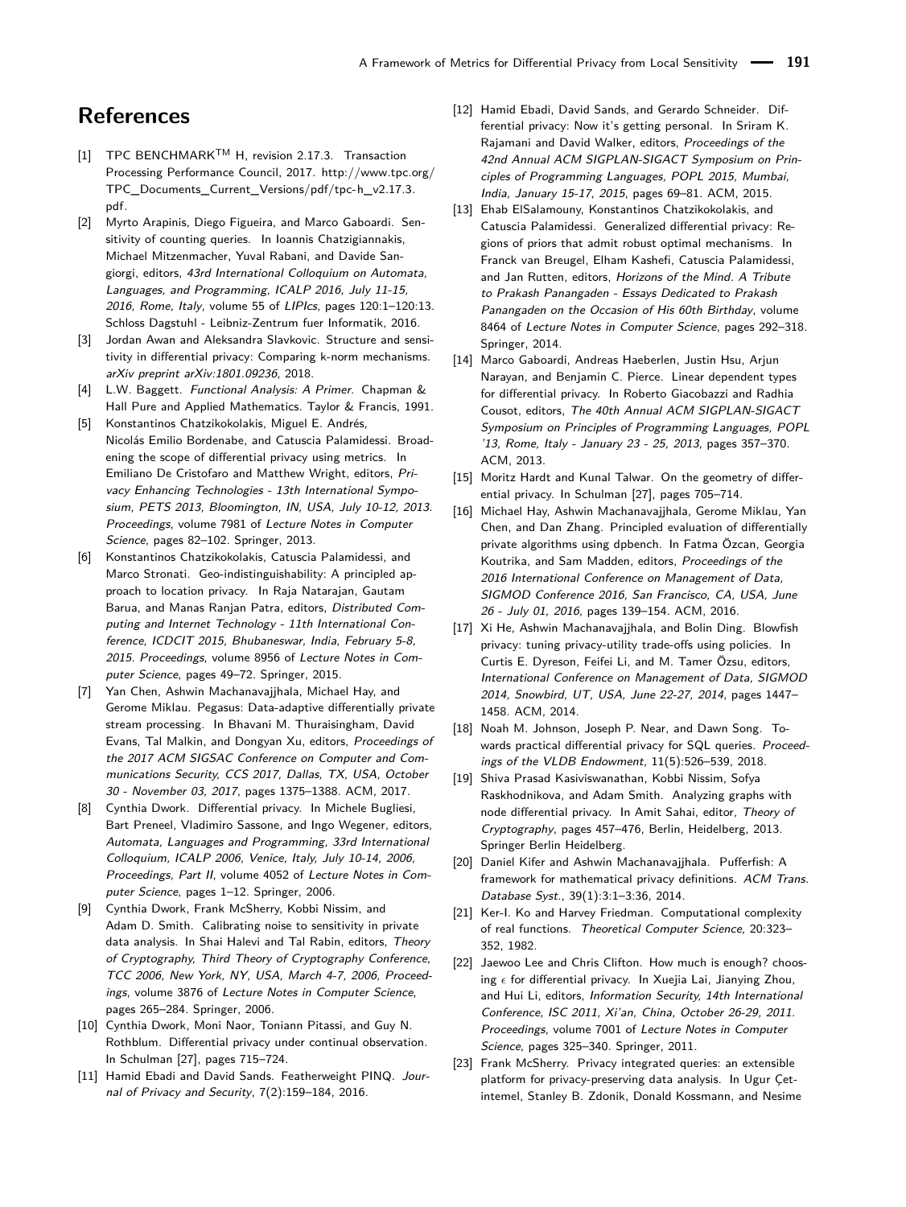## References

[1] TPC BENCHMARK™ H, revision 2.17.3. Transaction Processing Performance Council, 2017. http://www.tpc.org/TPC_Documents_Current_Versions/pdf/tpc-h_v2.17.3.pdf.

[2] Myrto Arapinis, Diego Figueira, and Marco Gaboardi. Sensitivity of counting queries. In Ioannis Chatzigiannakis, Michael Mitzenmacher, Yuval Rabani, and Davide Sangiorgi, editors, *43rd International Colloquium on Automata, Languages, and Programming, ICALP 2016, July 11-15, 2016, Rome, Italy*, volume 55 of *LIPIcs*, pages 120:1–120:13. Schloss Dagstuhl - Leibniz-Zentrum fuer Informatik, 2016.

[3] Jordan Awan and Aleksandra Slavkovic. Structure and sensitivity in differential privacy: Comparing k-norm mechanisms. *arXiv preprint arXiv:1801.09236*, 2018.

[4] L.W. Baggett. *Functional Analysis: A Primer*. Chapman & Hall Pure and Applied Mathematics. Taylor & Francis, 1991.

[5] Konstantinos Chatzikokolakis, Miguel E. Andrés, Nicolás Emilio Bordenabe, and Catuscia Palamidessi. Broadening the scope of differential privacy using metrics. In Emiliano De Cristofaro and Matthew Wright, editors, *Privacy Enhancing Technologies - 13th International Symposium, PETS 2013, Bloomington, IN, USA, July 10-12, 2013. Proceedings*, volume 7981 of *Lecture Notes in Computer Science*, pages 82–102. Springer, 2013.

[6] Konstantinos Chatzikokolakis, Catuscia Palamidessi, and Marco Stronati. Geo-indistinguishability: A principled approach to location privacy. In Raja Natarajan, Gautam Barua, and Manas Ranjan Patra, editors, *Distributed Computing and Internet Technology - 11th International Conference, ICDCIT 2015, Bhubaneswar, India, February 5-8, 2015. Proceedings*, volume 8956 of *Lecture Notes in Computer Science*, pages 49–72. Springer, 2015.

[7] Yan Chen, Ashwin Machanavajjhala, Michael Hay, and Gerome Miklau. Pegasus: Data-adaptive differentially private stream processing. In Bhavani M. Thuraisingham, David Evans, Tal Malkin, and Dongyan Xu, editors, *Proceedings of the 2017 ACM SIGSAC Conference on Computer and Communications Security, CCS 2017, Dallas, TX, USA, October 30 - November 03, 2017*, pages 1375–1388. ACM, 2017.

[8] Cynthia Dwork. Differential privacy. In Michele Bugliesi, Bart Preneel, Vladimiro Sassone, and Ingo Wegener, editors, *Automata, Languages and Programming, 33rd International Colloquium, ICALP 2006, Venice, Italy, July 10-14, 2006, Proceedings, Part II*, volume 4052 of *Lecture Notes in Computer Science*, pages 1–12. Springer, 2006.

[9] Cynthia Dwork, Frank McSherry, Kobbi Nissim, and Adam D. Smith. Calibrating noise to sensitivity in private data analysis. In Shai Halevi and Tal Rabin, editors, *Theory of Cryptography, Third Theory of Cryptography Conference, TCC 2006, New York, NY, USA, March 4-7, 2006, Proceedings*, volume 3876 of *Lecture Notes in Computer Science*, pages 265–284. Springer, 2006.

[10] Cynthia Dwork, Moni Naor, Toniann Pitassi, and Guy N. Rothblum. Differential privacy under continual observation. In Schulman [27], pages 715–724.

[11] Hamid Ebadi and David Sands. Featherweight PINQ. *Journal of Privacy and Security*, 7(2):159–184, 2016.

[12] Hamid Ebadi, David Sands, and Gerardo Schneider. Differential privacy: Now it's getting personal. In Sriram K. Rajamani and David Walker, editors, *Proceedings of the 42nd Annual ACM SIGPLAN-SIGACT Symposium on Principles of Programming Languages, POPL 2015, Mumbai, India, January 15-17, 2015*, pages 69–81. ACM, 2015.

[13] Ehab ElSalamouny, Konstantinos Chatzikokolakis, and Catuscia Palamidessi. Generalized differential privacy: Regions of priors that admit robust optimal mechanisms. In Franck van Breugel, Elham Kashefi, Catuscia Palamidessi, and Jan Rutten, editors, *Horizons of the Mind. A Tribute to Prakash Panangaden - Essays Dedicated to Prakash Panangaden on the Occasion of His 60th Birthday*, volume 8464 of *Lecture Notes in Computer Science*, pages 292–318. Springer, 2014.

[14] Marco Gaboardi, Andreas Haeberlen, Justin Hsu, Arjun Narayan, and Benjamin C. Pierce. Linear dependent types for differential privacy. In Roberto Giacobazzi and Radhia Cousot, editors, *The 40th Annual ACM SIGPLAN-SIGACT Symposium on Principles of Programming Languages, POPL '13, Rome, Italy - January 23 - 25, 2013*, pages 357–370. ACM, 2013.

[15] Moritz Hardt and Kunal Talwar. On the geometry of differential privacy. In Schulman [27], pages 705–714.

[16] Michael Hay, Ashwin Machanavajjhala, Gerome Miklau, Yan Chen, and Dan Zhang. Principled evaluation of differentially private algorithms using dpbench. In Fatma Özcan, Georgia Koutrika, and Sam Madden, editors, *Proceedings of the 2016 International Conference on Management of Data, SIGMOD Conference 2016, San Francisco, CA, USA, June 26 - July 01, 2016*, pages 139–154. ACM, 2016.

[17] Xi He, Ashwin Machanavajjhala, and Bolin Ding. Blowfish privacy: tuning privacy-utility trade-offs using policies. In Curtis E. Dyreson, Feifei Li, and M. Tamer Özsu, editors, *International Conference on Management of Data, SIGMOD 2014, Snowbird, UT, USA, June 22-27, 2014*, pages 1447–1458. ACM, 2014.

[18] Noah M. Johnson, Joseph P. Near, and Dawn Song. Towards practical differential privacy for SQL queries. *Proceedings of the VLDB Endowment*, 11(5):526–539, 2018.

[19] Shiva Prasad Kasiviswanathan, Kobbi Nissim, Sofya Raskhodnikova, and Adam Smith. Analyzing graphs with node differential privacy. In Amit Sahai, editor, *Theory of Cryptography*, pages 457–476, Berlin, Heidelberg, 2013. Springer Berlin Heidelberg.

[20] Daniel Kifer and Ashwin Machanavajjhala. Pufferfish: A framework for mathematical privacy definitions. *ACM Trans. Database Syst.*, 39(1):3:1–3:36, 2014.

[21] Ker-I. Ko and Harvey Friedman. Computational complexity of real functions. *Theoretical Computer Science*, 20:323–352, 1982.

[22] Jaewoo Lee and Chris Clifton. How much is enough? choosing $\epsilon$ for differential privacy. In Xuejia Lai, Jianying Zhou, and Hui Li, editors, *Information Security, 14th International Conference, ISC 2011, Xi'an, China, October 26-29, 2011. Proceedings*, volume 7001 of *Lecture Notes in Computer Science*, pages 325–340. Springer, 2011.

[23] Frank McSherry. Privacy integrated queries: an extensible platform for privacy-preserving data analysis. In Ugur Çetintemel, Stanley B. Zdonik, Donald Kossmann, and Nesime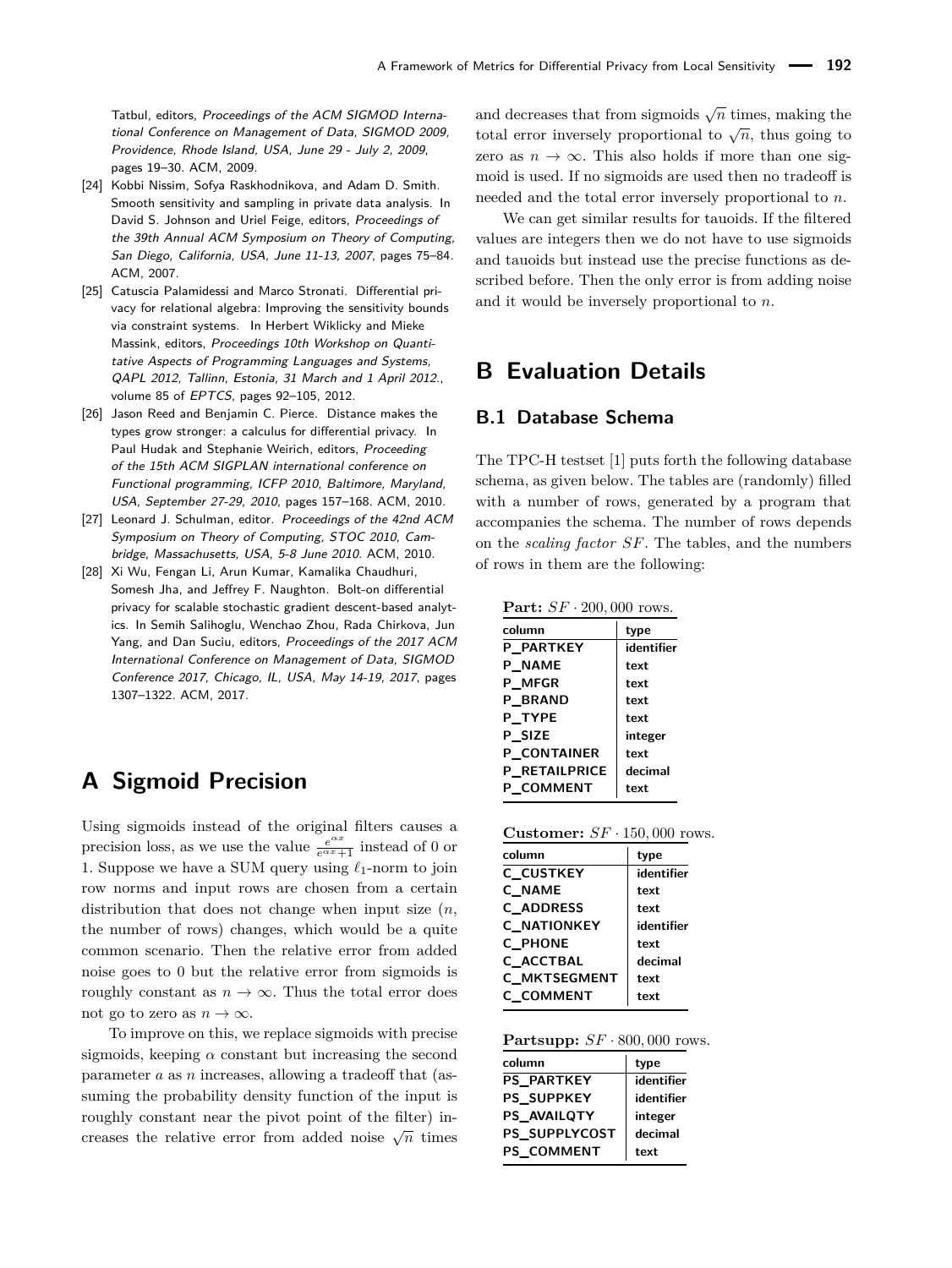Tatbul, editors, *Proceedings of the ACM SIGMOD International Conference on Management of Data, SIGMOD 2009, Providence, Rhode Island, USA, June 29 - July 2, 2009*, pages 19–30. ACM, 2009.

[24] Kobbi Nissim, Sofya Raskhodnikova, and Adam D. Smith. Smooth sensitivity and sampling in private data analysis. In David S. Johnson and Uriel Feige, editors, *Proceedings of the 39th Annual ACM Symposium on Theory of Computing, San Diego, California, USA, June 11-13, 2007*, pages 75–84. ACM, 2007.

[25] Catuscia Palamidessi and Marco Stronati. Differential privacy for relational algebra: Improving the sensitivity bounds via constraint systems. In Herbert Wiklicky and Mieke Massink, editors, *Proceedings 10th Workshop on Quantitative Aspects of Programming Languages and Systems, QAPL 2012, Tallinn, Estonia, 31 March and 1 April 2012.*, volume 85 of *EPTCS*, pages 92–105, 2012.

[26] Jason Reed and Benjamin C. Pierce. Distance makes the types grow stronger: a calculus for differential privacy. In Paul Hudak and Stephanie Weirich, editors, *Proceeding of the 15th ACM SIGPLAN international conference on Functional programming, ICFP 2010, Baltimore, Maryland, USA, September 27-29, 2010*, pages 157–168. ACM, 2010.

[27] Leonard J. Schulman, editor. *Proceedings of the 42nd ACM Symposium on Theory of Computing, STOC 2010, Cambridge, Massachusetts, USA, 5-8 June 2010.* ACM, 2010.

[28] Xi Wu, Fengan Li, Arun Kumar, Kamalika Chaudhuri, Somesh Jha, and Jeffrey F. Naughton. Bolt-on differential privacy for scalable stochastic gradient descent-based analytics. In Semih Salihoglu, Wenchao Zhou, Rada Chirkova, Jun Yang, and Dan Suciu, editors, *Proceedings of the 2017 ACM International Conference on Management of Data, SIGMOD Conference 2017, Chicago, IL, USA, May 14-19, 2017*, pages 1307–1322. ACM, 2017.

# A Sigmoid Precision

Using sigmoids instead of the original filters causes a precision loss, as we use the value $\frac{e^{\alpha x}}{e^{\alpha x}+1}$ instead of 0 or 1. Suppose we have a SUM query using $\ell_1$-norm to join row norms and input rows are chosen from a certain distribution that does not change when input size ($n$, the number of rows) changes, which would be a quite common scenario. Then the relative error from added noise goes to 0 but the relative error from sigmoids is roughly constant as $n \to \infty$. Thus the total error does not go to zero as $n \to \infty$.

To improve on this, we replace sigmoids with precise sigmoids, keeping $\alpha$ constant but increasing the second parameter $a$ as $n$ increases, allowing a tradeoff that (assuming the probability density function of the input is roughly constant near the pivot point of the filter) increases the relative error from added noise $\sqrt{n}$ times and decreases that from sigmoids $\sqrt{n}$ times, making the total error inversely proportional to $\sqrt{n}$, thus going to zero as $n \to \infty$. This also holds if more than one sigmoid is used. If no sigmoids are used then no tradeoff is needed and the total error inversely proportional to $n$.

We can get similar results for tauoids. If the filtered values are integers then we do not have to use sigmoids and tauoids but instead use the precise functions as described before. Then the only error is from adding noise and it would be inversely proportional to $n$.

# B Evaluation Details

## B.1 Database Schema

The TPC-H testset [1] puts forth the following database schema, as given below. The tables are (randomly) filled with a number of rows, generated by a program that accompanies the schema. The number of rows depends on the *scaling factor* $SF$. The tables, and the numbers of rows in them are the following:

**Part:** $SF \cdot 200,000$ rows.

| column | type |
|---|---|
| **P_PARTKEY** | identifier |
| **P_NAME** | text |
| **P_MFGR** | text |
| **P_BRAND** | text |
| **P_TYPE** | text |
| **P_SIZE** | integer |
| **P_CONTAINER** | text |
| **P_RETAILPRICE** | decimal |
| **P_COMMENT** | text |

**Customer:** $SF \cdot 150,000$ rows.

| column | type |
|---|---|
| **C_CUSTKEY** | identifier |
| **C_NAME** | text |
| **C_ADDRESS** | text |
| **C_NATIONKEY** | identifier |
| **C_PHONE** | text |
| **C_ACCTBAL** | decimal |
| **C_MKTSEGMENT** | text |
| **C_COMMENT** | text |

**Partsupp:** $SF \cdot 800,000$ rows.

| column | type |
|---|---|
| **PS_PARTKEY** | identifier |
| **PS_SUPPKEY** | identifier |
| **PS_AVAILQTY** | integer |
| **PS_SUPPLYCOST** | decimal |
| **PS_COMMENT** | text |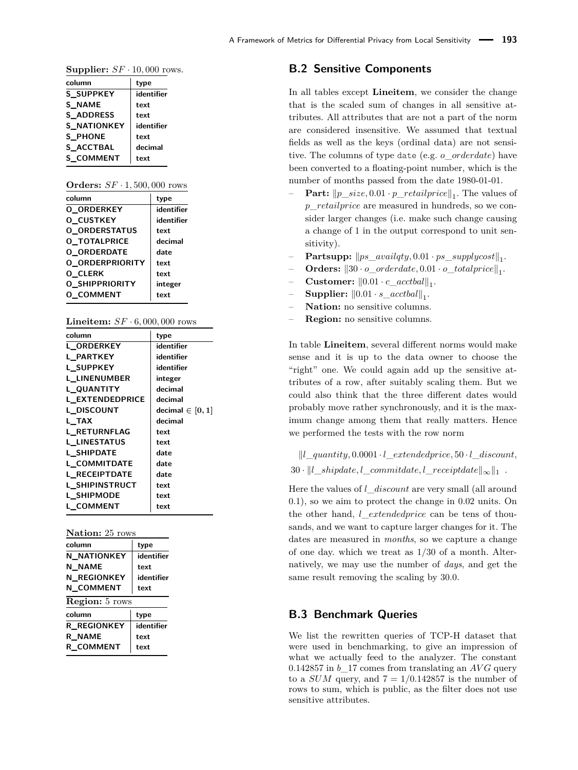**Supplier:** $SF \cdot 10,000$ rows.

| column | type |
|---|---|
| S_SUPPKEY | identifier |
| S_NAME | text |
| S_ADDRESS | text |
| S_NATIONKEY | identifier |
| S_PHONE | text |
| S_ACCTBAL | decimal |
| S_COMMENT | text |

**Orders:** $SF \cdot 1,500,000$ rows

| column | type |
|---|---|
| O_ORDERKEY | identifier |
| O_CUSTKEY | identifier |
| O_ORDERSTATUS | text |
| O_TOTALPRICE | decimal |
| O_ORDERDATE | date |
| O_ORDERPRIORITY | text |
| O_CLERK | text |
| O_SHIPPRIORITY | integer |
| O_COMMENT | text |

**Lineitem:** $SF \cdot 6,000,000$ rows

| column | type |
|---|---|
| L_ORDERKEY | identifier |
| L_PARTKEY | identifier |
| L_SUPPKEY | identifier |
| L_LINENUMBER | integer |
| L_QUANTITY | decimal |
| L_EXTENDEDPRICE | decimal |
| L_DISCOUNT | decimal $\in [0, 1]$ |
| L_TAX | decimal |
| L_RETURNFLAG | text |
| L_LINESTATUS | text |
| L_SHIPDATE | date |
| L_COMMITDATE | date |
| L_RECEIPTDATE | date |
| L_SHIPINSTRUCT | text |
| L_SHIPMODE | text |
| L_COMMENT | text |

**Nation:** 25 rows

| column | type |
|---|---|
| N_NATIONKEY | identifier |
| N_NAME | text |
| N_REGIONKEY | identifier |
| N_COMMENT | text |

**Region:** 5 rows

| column | type |
|---|---|
| R_REGIONKEY | identifier |
| R_NAME | text |
| R_COMMENT | text |

## B.2 Sensitive Components

In all tables except **Lineitem**, we consider the change that is the scaled sum of changes in all sensitive attributes. All attributes that are not a part of the norm are considered insensitive. We assumed that textual fields as well as the keys (ordinal data) are not sensitive. The columns of type `date` (e.g. *o_orderdate*) have been converted to a floating-point number, which is the number of months passed from the date 1980-01-01.

- **Part:** $\|p\_size, 0.01 \cdot p\_retailprice\|_1$. The values of *p_retailprice* are measured in hundreds, so we consider larger changes (i.e. make such change causing a change of 1 in the output correspond to unit sensitivity).
- **Partsupp:** $\|ps\_availqty, 0.01 \cdot ps\_supplycost\|_1$.
- **Orders:** $\|30 \cdot o\_orderdate, 0.01 \cdot o\_totalprice\|_1$.
- **Customer:** $\|0.01 \cdot c\_acctbal\|_1$.
- **Supplier:** $\|0.01 \cdot s\_acctbal\|_1$.
- **Nation:** no sensitive columns.
- **Region:** no sensitive columns.

In table **Lineitem**, several different norms would make sense and it is up to the data owner to choose the "right" one. We could again add up the sensitive attributes of a row, after suitably scaling them. But we could also think that the three different dates would probably move rather synchronously, and it is the maximum change among them that really matters. Hence we performed the tests with the row norm

$$\|l\_quantity, 0.0001 \cdot l\_extendedprice, 50 \cdot l\_discount,$$
$$30 \cdot \|l\_shipdate, l\_commitdate, l\_receiptdate\|_\infty\|_1 \ .$$

Here the values of *l_discount* are very small (all around 0.1), so we aim to protect the change in 0.02 units. On the other hand, *l_extendedprice* can be tens of thousands, and we want to capture larger changes for it. The dates are measured in *months*, so we capture a change of one day. which we treat as 1/30 of a month. Alternatively, we may use the number of *days*, and get the same result removing the scaling by 30.0.

## B.3 Benchmark Queries

We list the rewritten queries of TCP-H dataset that were used in benchmarking, to give an impression of what we actually feed to the analyzer. The constant 0.142857 in *b_17* comes from translating an $AVG$ query to a $SUM$ query, and $7 = 1/0.142857$ is the number of rows to sum, which is public, as the filter does not use sensitive attributes.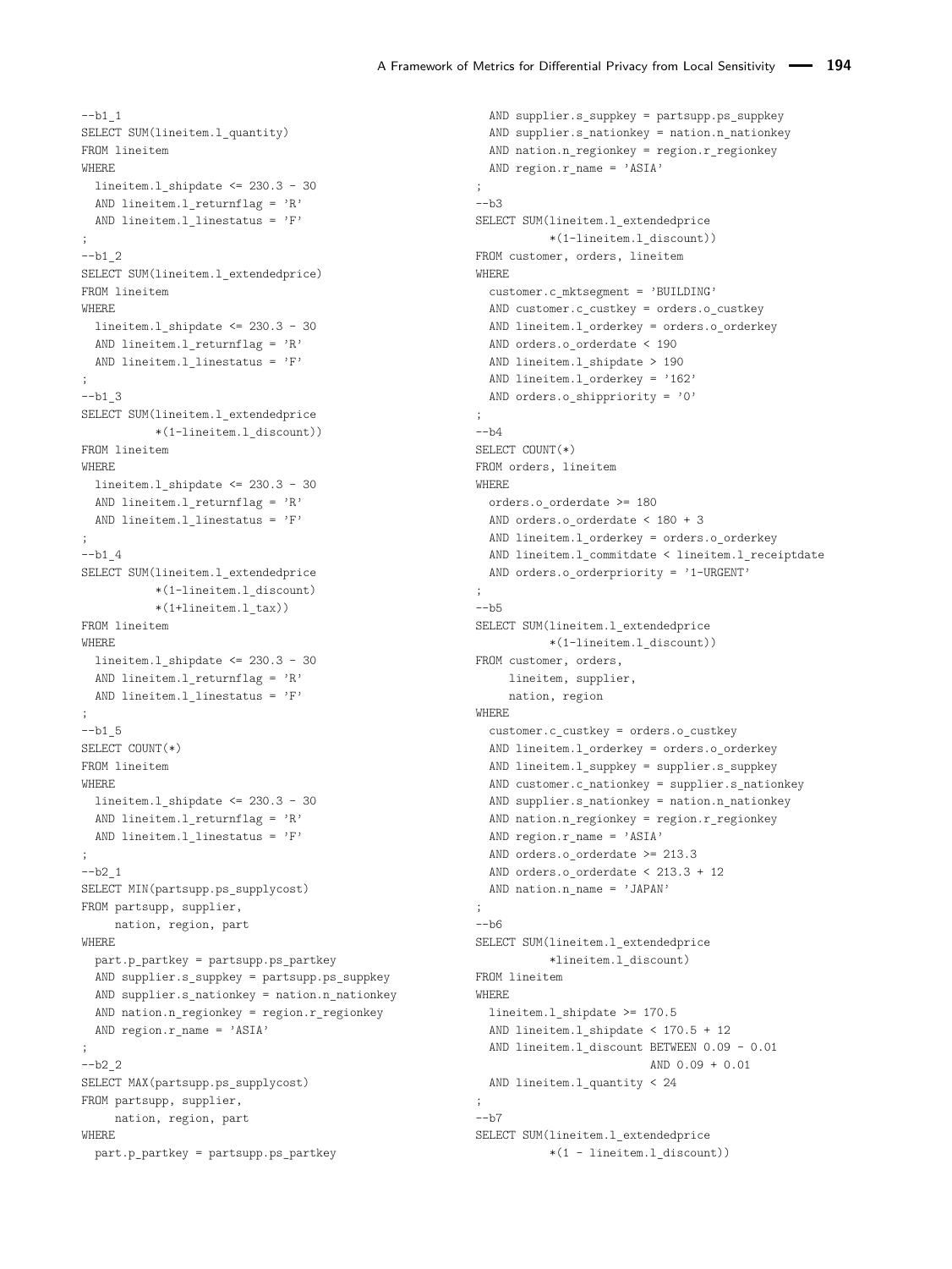```sql
--b1_1
SELECT SUM(lineitem.l_quantity)
FROM lineitem
WHERE
  lineitem.l_shipdate <= 230.3 - 30
  AND lineitem.l_returnflag = 'R'
  AND lineitem.l_linestatus = 'F'
;
--b1_2
SELECT SUM(lineitem.l_extendedprice)
FROM lineitem
WHERE
  lineitem.l_shipdate <= 230.3 - 30
  AND lineitem.l_returnflag = 'R'
  AND lineitem.l_linestatus = 'F'
;
--b1_3
SELECT SUM(lineitem.l_extendedprice
          *(1-lineitem.l_discount))
FROM lineitem
WHERE
  lineitem.l_shipdate <= 230.3 - 30
  AND lineitem.l_returnflag = 'R'
  AND lineitem.l_linestatus = 'F'
;
--b1_4
SELECT SUM(lineitem.l_extendedprice
          *(1-lineitem.l_discount)
          *(1+lineitem.l_tax))
FROM lineitem
WHERE
  lineitem.l_shipdate <= 230.3 - 30
  AND lineitem.l_returnflag = 'R'
  AND lineitem.l_linestatus = 'F'
;
--b1_5
SELECT COUNT(*)
FROM lineitem
WHERE
  lineitem.l_shipdate <= 230.3 - 30
  AND lineitem.l_returnflag = 'R'
  AND lineitem.l_linestatus = 'F'
;
--b2_1
SELECT MIN(partsupp.ps_supplycost)
FROM partsupp, supplier,
     nation, region, part
WHERE
  part.p_partkey = partsupp.ps_partkey
  AND supplier.s_suppkey = partsupp.ps_suppkey
  AND supplier.s_nationkey = nation.n_nationkey
  AND nation.n_regionkey = region.r_regionkey
  AND region.r_name = 'ASIA'
;
--b2_2
SELECT MAX(partsupp.ps_supplycost)
FROM partsupp, supplier,
     nation, region, part
WHERE
  part.p_partkey = partsupp.ps_partkey
  AND supplier.s_suppkey = partsupp.ps_suppkey
  AND supplier.s_nationkey = nation.n_nationkey
  AND nation.n_regionkey = region.r_regionkey
  AND region.r_name = 'ASIA'
;
--b3
SELECT SUM(lineitem.l_extendedprice
         *(1-lineitem.l_discount))
FROM customer, orders, lineitem
WHERE
  customer.c_mktsegment = 'BUILDING'
  AND customer.c_custkey = orders.o_custkey
  AND lineitem.l_orderkey = orders.o_orderkey
  AND orders.o_orderdate < 190
  AND lineitem.l_shipdate > 190
  AND lineitem.l_orderkey = '162'
  AND orders.o_shippriority = '0'
;
--b4
SELECT COUNT(*)
FROM orders, lineitem
WHERE
  orders.o_orderdate >= 180
  AND orders.o_orderdate < 180 + 3
  AND lineitem.l_orderkey = orders.o_orderkey
  AND lineitem.l_commitdate < lineitem.l_receiptdate
  AND orders.o_orderpriority = '1-URGENT'
;
--b5
SELECT SUM(lineitem.l_extendedprice
         *(1-lineitem.l_discount))
FROM customer, orders,
     lineitem, supplier,
     nation, region
WHERE
  customer.c_custkey = orders.o_custkey
  AND lineitem.l_orderkey = orders.o_orderkey
  AND lineitem.l_suppkey = supplier.s_suppkey
  AND customer.c_nationkey = supplier.s_nationkey
  AND supplier.s_nationkey = nation.n_nationkey
  AND nation.n_regionkey = region.r_regionkey
  AND region.r_name = 'ASIA'
  AND orders.o_orderdate >= 213.3
  AND orders.o_orderdate < 213.3 + 12
  AND nation.n_name = 'JAPAN'
;
--b6
SELECT SUM(lineitem.l_extendedprice
         *lineitem.l_discount)
FROM lineitem
WHERE
  lineitem.l_shipdate >= 170.5
  AND lineitem.l_shipdate < 170.5 + 12
  AND lineitem.l_discount BETWEEN 0.09 - 0.01
                        AND 0.09 + 0.01
  AND lineitem.l_quantity < 24
;
--b7
SELECT SUM(lineitem.l_extendedprice
         *(1 - lineitem.l_discount))
```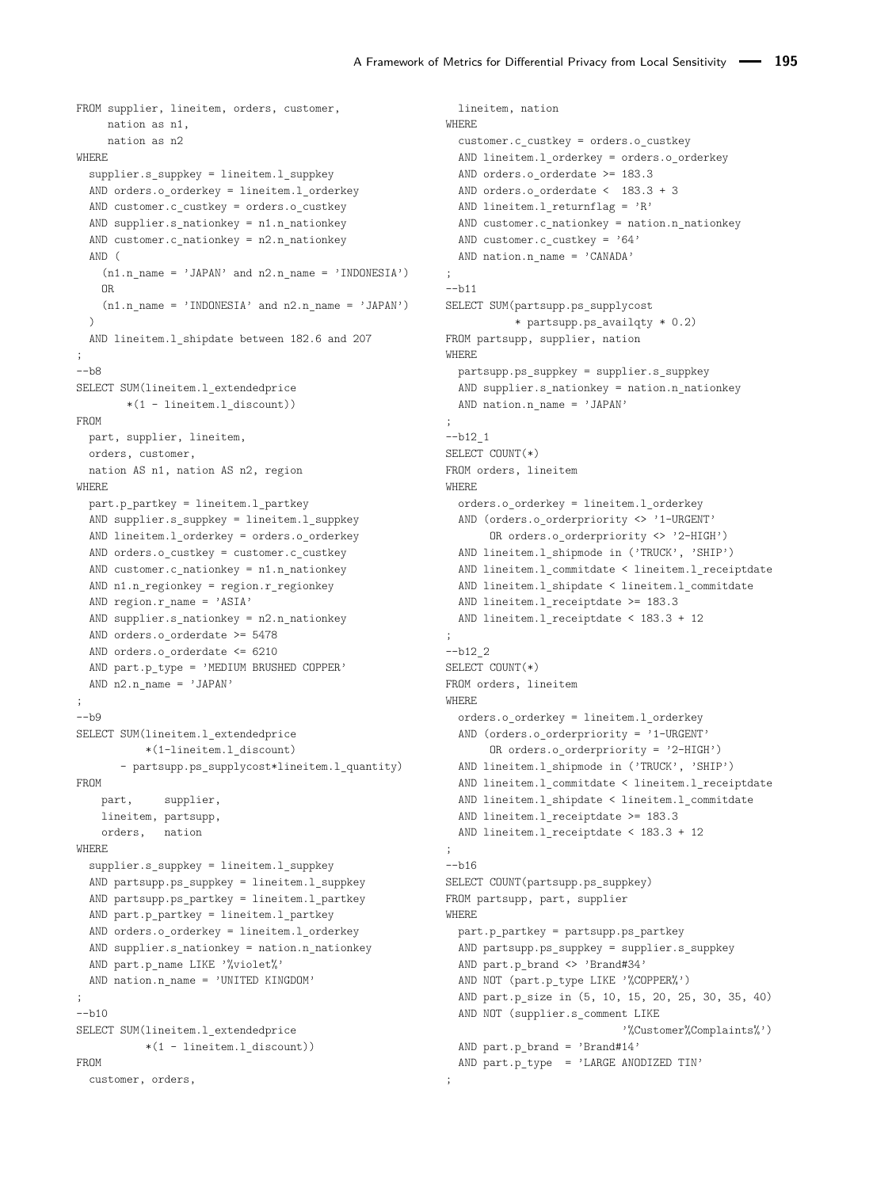```
FROM supplier, lineitem, orders, customer,
     nation as n1,
     nation as n2
WHERE
  supplier.s_suppkey = lineitem.l_suppkey
  AND orders.o_orderkey = lineitem.l_orderkey
  AND customer.c_custkey = orders.o_custkey
  AND supplier.s_nationkey = n1.n_nationkey
  AND customer.c_nationkey = n2.n_nationkey
  AND (
    (n1.n_name = 'JAPAN' and n2.n_name = 'INDONESIA')
    OR
    (n1.n_name = 'INDONESIA' and n2.n_name = 'JAPAN')
  )
  AND lineitem.l_shipdate between 182.6 and 207
;
--b8
SELECT SUM(lineitem.l_extendedprice
       *(1 - lineitem.l_discount))
FROM
  part, supplier, lineitem,
  orders, customer,
  nation AS n1, nation AS n2, region
WHERE
  part.p_partkey = lineitem.l_partkey
  AND supplier.s_suppkey = lineitem.l_suppkey
  AND lineitem.l_orderkey = orders.o_orderkey
  AND orders.o_custkey = customer.c_custkey
  AND customer.c_nationkey = n1.n_nationkey
  AND n1.n_regionkey = region.r_regionkey
  AND region.r_name = 'ASIA'
  AND supplier.s_nationkey = n2.n_nationkey
  AND orders.o_orderdate >= 5478
  AND orders.o_orderdate <= 6210
  AND part.p_type = 'MEDIUM BRUSHED COPPER'
  AND n2.n_name = 'JAPAN'
;
--b9
SELECT SUM(lineitem.l_extendedprice
          *(1-lineitem.l_discount)
      - partsupp.ps_supplycost*lineitem.l_quantity)
FROM
    part,     supplier,
    lineitem, partsupp,
    orders,   nation
WHERE
  supplier.s_suppkey = lineitem.l_suppkey
  AND partsupp.ps_suppkey = lineitem.l_suppkey
  AND partsupp.ps_partkey = lineitem.l_partkey
  AND part.p_partkey = lineitem.l_partkey
  AND orders.o_orderkey = lineitem.l_orderkey
  AND supplier.s_nationkey = nation.n_nationkey
  AND part.p_name LIKE '%violet%'
  AND nation.n_name = 'UNITED KINGDOM'
;
--b10
SELECT SUM(lineitem.l_extendedprice
          *(1 - lineitem.l_discount))
FROM
  customer, orders,
  lineitem, nation
WHERE
  customer.c_custkey = orders.o_custkey
  AND lineitem.l_orderkey = orders.o_orderkey
  AND orders.o_orderdate >= 183.3
  AND orders.o_orderdate <  183.3 + 3
  AND lineitem.l_returnflag = 'R'
  AND customer.c_nationkey = nation.n_nationkey
  AND customer.c_custkey = '64'
  AND nation.n_name = 'CANADA'
;
--b11
SELECT SUM(partsupp.ps_supplycost
          * partsupp.ps_availqty * 0.2)
FROM partsupp, supplier, nation
WHERE
  partsupp.ps_suppkey = supplier.s_suppkey
  AND supplier.s_nationkey = nation.n_nationkey
  AND nation.n_name = 'JAPAN'
;
--b12_1
SELECT COUNT(*)
FROM orders, lineitem
WHERE
  orders.o_orderkey = lineitem.l_orderkey
  AND (orders.o_orderpriority <> '1-URGENT'
      OR orders.o_orderpriority <> '2-HIGH')
  AND lineitem.l_shipmode in ('TRUCK', 'SHIP')
  AND lineitem.l_commitdate < lineitem.l_receiptdate
  AND lineitem.l_shipdate < lineitem.l_commitdate
  AND lineitem.l_receiptdate >= 183.3
  AND lineitem.l_receiptdate < 183.3 + 12
;
--b12_2
SELECT COUNT(*)
FROM orders, lineitem
WHERE
  orders.o_orderkey = lineitem.l_orderkey
  AND (orders.o_orderpriority = '1-URGENT'
      OR orders.o_orderpriority = '2-HIGH')
  AND lineitem.l_shipmode in ('TRUCK', 'SHIP')
  AND lineitem.l_commitdate < lineitem.l_receiptdate
  AND lineitem.l_shipdate < lineitem.l_commitdate
  AND lineitem.l_receiptdate >= 183.3
  AND lineitem.l_receiptdate < 183.3 + 12
;
--b16
SELECT COUNT(partsupp.ps_suppkey)
FROM partsupp, part, supplier
WHERE
  part.p_partkey = partsupp.ps_partkey
  AND partsupp.ps_suppkey = supplier.s_suppkey
  AND part.p_brand <> 'Brand#34'
  AND NOT (part.p_type LIKE '%COPPER%')
  AND part.p_size in (5, 10, 15, 20, 25, 30, 35, 40)
  AND NOT (supplier.s_comment LIKE
                          '%Customer%Complaints%')
  AND part.p_brand = 'Brand#14'
  AND part.p_type  = 'LARGE ANODIZED TIN'
;
```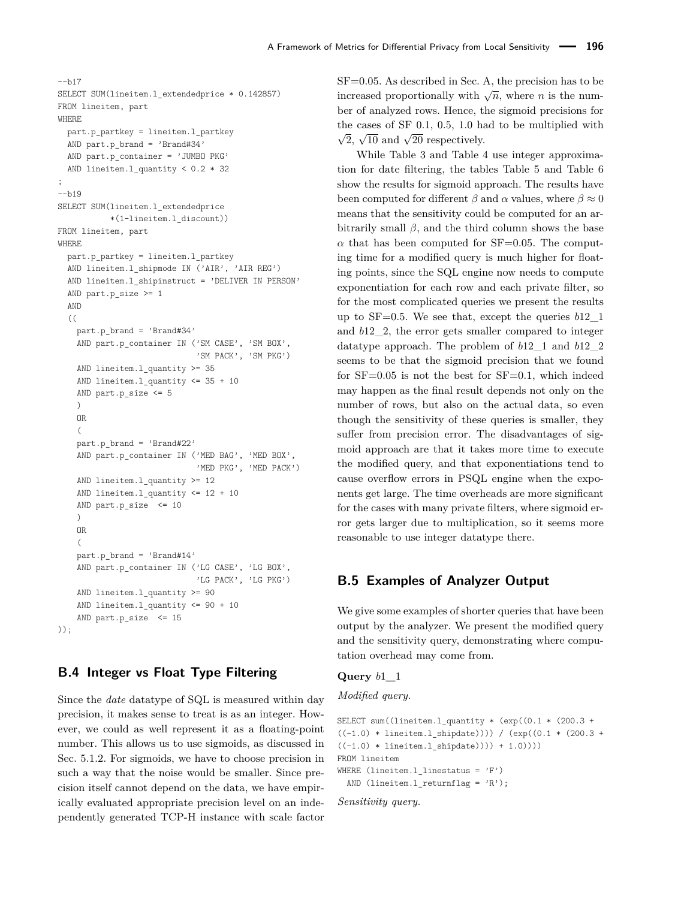```
--b17
SELECT SUM(lineitem.l_extendedprice * 0.142857)
FROM lineitem, part
WHERE
  part.p_partkey = lineitem.l_partkey
  AND part.p_brand = 'Brand#34'
  AND part.p_container = 'JUMBO PKG'
  AND lineitem.l_quantity < 0.2 * 32
;
--b19
SELECT SUM(lineitem.l_extendedprice
          *(1-lineitem.l_discount))
FROM lineitem, part
WHERE
  part.p_partkey = lineitem.l_partkey
  AND lineitem.l_shipmode IN ('AIR', 'AIR REG')
  AND lineitem.l_shipinstruct = 'DELIVER IN PERSON'
  AND part.p_size >= 1
  AND
  ((
    part.p_brand = 'Brand#34'
    AND part.p_container IN ('SM CASE', 'SM BOX',
                             'SM PACK', 'SM PKG')
    AND lineitem.l_quantity >= 35
    AND lineitem.l_quantity <= 35 + 10
    AND part.p_size <= 5
    )
    OR
    (
    part.p_brand = 'Brand#22'
    AND part.p_container IN ('MED BAG', 'MED BOX',
                             'MED PKG', 'MED PACK')
    AND lineitem.l_quantity >= 12
    AND lineitem.l_quantity <= 12 + 10
    AND part.p_size  <= 10
    )
    OR
    (
    part.p_brand = 'Brand#14'
    AND part.p_container IN ('LG CASE', 'LG BOX',
                             'LG PACK', 'LG PKG')
    AND lineitem.l_quantity >= 90
    AND lineitem.l_quantity <= 90 + 10
    AND part.p_size  <= 15
));
```

## B.4 Integer vs Float Type Filtering

Since the *date* datatype of SQL is measured within day precision, it makes sense to treat is as an integer. However, we could as well represent it as a floating-point number. This allows us to use sigmoids, as discussed in Sec. 5.1.2. For sigmoids, we have to choose precision in such a way that the noise would be smaller. Since precision itself cannot depend on the data, we have empirically evaluated appropriate precision level on an independently generated TCP-H instance with scale factor SF=0.05. As described in Sec. A, the precision has to be increased proportionally with $\sqrt{n}$, where $n$ is the number of analyzed rows. Hence, the sigmoid precisions for the cases of SF 0.1, 0.5, 1.0 had to be multiplied with $\sqrt{2}$, $\sqrt{10}$ and $\sqrt{20}$ respectively.

While Table 3 and Table 4 use integer approximation for date filtering, the tables Table 5 and Table 6 show the results for sigmoid approach. The results have been computed for different $\beta$ and $\alpha$ values, where $\beta \approx 0$ means that the sensitivity could be computed for an arbitrarily small $\beta$, and the third column shows the base $\alpha$ that has been computed for SF=0.05. The computing time for a modified query is much higher for floating points, since the SQL engine now needs to compute exponentiation for each row and each private filter, so for the most complicated queries we present the results up to SF=0.5. We see that, except the queries $b12\_1$ and $b12\_2$, the error gets smaller compared to integer datatype approach. The problem of $b12\_1$ and $b12\_2$ seems to be that the sigmoid precision that we found for SF=0.05 is not the best for SF=0.1, which indeed may happen as the final result depends not only on the number of rows, but also on the actual data, so even though the sensitivity of these queries is smaller, they suffer from precision error. The disadvantages of sigmoid approach are that it takes more time to execute the modified query, and that exponentiations tend to cause overflow errors in PSQL engine when the exponents get large. The time overheads are more significant for the cases with many private filters, where sigmoid error gets larger due to multiplication, so it seems more reasonable to use integer datatype there.

## B.5 Examples of Analyzer Output

We give some examples of shorter queries that have been output by the analyzer. We present the modified query and the sensitivity query, demonstrating where computation overhead may come from.

**Query** $b1\_1$

*Modified query.*

```
SELECT sum((lineitem.l_quantity * (exp((0.1 * (200.3 +
((-1.0) * lineitem.l_shipdate)))) / (exp((0.1 * (200.3 +
((-1.0) * lineitem.l_shipdate)))) + 1.0))))
FROM lineitem
WHERE (lineitem.l_linestatus = 'F')
  AND (lineitem.l_returnflag = 'R');
```

*Sensitivity query.*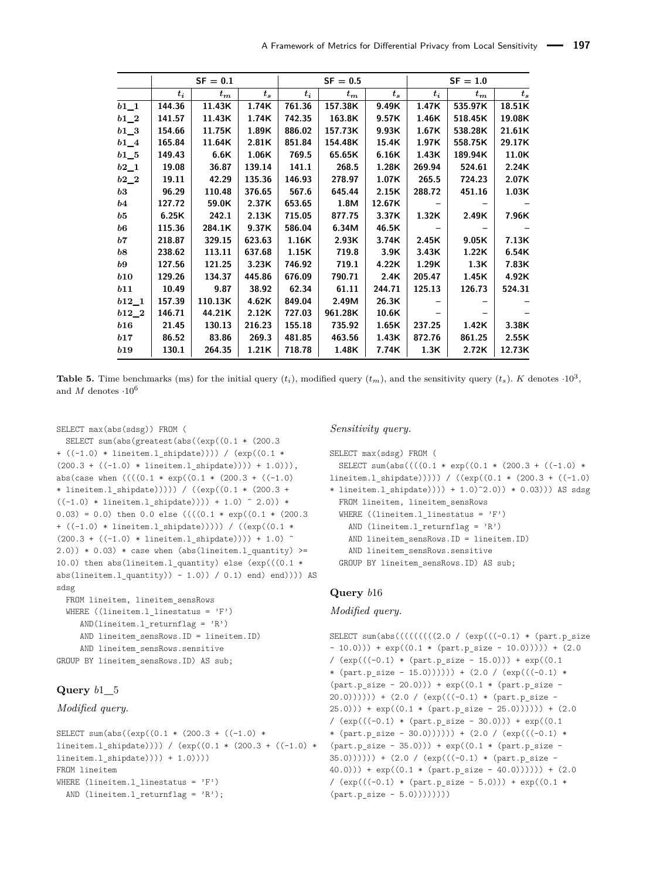|  | SF = 0.1 |  |  | SF = 0.5 |  |  | SF = 1.0 |  |  |
|---|---|---|---|---|---|---|---|---|---|
|  | $t_i$ | $t_m$ | $t_s$ | $t_i$ | $t_m$ | $t_s$ | $t_i$ | $t_m$ | $t_s$ |
| $b1\_1$ | 144.36 | 11.43K | 1.74K | 761.36 | 157.38K | 9.49K | 1.47K | 535.97K | 18.51K |
| $b1\_2$ | 141.57 | 11.43K | 1.74K | 742.35 | 163.8K | 9.57K | 1.46K | 518.45K | 19.08K |
| $b1\_3$ | 154.66 | 11.75K | 1.89K | 886.02 | 157.73K | 9.93K | 1.67K | 538.28K | 21.61K |
| $b1\_4$ | 165.84 | 11.64K | 2.81K | 851.84 | 154.48K | 15.4K | 1.97K | 558.75K | 29.17K |
| $b1\_5$ | 149.43 | 6.6K | 1.06K | 769.5 | 65.65K | 6.16K | 1.43K | 189.94K | 11.0K |
| $b2\_1$ | 19.08 | 36.87 | 139.14 | 141.1 | 268.5 | 1.28K | 269.94 | 524.61 | 2.24K |
| $b2\_2$ | 19.11 | 42.29 | 135.36 | 146.93 | 278.97 | 1.07K | 265.5 | 724.23 | 2.07K |
| $b3$ | 96.29 | 110.48 | 376.65 | 567.6 | 645.44 | 2.15K | 288.72 | 451.16 | 1.03K |
| $b4$ | 127.72 | 59.0K | 2.37K | 653.65 | 1.8M | 12.67K | – | – | – |
| $b5$ | 6.25K | 242.1 | 2.13K | 715.05 | 877.75 | 3.37K | 1.32K | 2.49K | 7.96K |
| $b6$ | 115.36 | 284.1K | 9.37K | 586.04 | 6.34M | 46.5K | – | – | – |
| $b7$ | 218.87 | 329.15 | 623.63 | 1.16K | 2.93K | 3.74K | 2.45K | 9.05K | 7.13K |
| $b8$ | 238.62 | 113.11 | 637.68 | 1.15K | 719.8 | 3.9K | 3.43K | 1.22K | 6.54K |
| $b9$ | 127.56 | 121.25 | 3.23K | 746.92 | 719.1 | 4.22K | 1.29K | 1.3K | 7.83K |
| $b10$ | 129.26 | 134.37 | 445.86 | 676.09 | 790.71 | 2.4K | 205.47 | 1.45K | 4.92K |
| $b11$ | 10.49 | 9.87 | 38.92 | 62.34 | 61.11 | 244.71 | 125.13 | 126.73 | 524.31 |
| $b12\_1$ | 157.39 | 110.13K | 4.62K | 849.04 | 2.49M | 26.3K | – | – | – |
| $b12\_2$ | 146.71 | 44.21K | 2.12K | 727.03 | 961.28K | 10.6K | – | – | – |
| $b16$ | 21.45 | 130.13 | 216.23 | 155.18 | 735.92 | 1.65K | 237.25 | 1.42K | 3.38K |
| $b17$ | 86.52 | 83.86 | 269.3 | 481.85 | 463.56 | 1.43K | 872.76 | 861.25 | 2.55K |
| $b19$ | 130.1 | 264.35 | 1.21K | 718.78 | 1.48K | 7.74K | 1.3K | 2.72K | 12.73K |

**Table 5.** Time benchmarks (ms) for the initial query ($t_i$), modified query ($t_m$), and the sensitivity query ($t_s$). $K$ denotes $\cdot 10^3$, and $M$ denotes $\cdot 10^6$

```
SELECT max(abs(sdsg)) FROM (
  SELECT sum(abs(greatest(abs((exp((0.1 * (200.3
+ ((-1.0) * lineitem.l_shipdate)))) / (exp((0.1 *
(200.3 + ((-1.0) * lineitem.l_shipdate)))) + 1.0))),
abs(case when ((((0.1 * exp((0.1 * (200.3 + ((-1.0)
* lineitem.l_shipdate))))) / ((exp((0.1 * (200.3 +
((-1.0) * lineitem.l_shipdate)))) + 1.0) ^ 2.0)) *
0.03) = 0.0) then 0.0 else ((((0.1 * exp((0.1 * (200.3
+ ((-1.0) * lineitem.l_shipdate))))) / ((exp((0.1 *
(200.3 + ((-1.0) * lineitem.l_shipdate)))) + 1.0) ^
2.0)) * 0.03) * case when (abs(lineitem.l_quantity) >=
10.0) then abs(lineitem.l_quantity) else (exp(((0.1 *
abs(lineitem.l_quantity)) - 1.0)) / 0.1) end) end)))) AS
sdsg
  FROM lineitem, lineitem_sensRows
  WHERE ((lineitem.l_linestatus = 'F')
     AND(lineitem.l_returnflag = 'R')
     AND lineitem_sensRows.ID = lineitem.ID)
     AND lineitem_sensRows.sensitive
GROUP BY lineitem_sensRows.ID) AS sub;
```

### Query $b1\_5$

*Modified query.*

```
SELECT sum(abs((exp((0.1 * (200.3 + ((-1.0) *
lineitem.l_shipdate)))) / (exp((0.1 * (200.3 + ((-1.0) *
lineitem.l_shipdate)))) + 1.0))))
FROM lineitem
WHERE (lineitem.l_linestatus = 'F')
  AND (lineitem.l_returnflag = 'R');
```

*Sensitivity query.*

```
SELECT max(sdsg) FROM (
  SELECT sum(abs((((0.1 * exp((0.1 * (200.3 + ((-1.0) *
lineitem.l_shipdate))))) / ((exp((0.1 * (200.3 + ((-1.0)
* lineitem.l_shipdate)))) + 1.0)^2.0)) * 0.03))) AS sdsg
  FROM lineitem, lineitem_sensRows
  WHERE ((lineitem.l_linestatus = 'F')
    AND (lineitem.l_returnflag = 'R')
    AND lineitem_sensRows.ID = lineitem.ID)
    AND lineitem_sensRows.sensitive
  GROUP BY lineitem_sensRows.ID) AS sub;
```

### Query $b16$

*Modified query.*

```
SELECT sum(abs(((((((((2.0 / (exp(((-0.1) * (part.p_size
- 10.0))) + exp((0.1 * (part.p_size - 10.0))))) + (2.0
/ (exp(((-0.1) * (part.p_size - 15.0))) + exp((0.1
* (part.p_size - 15.0)))))) + (2.0 / (exp(((-0.1) *
(part.p_size - 20.0))) + exp((0.1 * (part.p_size -
20.0)))))) + (2.0 / (exp(((-0.1) * (part.p_size -
25.0))) + exp((0.1 * (part.p_size - 25.0)))))) + (2.0
/ (exp(((-0.1) * (part.p_size - 30.0))) + exp((0.1
* (part.p_size - 30.0)))))) + (2.0 / (exp(((-0.1) *
(part.p_size - 35.0))) + exp((0.1 * (part.p_size -
35.0)))))) + (2.0 / (exp(((-0.1) * (part.p_size -
40.0))) + exp((0.1 * (part.p_size - 40.0)))))) + (2.0
/ (exp(((-0.1) * (part.p_size - 5.0))) + exp((0.1 *
(part.p_size - 5.0))))))))
```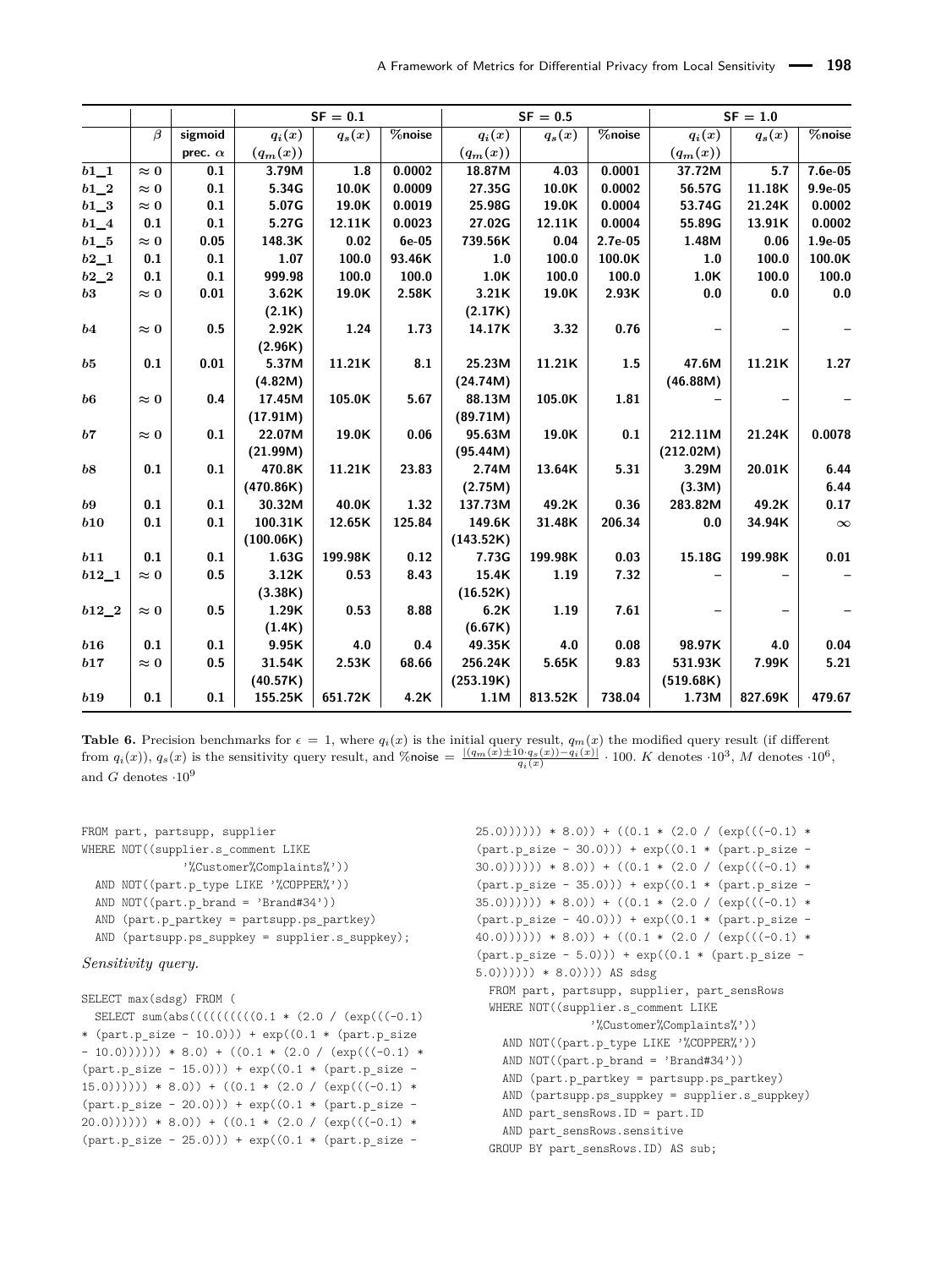| | $\beta$ | sigmoid prec. $\alpha$ | SF = 0.1 $q_i(x)$ ($q_m(x)$) | $q_s(x)$ | %noise | SF = 0.5 $q_i(x)$ ($q_m(x)$) | $q_s(x)$ | %noise | SF = 1.0 $q_i(x)$ ($q_m(x)$) | $q_s(x)$ | %noise |
|---|---|---|---|---|---|---|---|---|---|---|---|
| $b1\_1$ | $\approx 0$ | 0.1 | 3.79M | 1.8 | 0.0002 | 18.87M | 4.03 | 0.0001 | 37.72M | 5.7 | 7.6e-05 |
| $b1\_2$ | $\approx 0$ | 0.1 | 5.34G | 10.0K | 0.0009 | 27.35G | 10.0K | 0.0002 | 56.57G | 11.18K | 9.9e-05 |
| $b1\_3$ | $\approx 0$ | 0.1 | 5.07G | 19.0K | 0.0019 | 25.98G | 19.0K | 0.0004 | 53.74G | 21.24K | 0.0002 |
| $b1\_4$ | 0.1 | 0.1 | 5.27G | 12.11K | 0.0023 | 27.02G | 12.11K | 0.0004 | 55.89G | 13.91K | 0.0002 |
| $b1\_5$ | $\approx 0$ | 0.05 | 148.3K | 0.02 | 6e-05 | 739.56K | 0.04 | 2.7e-05 | 1.48M | 0.06 | 1.9e-05 |
| $b2\_1$ | 0.1 | 0.1 | 1.07 | 100.0 | 93.46K | 1.0 | 100.0 | 100.0K | 1.0 | 100.0 | 100.0K |
| $b2\_2$ | 0.1 | 0.1 | 999.98 | 100.0 | 100.0 | 1.0K | 100.0 | 100.0 | 1.0K | 100.0 | 100.0 |
| $b3$ | $\approx 0$ | 0.01 | 3.62K (2.1K) | 19.0K | 2.58K | 3.21K (2.17K) | 19.0K | 2.93K | 0.0 | 0.0 | 0.0 |
| $b4$ | $\approx 0$ | 0.5 | 2.92K (2.96K) | 1.24 | 1.73 | 14.17K | 3.32 | 0.76 | – | – | – |
| $b5$ | 0.1 | 0.01 | 5.37M (4.82M) | 11.21K | 8.1 | 25.23M (24.74M) | 11.21K | 1.5 | 47.6M (46.88M) | 11.21K | 1.27 |
| $b6$ | $\approx 0$ | 0.4 | 17.45M (17.91M) | 105.0K | 5.67 | 88.13M (89.71M) | 105.0K | 1.81 | – | – | – |
| $b7$ | $\approx 0$ | 0.1 | 22.07M (21.99M) | 19.0K | 0.06 | 95.63M (95.44M) | 19.0K | 0.1 | 212.11M (212.02M) | 21.24K | 0.0078 |
| $b8$ | 0.1 | 0.1 | 470.8K (470.86K) | 11.21K | 23.83 | 2.74M (2.75M) | 13.64K | 5.31 | 3.29M (3.3M) | 20.01K | 6.44 6.44 |
| $b9$ | 0.1 | 0.1 | 30.32M | 40.0K | 1.32 | 137.73M | 49.2K | 0.36 | 283.82M | 49.2K | 0.17 |
| $b10$ | 0.1 | 0.1 | 100.31K (100.06K) | 12.65K | 125.84 | 149.6K (143.52K) | 31.48K | 206.34 | 0.0 | 34.94K | $\infty$ |
| $b11$ | 0.1 | 0.1 | 1.63G | 199.98K | 0.12 | 7.73G | 199.98K | 0.03 | 15.18G | 199.98K | 0.01 |
| $b12\_1$ | $\approx 0$ | 0.5 | 3.12K (3.38K) | 0.53 | 8.43 | 15.4K (16.52K) | 1.19 | 7.32 | – | – | – |
| $b12\_2$ | $\approx 0$ | 0.5 | 1.29K (1.4K) | 0.53 | 8.88 | 6.2K (6.67K) | 1.19 | 7.61 | – | – | – |
| $b16$ | 0.1 | 0.1 | 9.95K | 4.0 | 0.4 | 49.35K | 4.0 | 0.08 | 98.97K | 4.0 | 0.04 |
| $b17$ | $\approx 0$ | 0.5 | 31.54K (40.57K) | 2.53K | 68.66 | 256.24K (253.19K) | 5.65K | 9.83 | 531.93K (519.68K) | 7.99K | 5.21 |
| $b19$ | 0.1 | 0.1 | 155.25K | 651.72K | 4.2K | 1.1M | 813.52K | 738.04 | 1.73M | 827.69K | 479.67 |

**Table 6.** Precision benchmarks for $\epsilon = 1$, where $q_i(x)$ is the initial query result, $q_m(x)$ the modified query result (if different from $q_i(x)$), $q_s(x)$ is the sensitivity query result, and %noise $= \frac{|(q_m(x) \pm 10 \cdot q_s(x)) - q_i(x)|}{q_i(x)} \cdot 100$. $K$ denotes $\cdot 10^3$, $M$ denotes $\cdot 10^6$, and $G$ denotes $\cdot 10^9$

```
FROM part, partsupp, supplier
WHERE NOT((supplier.s_comment LIKE
            '%Customer%Complaints%'))
  AND NOT((part.p_type LIKE '%COPPER%'))
  AND NOT((part.p_brand = 'Brand#34'))
  AND (part.p_partkey = partsupp.ps_partkey)
  AND (partsupp.ps_suppkey = supplier.s_suppkey);
```

*Sensitivity query.*

```
SELECT max(sdsg) FROM (
  SELECT sum(abs((((((((((0.1 * (2.0 / (exp(((-0.1)
* (part.p_size - 10.0))) + exp((0.1 * (part.p_size
- 10.0)))))) * 8.0) + ((0.1 * (2.0 / (exp(((-0.1) *
(part.p_size - 15.0))) + exp((0.1 * (part.p_size -
15.0)))))) * 8.0)) + ((0.1 * (2.0 / (exp(((-0.1) *
(part.p_size - 20.0))) + exp((0.1 * (part.p_size -
20.0)))))) * 8.0)) + ((0.1 * (2.0 / (exp(((-0.1) *
(part.p_size - 25.0))) + exp((0.1 * (part.p_size -
25.0)))))) * 8.0)) + ((0.1 * (2.0 / (exp(((-0.1) *
(part.p_size - 30.0))) + exp((0.1 * (part.p_size -
30.0)))))) * 8.0)) + ((0.1 * (2.0 / (exp(((-0.1) *
(part.p_size - 35.0))) + exp((0.1 * (part.p_size -
35.0)))))) * 8.0)) + ((0.1 * (2.0 / (exp(((-0.1) *
(part.p_size - 40.0))) + exp((0.1 * (part.p_size -
40.0)))))) * 8.0)) + ((0.1 * (2.0 / (exp(((-0.1) *
(part.p_size - 5.0))) + exp((0.1 * (part.p_size -
5.0)))))) * 8.0)))) AS sdsg
  FROM part, partsupp, supplier, part_sensRows
  WHERE NOT((supplier.s_comment LIKE
              '%Customer%Complaints%'))
    AND NOT((part.p_type LIKE '%COPPER%'))
    AND NOT((part.p_brand = 'Brand#34'))
    AND (part.p_partkey = partsupp.ps_partkey)
    AND (partsupp.ps_suppkey = supplier.s_suppkey)
    AND part_sensRows.ID = part.ID
    AND part_sensRows.sensitive
  GROUP BY part_sensRows.ID) AS sub;
```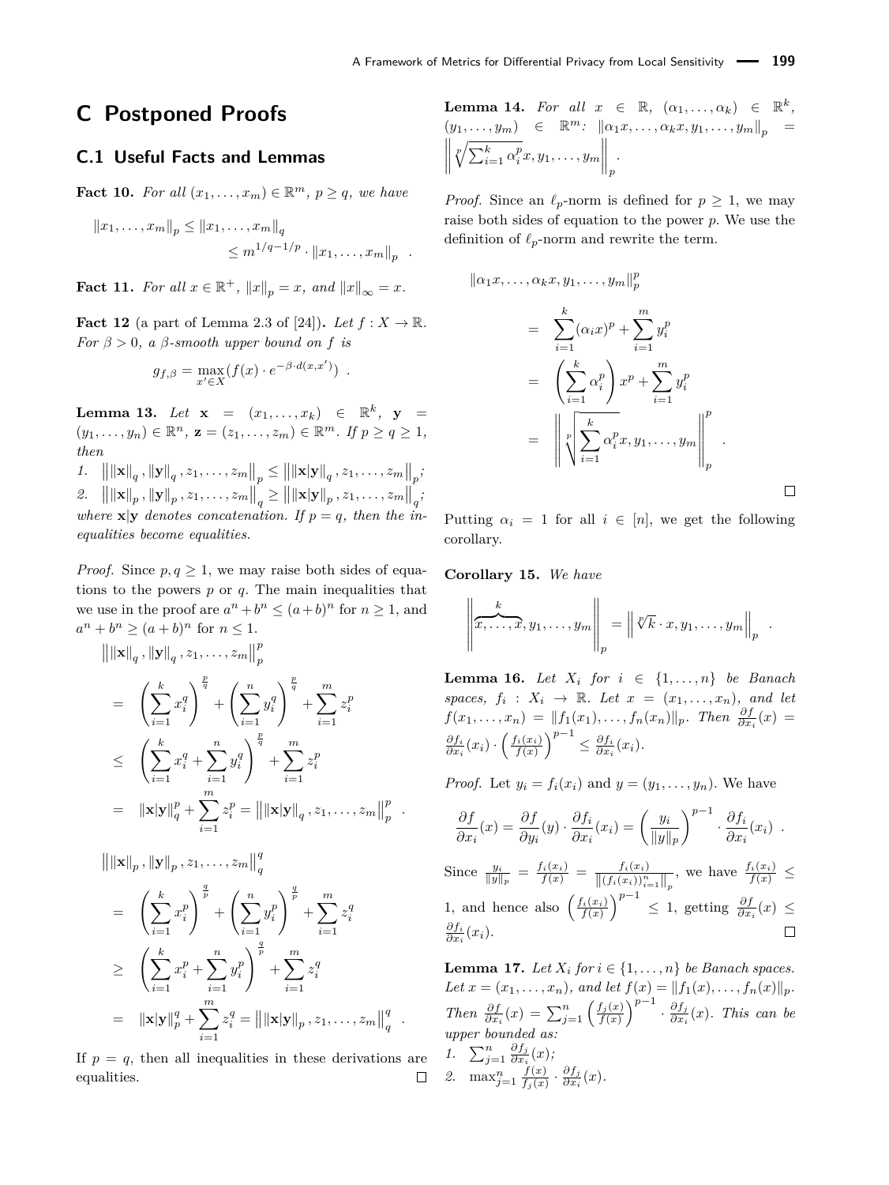# C Postponed Proofs

## C.1 Useful Facts and Lemmas

**Fact 10.** *For all $(x_1, \dots, x_m) \in \mathbb{R}^m$, $p \geq q$, we have*

$$\|x_1, \dots, x_m\|_p \leq \|x_1, \dots, x_m\|_q \leq m^{1/q - 1/p} \cdot \|x_1, \dots, x_m\|_p \enspace .$$

**Fact 11.** *For all $x \in \mathbb{R}^+$, $\|x\|_p = x$, and $\|x\|_\infty = x$.*

**Fact 12** (a part of Lemma 2.3 of [24])**.** *Let $f : X \to \mathbb{R}$. For $\beta > 0$, a $\beta$-smooth upper bound on $f$ is*

$$g_{f,\beta} = \max_{x' \in X} (f(x) \cdot e^{-\beta \cdot d(x,x')}) \enspace .$$

**Lemma 13.** *Let $\mathbf{x} = (x_1, \dots, x_k) \in \mathbb{R}^k$, $\mathbf{y} = (y_1, \dots, y_n) \in \mathbb{R}^n$, $\mathbf{z} = (z_1, \dots, z_m) \in \mathbb{R}^m$. If $p \geq q \geq 1$, then*

1. $\left\| \|\mathbf{x}\|_q, \|\mathbf{y}\|_q, z_1, \dots, z_m \right\|_p \leq \left\| \|\mathbf{x}|\mathbf{y}\|_q, z_1, \dots, z_m \right\|_p$;
2. $\left\| \|\mathbf{x}\|_p, \|\mathbf{y}\|_p, z_1, \dots, z_m \right\|_q \geq \left\| \|\mathbf{x}|\mathbf{y}\|_p, z_1, \dots, z_m \right\|_q$;

*where $\mathbf{x}|\mathbf{y}$ denotes concatenation. If $p = q$, then the inequalities become equalities.*

*Proof.* Since $p, q \geq 1$, we may raise both sides of equations to the powers $p$ or $q$. The main inequalities that we use in the proof are $a^n + b^n \leq (a+b)^n$ for $n \geq 1$, and $a^n + b^n \geq (a+b)^n$ for $n \leq 1$.

$$\begin{aligned}
&\left\| \|\mathbf{x}\|_q, \|\mathbf{y}\|_q, z_1, \dots, z_m \right\|_p^p \\
&= \left( \sum_{i=1}^k x_i^q \right)^{\frac{p}{q}} + \left( \sum_{i=1}^n y_i^q \right)^{\frac{p}{q}} + \sum_{i=1}^m z_i^p \\
&\leq \left( \sum_{i=1}^k x_i^q + \sum_{i=1}^n y_i^q \right)^{\frac{p}{q}} + \sum_{i=1}^m z_i^p \\
&= \|\mathbf{x}|\mathbf{y}\|_q^p + \sum_{i=1}^m z_i^p = \left\| \|\mathbf{x}|\mathbf{y}\|_q, z_1, \dots, z_m \right\|_p^p \enspace .
\end{aligned}$$

$$\begin{aligned}
&\left\| \|\mathbf{x}\|_p, \|\mathbf{y}\|_p, z_1, \dots, z_m \right\|_q^q \\
&= \left( \sum_{i=1}^k x_i^p \right)^{\frac{q}{p}} + \left( \sum_{i=1}^n y_i^p \right)^{\frac{q}{p}} + \sum_{i=1}^m z_i^q \\
&\geq \left( \sum_{i=1}^k x_i^p + \sum_{i=1}^n y_i^p \right)^{\frac{q}{p}} + \sum_{i=1}^m z_i^q \\
&= \|\mathbf{x}|\mathbf{y}\|_p^q + \sum_{i=1}^m z_i^q = \left\| \|\mathbf{x}|\mathbf{y}\|_p, z_1, \dots, z_m \right\|_q^q \enspace .
\end{aligned}$$

If $p = q$, then all inequalities in these derivations are equalities. ◻

**Lemma 14.** *For all $x \in \mathbb{R}$, $(\alpha_1, \dots, \alpha_k) \in \mathbb{R}^k$, $(y_1, \dots, y_m) \in \mathbb{R}^m$: $\|\alpha_1 x, \dots, \alpha_k x, y_1, \dots, y_m\|_p = \left\| \sqrt[p]{\sum_{i=1}^k \alpha_i^p} x, y_1, \dots, y_m \right\|_p$.*

*Proof.* Since an $\ell_p$-norm is defined for $p \geq 1$, we may raise both sides of equation to the power $p$. We use the definition of $\ell_p$-norm and rewrite the term.

$$\begin{aligned}
&\|\alpha_1 x, \dots, \alpha_k x, y_1, \dots, y_m\|_p^p \\
&= \sum_{i=1}^k (\alpha_i x)^p + \sum_{i=1}^m y_i^p \\
&= \left( \sum_{i=1}^k \alpha_i^p \right) x^p + \sum_{i=1}^m y_i^p \\
&= \left\| \sqrt[p]{\sum_{i=1}^k \alpha_i^p} x, y_1, \dots, y_m \right\|_p^p \enspace .
\end{aligned}$$

◻

Putting $\alpha_i = 1$ for all $i \in [n]$, we get the following corollary.

**Corollary 15.** *We have*

$$\left\| \overbrace{x, \dots, x}^{k}, y_1, \dots, y_m \right\|_p = \left\| \sqrt[p]{k} \cdot x, y_1, \dots, y_m \right\|_p \enspace .$$

**Lemma 16.** *Let $X_i$ for $i \in \{1, \dots, n\}$ be Banach spaces, $f_i : X_i \to \mathbb{R}$. Let $x = (x_1, \dots, x_n)$, and let $f(x_1, \dots, x_n) = \|f_1(x_1), \dots, f_n(x_n)\|_p$. Then $\frac{\partial f}{\partial x_i}(x) = \frac{\partial f_i}{\partial x_i}(x_i) \cdot \left( \frac{f_i(x_i)}{f(x)} \right)^{p-1} \leq \frac{\partial f_i}{\partial x_i}(x_i)$.*

*Proof.* Let $y_i = f_i(x_i)$ and $y = (y_1, \dots, y_n)$. We have

$$\frac{\partial f}{\partial x_i}(x) = \frac{\partial f}{\partial y_i}(y) \cdot \frac{\partial f_i}{\partial x_i}(x_i) = \left( \frac{y_i}{\|y\|_p} \right)^{p-1} \cdot \frac{\partial f_i}{\partial x_i}(x_i) \enspace .$$

Since $\frac{y_i}{\|y\|_p} = \frac{f_i(x_i)}{f(x)} = \frac{f_i(x_i)}{\|(f_i(x_i))_{i=1}^n\|_p}$, we have $\frac{f_i(x_i)}{f(x)} \leq 1$, and hence also $\left( \frac{f_i(x_i)}{f(x)} \right)^{p-1} \leq 1$, getting $\frac{\partial f}{\partial x_i}(x) \leq \frac{\partial f_i}{\partial x_i}(x_i)$. ◻

**Lemma 17.** *Let $X_i$ for $i \in \{1, \dots, n\}$ be Banach spaces. Let $x = (x_1, \dots, x_n)$, and let $f(x) = \|f_1(x), \dots, f_n(x)\|_p$. Then $\frac{\partial f}{\partial x_i}(x) = \sum_{j=1}^n \left( \frac{f_j(x)}{f(x)} \right)^{p-1} \cdot \frac{\partial f_j}{\partial x_i}(x)$. This can be upper bounded as:*

1. $\sum_{j=1}^n \frac{\partial f_j}{\partial x_i}(x)$;
2. $\max_{j=1}^n \frac{f(x)}{f_j(x)} \cdot \frac{\partial f_j}{\partial x_i}(x)$.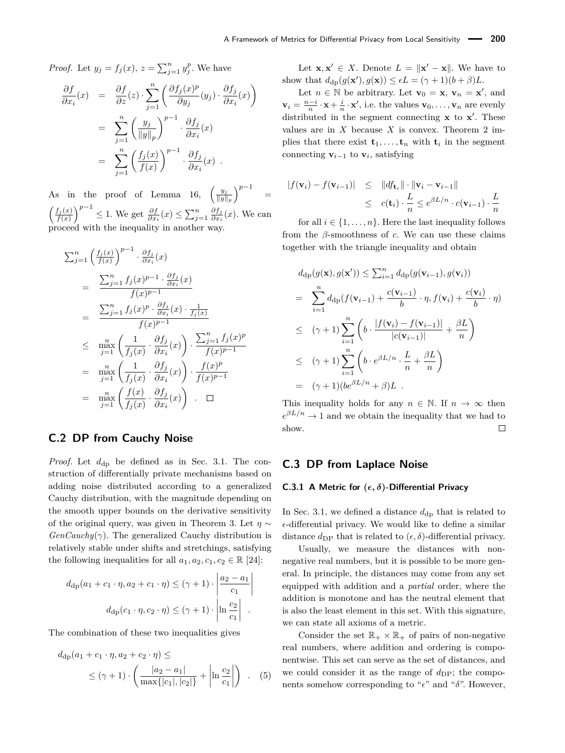*Proof.* Let $y_j = f_j(x)$, $z = \sum_{j=1}^n y_j^p$. We have

$$
\begin{aligned}
\frac{\partial f}{\partial x_i}(x) &= \frac{\partial f}{\partial z}(z) \cdot \sum_{j=1}^{n} \left( \frac{\partial f_j(x)^p}{\partial y_j}(y_j) \cdot \frac{\partial f_j}{\partial x_i}(x) \right) \\
&= \sum_{j=1}^{n} \left( \frac{y_j}{\|y\|_p} \right)^{p-1} \cdot \frac{\partial f_j}{\partial x_i}(x) \\
&= \sum_{j=1}^{n} \left( \frac{f_j(x)}{f(x)} \right)^{p-1} \cdot \frac{\partial f_j}{\partial x_i}(x) \ .
\end{aligned}
$$

As in the proof of Lemma 16, $\left(\frac{y_j}{\|y\|_p}\right)^{p-1} = \left(\frac{f_j(x)}{f(x)}\right)^{p-1} \leq 1$. We get $\frac{\partial f}{\partial x_i}(x) \leq \sum_{j=1}^n \frac{\partial f_j}{\partial x_i}(x)$. We can proceed with the inequality in another way.

$$
\begin{aligned}
&\sum_{j=1}^n \left(\frac{f_j(x)}{f(x)}\right)^{p-1} \cdot \frac{\partial f_j}{\partial x_i}(x) \\
&= \frac{\sum_{j=1}^n f_j(x)^{p-1} \cdot \frac{\partial f_j}{\partial x_i}(x)}{f(x)^{p-1}} \\
&= \frac{\sum_{j=1}^n f_j(x)^{p} \cdot \frac{\partial f_j}{\partial x_i}(x) \cdot \frac{1}{f_j(x)}}{f(x)^{p-1}} \\
&\leq \max_{j=1}^{n} \left( \frac{1}{f_j(x)} \cdot \frac{\partial f_j}{\partial x_i}(x) \right) \cdot \frac{\sum_{j=1}^n f_j(x)^p}{f(x)^{p-1}} \\
&= \max_{j=1}^{n} \left( \frac{1}{f_j(x)} \cdot \frac{\partial f_j}{\partial x_i}(x) \right) \cdot \frac{f(x)^p}{f(x)^{p-1}} \\
&= \max_{j=1}^{n} \left( \frac{f(x)}{f_j(x)} \cdot \frac{\partial f_j}{\partial x_i}(x) \right) \ . \quad \square
\end{aligned}
$$

## C.2 DP from Cauchy Noise

*Proof.* Let $d_{\mathrm{dp}}$ be defined as in Sec. 3.1. The construction of differentially private mechanisms based on adding noise distributed according to a generalized Cauchy distribution, with the magnitude depending on the smooth upper bounds on the derivative sensitivity of the original query, was given in Theorem 3. Let $\eta \sim GenCauchy(\gamma)$. The generalized Cauchy distribution is relatively stable under shifts and stretchings, satisfying the following inequalities for all $a_1, a_2, c_1, c_2 \in \mathbb{R}$ [24]:

$$
d_{\mathrm{dp}}(a_1 + c_1 \cdot \eta, a_2 + c_1 \cdot \eta) \leq (\gamma + 1) \cdot \left| \frac{a_2 - a_1}{c_1} \right|
$$

$$
d_{\mathrm{dp}}(c_1 \cdot \eta, c_2 \cdot \eta) \leq (\gamma + 1) \cdot \left| \ln \frac{c_2}{c_1} \right| \ .
$$

The combination of these two inequalities gives

$$
\begin{aligned}
&d_{\mathrm{dp}}(a_1 + c_1 \cdot \eta, a_2 + c_2 \cdot \eta) \leq \\
&\leq (\gamma + 1) \cdot \left( \frac{|a_2 - a_1|}{\max\{|c_1|, |c_2|\}} + \left| \ln \frac{c_2}{c_1} \right| \right) \ . \quad (5)
\end{aligned}
$$

Let $\mathbf{x}, \mathbf{x}' \in X$. Denote $L = \|\mathbf{x}' - \mathbf{x}\|$. We have to show that $d_{\mathrm{dp}}(g(\mathbf{x}'), g(\mathbf{x})) \leq \epsilon L = (\gamma + 1)(b + \beta)L$.

Let $n \in \mathbb{N}$ be arbitrary. Let $\mathbf{v}_0 = \mathbf{x}$, $\mathbf{v}_n = \mathbf{x}'$, and $\mathbf{v}_i = \frac{n-i}{n} \cdot \mathbf{x} + \frac{i}{n} \cdot \mathbf{x}'$, i.e. the values $\mathbf{v}_0, \ldots, \mathbf{v}_n$ are evenly distributed in the segment connecting $\mathbf{x}$ to $\mathbf{x}'$. These values are in $X$ because $X$ is convex. Theorem 2 implies that there exist $\mathbf{t}_1, \ldots, \mathbf{t}_n$ with $\mathbf{t}_i$ in the segment connecting $\mathbf{v}_{i-1}$ to $\mathbf{v}_i$, satisfying

$$
\begin{aligned}
|f(\mathbf{v}_i) - f(\mathbf{v}_{i-1})| &\leq \|df_{\mathbf{t}_i}\| \cdot \|\mathbf{v}_i - \mathbf{v}_{i-1}\| \\
&\leq c(\mathbf{t}_i) \cdot \frac{L}{n} \leq e^{\beta L/n} \cdot c(\mathbf{v}_{i-1}) \cdot \frac{L}{n}
\end{aligned}
$$

for all $i \in \{1, \ldots, n\}$. Here the last inequality follows from the $\beta$-smoothness of $c$. We can use these claims together with the triangle inequality and obtain

$$
\begin{aligned}
&d_{\mathrm{dp}}(g(\mathbf{x}), g(\mathbf{x}')) \leq \sum_{i=1}^n d_{\mathrm{dp}}(g(\mathbf{v}_{i-1}), g(\mathbf{v}_i)) \\
&= \sum_{i=1}^{n} d_{\mathrm{dp}}(f(\mathbf{v}_{i-1}) + \frac{c(\mathbf{v}_{i-1})}{b} \cdot \eta, f(\mathbf{v}_i) + \frac{c(\mathbf{v}_i)}{b} \cdot \eta) \\
&\leq (\gamma + 1) \sum_{i=1}^{n} \left( b \cdot \frac{|f(\mathbf{v}_i) - f(\mathbf{v}_{i-1})|}{|c(\mathbf{v}_{i-1})|} + \frac{\beta L}{n} \right) \\
&\leq (\gamma + 1) \sum_{i=1}^{n} \left( b \cdot e^{\beta L/n} \cdot \frac{L}{n} + \frac{\beta L}{n} \right) \\
&= (\gamma + 1)(b e^{\beta L/n} + \beta)L \ .
\end{aligned}
$$

This inequality holds for any $n \in \mathbb{N}$. If $n \to \infty$ then $e^{\beta L/n} \to 1$ and we obtain the inequality that we had to show. $\square$

## C.3 DP from Laplace Noise

### C.3.1 A Metric for $(\epsilon, \delta)$-Differential Privacy

In Sec. 3.1, we defined a distance $d_{\mathrm{dp}}$ that is related to $\epsilon$-differential privacy. We would like to define a similar distance $d_{\mathrm{DP}}$ that is related to $(\epsilon, \delta)$-differential privacy.

Usually, we measure the distances with non-negative real numbers, but it is possible to be more general. In principle, the distances may come from any set equipped with addition and a *partial* order, where the addition is monotone and has the neutral element that is also the least element in this set. With this signature, we can state all axioms of a metric.

Consider the set $\mathbb{R}_+ \times \mathbb{R}_+$ of pairs of non-negative real numbers, where addition and ordering is componentwise. This set can serve as the set of distances, and we could consider it as the range of $d_{\mathrm{DP}}$; the components somehow corresponding to "$\epsilon$" and "$\delta$". However,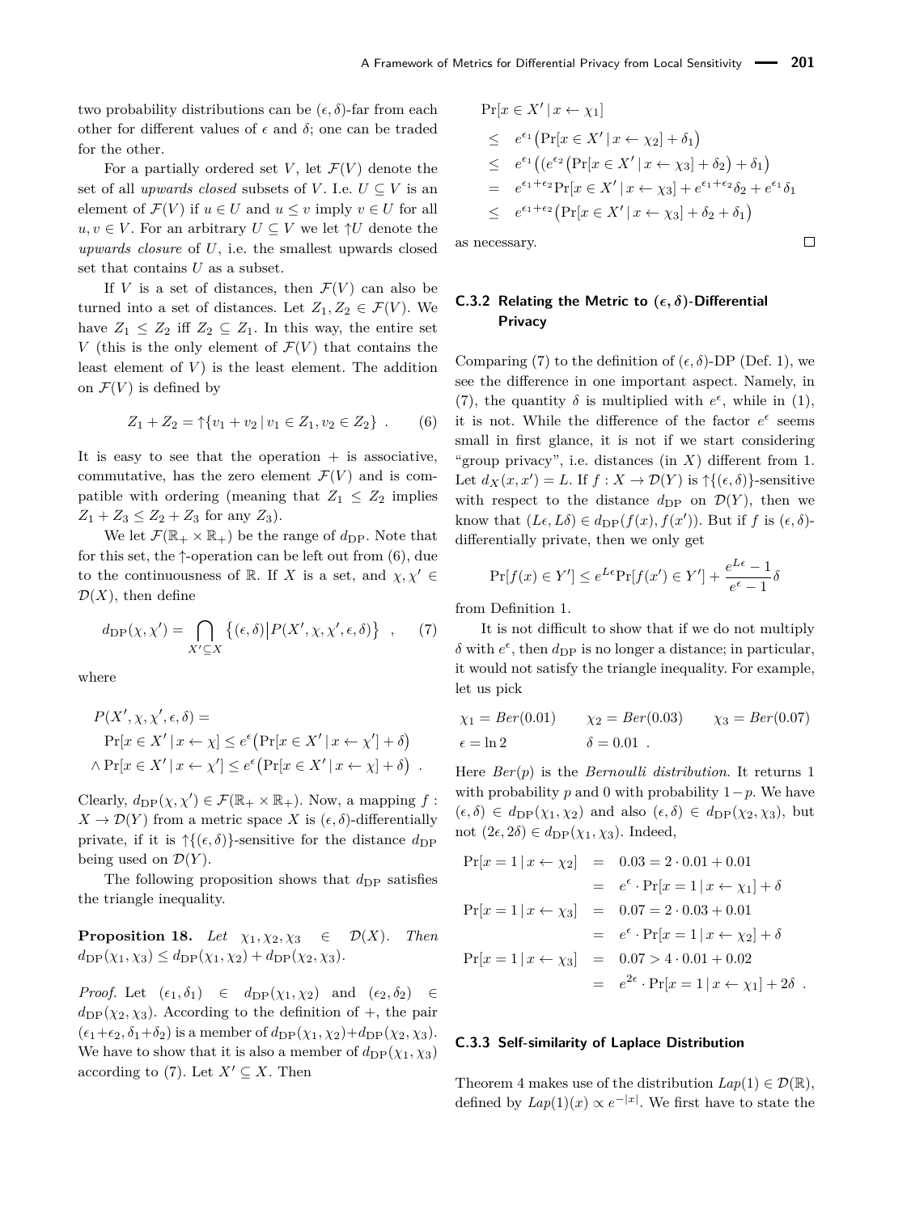two probability distributions can be $(\epsilon, \delta)$-far from each other for different values of $\epsilon$ and $\delta$; one can be traded for the other.

For a partially ordered set $V$, let $\mathcal{F}(V)$ denote the set of all *upwards closed* subsets of $V$. I.e. $U \subseteq V$ is an element of $\mathcal{F}(V)$ if $u \in U$ and $u \leq v$ imply $v \in U$ for all $u, v \in V$. For an arbitrary $U \subseteq V$ we let $\uparrow U$ denote the *upwards closure* of $U$, i.e. the smallest upwards closed set that contains $U$ as a subset.

If $V$ is a set of distances, then $\mathcal{F}(V)$ can also be turned into a set of distances. Let $Z_1, Z_2 \in \mathcal{F}(V)$. We have $Z_1 \leq Z_2$ iff $Z_2 \subseteq Z_1$. In this way, the entire set $V$ (this is the only element of $\mathcal{F}(V)$ that contains the least element of $V$) is the least element. The addition on $\mathcal{F}(V)$ is defined by

$$Z_1 + Z_2 = \uparrow\{v_1 + v_2 \,|\, v_1 \in Z_1, v_2 \in Z_2\} \ . \qquad (6)$$

It is easy to see that the operation $+$ is associative, commutative, has the zero element $\mathcal{F}(V)$ and is compatible with ordering (meaning that $Z_1 \leq Z_2$ implies $Z_1 + Z_3 \leq Z_2 + Z_3$ for any $Z_3$).

We let $\mathcal{F}(\mathbb{R}_+ \times \mathbb{R}_+)$ be the range of $d_{\mathrm{DP}}$. Note that for this set, the $\uparrow$-operation can be left out from (6), due to the continuousness of $\mathbb{R}$. If $X$ is a set, and $\chi, \chi' \in \mathcal{D}(X)$, then define

$$d_{\mathrm{DP}}(\chi, \chi') = \bigcap_{X' \subseteq X} \left\{(\epsilon, \delta) \middle| P(X', \chi, \chi', \epsilon, \delta)\right\} \ , \qquad (7)$$

where

$$\begin{aligned}
&P(X', \chi, \chi', \epsilon, \delta) = \\
&\Pr[x \in X' \,|\, x \leftarrow \chi] \leq e^{\epsilon}\big(\Pr[x \in X' \,|\, x \leftarrow \chi'] + \delta\big) \\
&\wedge \Pr[x \in X' \,|\, x \leftarrow \chi'] \leq e^{\epsilon}\big(\Pr[x \in X' \,|\, x \leftarrow \chi] + \delta\big) \ .
\end{aligned}$$

Clearly, $d_{\mathrm{DP}}(\chi, \chi') \in \mathcal{F}(\mathbb{R}_+ \times \mathbb{R}_+)$. Now, a mapping $f : X \to \mathcal{D}(Y)$ from a metric space $X$ is $(\epsilon, \delta)$-differentially private, if it is $\uparrow\{(\epsilon, \delta)\}$-sensitive for the distance $d_{\mathrm{DP}}$ being used on $\mathcal{D}(Y)$.

The following proposition shows that $d_{\mathrm{DP}}$ satisfies the triangle inequality.

**Proposition 18.** *Let $\chi_1, \chi_2, \chi_3 \in \mathcal{D}(X)$. Then $d_{\mathrm{DP}}(\chi_1, \chi_3) \leq d_{\mathrm{DP}}(\chi_1, \chi_2) + d_{\mathrm{DP}}(\chi_2, \chi_3)$.*

*Proof.* Let $(\epsilon_1, \delta_1) \in d_{\mathrm{DP}}(\chi_1, \chi_2)$ and $(\epsilon_2, \delta_2) \in d_{\mathrm{DP}}(\chi_2, \chi_3)$. According to the definition of $+$, the pair $(\epsilon_1+\epsilon_2, \delta_1+\delta_2)$ is a member of $d_{\mathrm{DP}}(\chi_1, \chi_2) + d_{\mathrm{DP}}(\chi_2, \chi_3)$. We have to show that it is also a member of $d_{\mathrm{DP}}(\chi_1, \chi_3)$ according to (7). Let $X' \subseteq X$. Then

$$\begin{aligned}
&\Pr[x \in X' \,|\, x \leftarrow \chi_1] \\
&\leq \ e^{\epsilon_1}\big(\Pr[x \in X' \,|\, x \leftarrow \chi_2] + \delta_1\big) \\
&\leq \ e^{\epsilon_1}\big(\big(e^{\epsilon_2}\big(\Pr[x \in X' \,|\, x \leftarrow \chi_3] + \delta_2\big) + \delta_1\big) \\
&= \ e^{\epsilon_1+\epsilon_2}\Pr[x \in X' \,|\, x \leftarrow \chi_3] + e^{\epsilon_1+\epsilon_2}\delta_2 + e^{\epsilon_1}\delta_1 \\
&\leq \ e^{\epsilon_1+\epsilon_2}\big(\Pr[x \in X' \,|\, x \leftarrow \chi_3] + \delta_2 + \delta_1\big)
\end{aligned}$$

as necessary. □

### C.3.2 Relating the Metric to $(\epsilon, \delta)$-Differential Privacy

Comparing (7) to the definition of $(\epsilon, \delta)$-DP (Def. 1), we see the difference in one important aspect. Namely, in (7), the quantity $\delta$ is multiplied with $e^{\epsilon}$, while in (1), it is not. While the difference of the factor $e^{\epsilon}$ seems small in first glance, it is not if we start considering "group privacy", i.e. distances (in $X$) different from 1. Let $d_X(x, x') = L$. If $f : X \to \mathcal{D}(Y)$ is $\uparrow\{(\epsilon, \delta)\}$-sensitive with respect to the distance $d_{\mathrm{DP}}$ on $\mathcal{D}(Y)$, then we know that $(L\epsilon, L\delta) \in d_{\mathrm{DP}}(f(x), f(x'))$. But if $f$ is $(\epsilon, \delta)$-differentially private, then we only get

$$\Pr[f(x) \in Y'] \leq e^{L\epsilon}\Pr[f(x') \in Y'] + \frac{e^{L\epsilon} - 1}{e^{\epsilon} - 1}\delta$$

from Definition 1.

It is not difficult to show that if we do not multiply $\delta$ with $e^{\epsilon}$, then $d_{\mathrm{DP}}$ is no longer a distance; in particular, it would not satisfy the triangle inequality. For example, let us pick

$$\begin{array}{lll}
\chi_1 = Ber(0.01) & \chi_2 = Ber(0.03) & \chi_3 = Ber(0.07) \\
\epsilon = \ln 2 & \delta = 0.01 \ . &
\end{array}$$

Here $Ber(p)$ is the *Bernoulli distribution*. It returns 1 with probability $p$ and 0 with probability $1-p$. We have $(\epsilon, \delta) \in d_{\mathrm{DP}}(\chi_1, \chi_2)$ and also $(\epsilon, \delta) \in d_{\mathrm{DP}}(\chi_2, \chi_3)$, but not $(2\epsilon, 2\delta) \in d_{\mathrm{DP}}(\chi_1, \chi_3)$. Indeed,

$$\begin{aligned}
\Pr[x = 1 \,|\, x \leftarrow \chi_2] &= 0.03 = 2 \cdot 0.01 + 0.01 \\
&= e^{\epsilon} \cdot \Pr[x = 1 \,|\, x \leftarrow \chi_1] + \delta \\
\Pr[x = 1 \,|\, x \leftarrow \chi_3] &= 0.07 = 2 \cdot 0.03 + 0.01 \\
&= e^{\epsilon} \cdot \Pr[x = 1 \,|\, x \leftarrow \chi_2] + \delta \\
\Pr[x = 1 \,|\, x \leftarrow \chi_3] &= 0.07 > 4 \cdot 0.01 + 0.02 \\
&= e^{2\epsilon} \cdot \Pr[x = 1 \,|\, x \leftarrow \chi_1] + 2\delta \ .
\end{aligned}$$

### C.3.3 Self-similarity of Laplace Distribution

Theorem 4 makes use of the distribution $Lap(1) \in \mathcal{D}(\mathbb{R})$, defined by $Lap(1)(x) \propto e^{-|x|}$. We first have to state the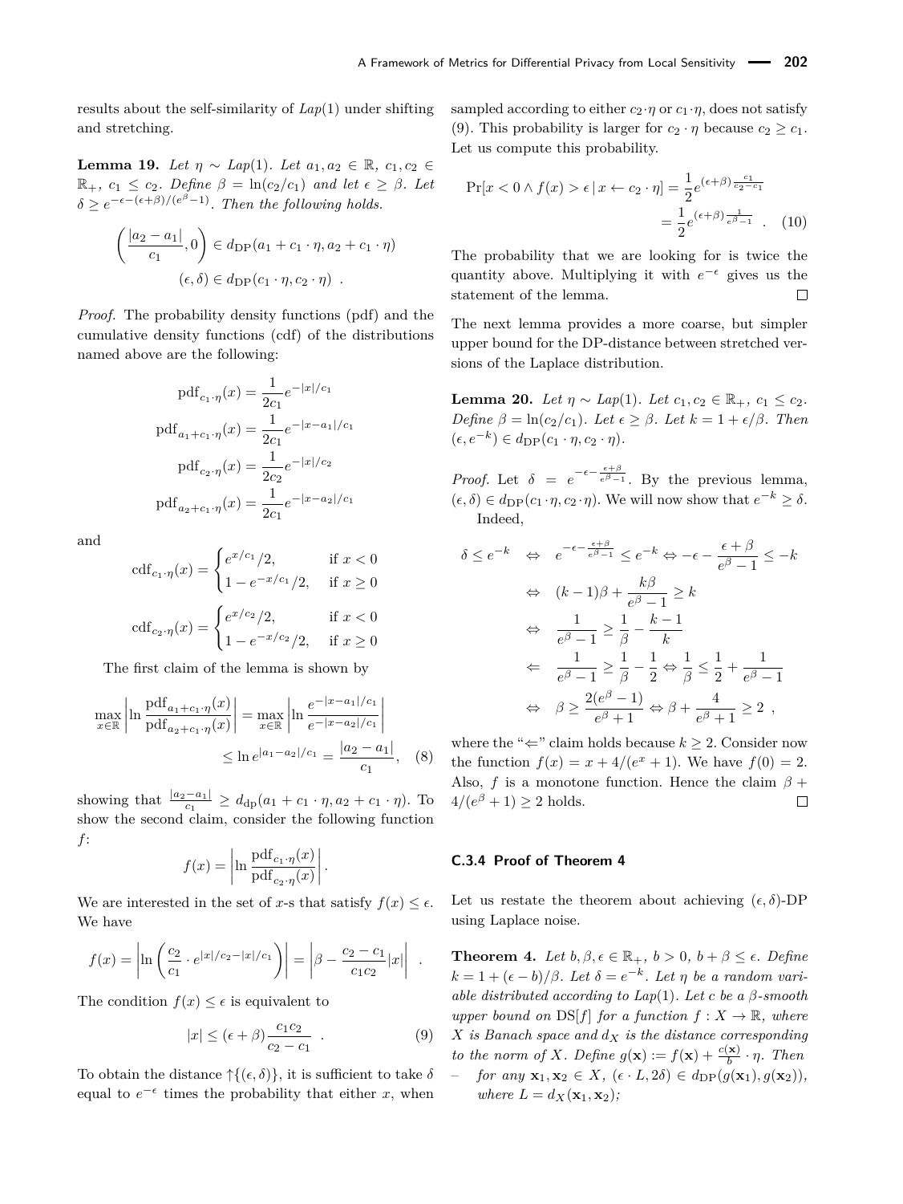results about the self-similarity of *Lap*(1) under shifting and stretching.

**Lemma 19.** *Let $\eta \sim Lap(1)$. Let $a_1, a_2 \in \mathbb{R}$, $c_1, c_2 \in \mathbb{R}_+$, $c_1 \leq c_2$. Define $\beta = \ln(c_2/c_1)$ and let $\epsilon \geq \beta$. Let $\delta \geq e^{-\epsilon-(\epsilon+\beta)/(e^\beta-1)}$. Then the following holds.*

$$\left(\frac{|a_2 - a_1|}{c_1}, 0\right) \in d_{\mathrm{DP}}(a_1 + c_1 \cdot \eta, a_2 + c_1 \cdot \eta)$$
$$(\epsilon, \delta) \in d_{\mathrm{DP}}(c_1 \cdot \eta, c_2 \cdot \eta) \enspace .$$

*Proof.* The probability density functions (pdf) and the cumulative density functions (cdf) of the distributions named above are the following:

$$\mathrm{pdf}_{c_1\cdot\eta}(x) = \frac{1}{2c_1}e^{-|x|/c_1}$$
$$\mathrm{pdf}_{a_1+c_1\cdot\eta}(x) = \frac{1}{2c_1}e^{-|x-a_1|/c_1}$$
$$\mathrm{pdf}_{c_2\cdot\eta}(x) = \frac{1}{2c_2}e^{-|x|/c_2}$$
$$\mathrm{pdf}_{a_2+c_1\cdot\eta}(x) = \frac{1}{2c_1}e^{-|x-a_2|/c_1}$$

and

$$\mathrm{cdf}_{c_1\cdot\eta}(x) = \begin{cases} e^{x/c_1}/2, & \text{if } x < 0 \\ 1 - e^{-x/c_1}/2, & \text{if } x \geq 0 \end{cases}$$
$$\mathrm{cdf}_{c_2\cdot\eta}(x) = \begin{cases} e^{x/c_2}/2, & \text{if } x < 0 \\ 1 - e^{-x/c_2}/2, & \text{if } x \geq 0 \end{cases}$$

The first claim of the lemma is shown by

$$\max_{x\in\mathbb{R}} \left| \ln \frac{\mathrm{pdf}_{a_1+c_1\cdot\eta}(x)}{\mathrm{pdf}_{a_2+c_1\cdot\eta}(x)} \right| = \max_{x\in\mathbb{R}} \left| \ln \frac{e^{-|x-a_1|/c_1}}{e^{-|x-a_2|/c_1}} \right| \leq \ln e^{|a_1-a_2|/c_1} = \frac{|a_2 - a_1|}{c_1}, \quad (8)$$

showing that $\frac{|a_2-a_1|}{c_1} \geq d_{\mathrm{dp}}(a_1 + c_1 \cdot \eta, a_2 + c_1 \cdot \eta)$. To show the second claim, consider the following function $f$:

$$f(x) = \left| \ln \frac{\mathrm{pdf}_{c_1\cdot\eta}(x)}{\mathrm{pdf}_{c_2\cdot\eta}(x)} \right| .$$

We are interested in the set of $x$-s that satisfy $f(x) \leq \epsilon$. We have

$$f(x) = \left| \ln \left( \frac{c_2}{c_1} \cdot e^{|x|/c_2 - |x|/c_1} \right) \right| = \left| \beta - \frac{c_2 - c_1}{c_1 c_2}|x| \right| \enspace .$$

The condition $f(x) \leq \epsilon$ is equivalent to

$$|x| \leq (\epsilon + \beta)\frac{c_1 c_2}{c_2 - c_1} \enspace . \quad (9)$$

To obtain the distance $\uparrow\{(\epsilon, \delta)\}$, it is sufficient to take $\delta$ equal to $e^{-\epsilon}$ times the probability that either $x$, when sampled according to either $c_2 \cdot \eta$ or $c_1 \cdot \eta$, does not satisfy (9). This probability is larger for $c_2 \cdot \eta$ because $c_2 \geq c_1$. Let us compute this probability.

$$\Pr[x < 0 \wedge f(x) > \epsilon \mid x \leftarrow c_2 \cdot \eta] = \frac{1}{2}e^{(\epsilon+\beta)\frac{c_1}{c_2-c_1}} = \frac{1}{2}e^{(\epsilon+\beta)\frac{1}{e^\beta-1}} \enspace . \quad (10)$$

The probability that we are looking for is twice the quantity above. Multiplying it with $e^{-\epsilon}$ gives us the statement of the lemma. $\square$

The next lemma provides a more coarse, but simpler upper bound for the DP-distance between stretched versions of the Laplace distribution.

**Lemma 20.** *Let $\eta \sim Lap(1)$. Let $c_1, c_2 \in \mathbb{R}_+$, $c_1 \leq c_2$. Define $\beta = \ln(c_2/c_1)$. Let $\epsilon \geq \beta$. Let $k = 1 + \epsilon/\beta$. Then $(\epsilon, e^{-k}) \in d_{\mathrm{DP}}(c_1 \cdot \eta, c_2 \cdot \eta)$.*

*Proof.* Let $\delta = e^{-\epsilon-\frac{\epsilon+\beta}{e^\beta-1}}$. By the previous lemma, $(\epsilon, \delta) \in d_{\mathrm{DP}}(c_1 \cdot \eta, c_2 \cdot \eta)$. We will now show that $e^{-k} \geq \delta$.

Indeed,

$$\begin{aligned}
\delta \leq e^{-k} \quad &\Leftrightarrow \quad e^{-\epsilon-\frac{\epsilon+\beta}{e^\beta-1}} \leq e^{-k} \Leftrightarrow -\epsilon - \frac{\epsilon+\beta}{e^\beta-1} \leq -k \\
&\Leftrightarrow \quad (k-1)\beta + \frac{k\beta}{e^\beta - 1} \geq k \\
&\Leftrightarrow \quad \frac{1}{e^\beta-1} \geq \frac{1}{\beta} - \frac{k-1}{k} \\
&\Leftarrow \quad \frac{1}{e^\beta-1} \geq \frac{1}{\beta} - \frac{1}{2} \Leftrightarrow \frac{1}{\beta} \leq \frac{1}{2} + \frac{1}{e^\beta - 1} \\
&\Leftrightarrow \quad \beta \geq \frac{2(e^\beta-1)}{e^\beta+1} \Leftrightarrow \beta + \frac{4}{e^\beta+1} \geq 2 \enspace ,
\end{aligned}$$

where the "$\Leftarrow$" claim holds because $k \geq 2$. Consider now the function $f(x) = x + 4/(e^x + 1)$. We have $f(0) = 2$. Also, $f$ is a monotone function. Hence the claim $\beta + 4/(e^\beta + 1) \geq 2$ holds. $\square$

### C.3.4 Proof of Theorem 4

Let us restate the theorem about achieving $(\epsilon, \delta)$-DP using Laplace noise.

**Theorem 4.** *Let $b, \beta, \epsilon \in \mathbb{R}_+$, $b > 0$, $b + \beta \leq \epsilon$. Define $k = 1 + (\epsilon - b)/\beta$. Let $\delta = e^{-k}$. Let $\eta$ be a random variable distributed according to $Lap(1)$. Let $c$ be a $\beta$-smooth upper bound on $\mathrm{DS}[f]$ for a function $f : X \to \mathbb{R}$, where $X$ is Banach space and $d_X$ is the distance corresponding to the norm of $X$. Define $g(\mathbf{x}) := f(\mathbf{x}) + \frac{c(\mathbf{x})}{b} \cdot \eta$. Then*

- *for any $\mathbf{x}_1, \mathbf{x}_2 \in X$, $(\epsilon \cdot L, 2\delta) \in d_{\mathrm{DP}}(g(\mathbf{x}_1), g(\mathbf{x}_2))$, where $L = d_X(\mathbf{x}_1, \mathbf{x}_2)$;*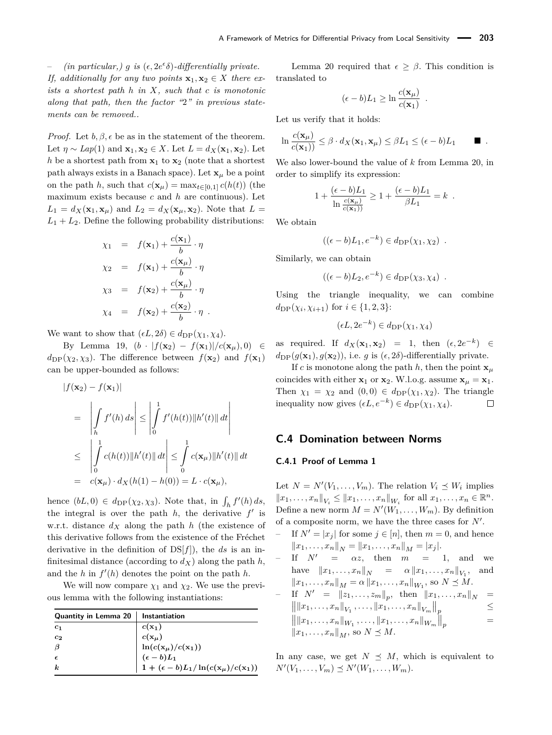– *(in particular,) g is $(\epsilon, 2e^{\epsilon}\delta)$-differentially private.*

*If, additionally for any two points $\mathbf{x}_1, \mathbf{x}_2 \in X$ there exists a shortest path h in X, such that c is monotonic along that path, then the factor "2" in previous statements can be removed..*

*Proof.* Let $b, \beta, \epsilon$ be as in the statement of the theorem. Let $\eta \sim Lap(1)$ and $\mathbf{x}_1, \mathbf{x}_2 \in X$. Let $L = d_X(\mathbf{x}_1, \mathbf{x}_2)$. Let $h$ be a shortest path from $\mathbf{x}_1$ to $\mathbf{x}_2$ (note that a shortest path always exists in a Banach space). Let $\mathbf{x}_\mu$ be a point on the path $h$, such that $c(\mathbf{x}_\mu) = \max_{t \in [0,1]} c(h(t))$ (the maximum exists because $c$ and $h$ are continuous). Let $L_1 = d_X(\mathbf{x}_1, \mathbf{x}_\mu)$ and $L_2 = d_X(\mathbf{x}_\mu, \mathbf{x}_2)$. Note that $L = L_1 + L_2$. Define the following probability distributions:

$$\begin{aligned}
\chi_1 &= f(\mathbf{x}_1) + \frac{c(\mathbf{x}_1)}{b} \cdot \eta \\
\chi_2 &= f(\mathbf{x}_1) + \frac{c(\mathbf{x}_\mu)}{b} \cdot \eta \\
\chi_3 &= f(\mathbf{x}_2) + \frac{c(\mathbf{x}_\mu)}{b} \cdot \eta \\
\chi_4 &= f(\mathbf{x}_2) + \frac{c(\mathbf{x}_2)}{b} \cdot \eta \ .
\end{aligned}$$

We want to show that $(\epsilon L, 2\delta) \in d_{\mathrm{DP}}(\chi_1, \chi_4)$.

By Lemma 19, $(b \cdot |f(\mathbf{x}_2) - f(\mathbf{x}_1)|/c(\mathbf{x}_\mu), 0) \in d_{\mathrm{DP}}(\chi_2, \chi_3)$. The difference between $f(\mathbf{x}_2)$ and $f(\mathbf{x}_1)$ can be upper-bounded as follows:

$$\begin{aligned}
&|f(\mathbf{x}_2) - f(\mathbf{x}_1)| \\
&= \left| \int_h f'(h)\, ds \right| \le \left| \int_0^1 f'(h(t)) \|h'(t)\|\, dt \right| \\
&\le \left| \int_0^1 c(h(t)) \|h'(t)\|\, dt \right| \le \int_0^1 c(\mathbf{x}_\mu) \|h'(t)\|\, dt \\
&= c(\mathbf{x}_\mu) \cdot d_X(h(1) - h(0)) = L \cdot c(\mathbf{x}_\mu),
\end{aligned}$$

hence $(bL, 0) \in d_{\mathrm{DP}}(\chi_2, \chi_3)$. Note that, in $\int_h f'(h)\, ds$, the integral is over the path $h$, the derivative $f'$ is w.r.t. distance $d_X$ along the path $h$ (the existence of this derivative follows from the existence of the Fréchet derivative in the definition of $\mathrm{DS}[f]$), the $ds$ is an infinitesimal distance (according to $d_X$) along the path $h$, and the $h$ in $f'(h)$ denotes the point on the path $h$.

We will now compare $\chi_1$ and $\chi_2$. We use the previous lemma with the following instantiations:

| **Quantity in Lemma 20** | **Instantiation** |
| --- | --- |
| $c_1$ | $c(\mathbf{x}_1)$ |
| $c_2$ | $c(\mathbf{x}_\mu)$ |
| $\beta$ | $\ln(c(\mathbf{x}_\mu)/c(\mathbf{x}_1))$ |
| $\epsilon$ | $(\epsilon - b)L_1$ |
| $k$ | $1 + (\epsilon - b)L_1 / \ln(c(\mathbf{x}_\mu)/c(\mathbf{x}_1))$ |

Lemma 20 required that $\epsilon \ge \beta$. This condition is translated to

$$(\epsilon - b)L_1 \ge \ln \frac{c(\mathbf{x}_\mu)}{c(\mathbf{x}_1)} \ .$$

Let us verify that it holds:

$$\ln \frac{c(\mathbf{x}_\mu)}{c(\mathbf{x}_1))} \le \beta \cdot d_X(\mathbf{x}_1, \mathbf{x}_\mu) \le \beta L_1 \le (\epsilon - b)L_1 \qquad \blacksquare \ .$$

We also lower-bound the value of $k$ from Lemma 20, in order to simplify its expression:

$$1 + \frac{(\epsilon - b)L_1}{\ln \frac{c(\mathbf{x}_\mu)}{c(\mathbf{x}_1))}} \ge 1 + \frac{(\epsilon - b)L_1}{\beta L_1} = k \ .$$

We obtain

$$((\epsilon - b)L_1, e^{-k}) \in d_{\mathrm{DP}}(\chi_1, \chi_2) \ .$$

Similarly, we can obtain

$$((\epsilon - b)L_2, e^{-k}) \in d_{\mathrm{DP}}(\chi_3, \chi_4) \ .$$

Using the triangle inequality, we can combine $d_{\mathrm{DP}}(\chi_i, \chi_{i+1})$ for $i \in \{1, 2, 3\}$:

$$(\epsilon L, 2e^{-k}) \in d_{\mathrm{DP}}(\chi_1, \chi_4)$$

as required. If $d_X(\mathbf{x}_1, \mathbf{x}_2) = 1$, then $(\epsilon, 2e^{-k}) \in d_{\mathrm{DP}}(g(\mathbf{x}_1), g(\mathbf{x}_2))$, i.e. $g$ is $(\epsilon, 2\delta)$-differentially private.

If $c$ is monotone along the path $h$, then the point $\mathbf{x}_\mu$ coincides with either $\mathbf{x}_1$ or $\mathbf{x}_2$. W.l.o.g. assume $\mathbf{x}_\mu = \mathbf{x}_1$. Then $\chi_1 = \chi_2$ and $(0, 0) \in d_{\mathrm{DP}}(\chi_1, \chi_2)$. The triangle inequality now gives $(\epsilon L, e^{-k}) \in d_{\mathrm{DP}}(\chi_1, \chi_4)$. □

## C.4 Domination between Norms

### C.4.1 Proof of Lemma 1

Let $N = N'(V_1, \ldots, V_m)$. The relation $V_i \preceq W_i$ implies $\|x_1, \ldots, x_n\|_{V_i} \le \|x_1, \ldots, x_n\|_{W_i}$ for all $x_1, \ldots, x_n \in \mathbb{R}^n$. Define a new norm $M = N'(W_1, \ldots, W_m)$. By definition of a composite norm, we have the three cases for $N'$.

- If $N' = |x_j|$ for some $j \in [n]$, then $m = 0$, and hence $\|x_1, \ldots, x_n\|_N = \|x_1, \ldots, x_n\|_M = |x_j|$.
- If $N' = \alpha z$, then $m = 1$, and we have $\|x_1, \ldots, x_n\|_N = \alpha \|x_1, \ldots, x_n\|_{V_1}$, and $\|x_1, \ldots, x_n\|_M = \alpha \|x_1, \ldots, x_n\|_{W_1}$, so $N \preceq M$.
- If $N' = \|z_1, \ldots, z_m\|_p$, then $\|x_1, \ldots, x_n\|_N = \left\| \|x_1, \ldots, x_n\|_{V_1}, \ldots, \|x_1, \ldots, x_n\|_{V_m} \right\|_p \le \left\| \|x_1, \ldots, x_n\|_{W_1}, \ldots, \|x_1, \ldots, x_n\|_{W_m} \right\|_p = \|x_1, \ldots, x_n\|_M$, so $N \preceq M$.

In any case, we get $N \preceq M$, which is equivalent to $N'(V_1, \ldots, V_m) \preceq N'(W_1, \ldots, W_m)$.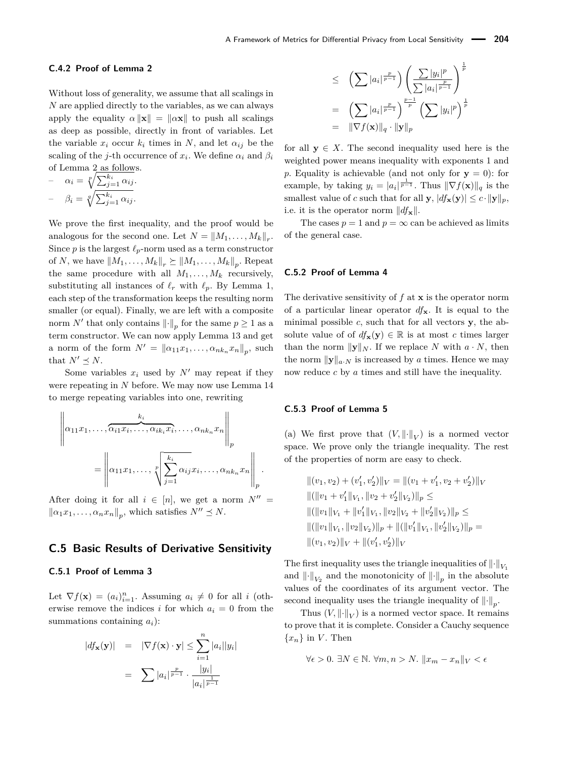### C.4.2 Proof of Lemma 2

Without loss of generality, we assume that all scalings in $N$ are applied directly to the variables, as we can always apply the equality $\alpha \|\mathbf{x}\| = \|\alpha\mathbf{x}\|$ to push all scalings as deep as possible, directly in front of variables. Let the variable $x_i$ occur $k_i$ times in $N$, and let $\alpha_{ij}$ be the scaling of the $j$-th occurrence of $x_i$. We define $\alpha_i$ and $\beta_i$ of Lemma 2 as follows.

- $\alpha_i = \sqrt[p]{\sum_{j=1}^{k_i} \alpha_{ij}}$.
- $\beta_i = \sqrt[q]{\sum_{j=1}^{k_i} \alpha_{ij}}$.

We prove the first inequality, and the proof would be analogous for the second one. Let $N = \|M_1, \ldots, M_k\|_r$. Since $p$ is the largest $\ell_p$-norm used as a term constructor of $N$, we have $\|M_1, \ldots, M_k\|_r \succeq \|M_1, \ldots, M_k\|_p$. Repeat the same procedure with all $M_1, \ldots, M_k$ recursively, substituting all instances of $\ell_r$ with $\ell_p$. By Lemma 1, each step of the transformation keeps the resulting norm smaller (or equal). Finally, we are left with a composite norm $N'$ that only contains $\|\cdot\|_p$ for the same $p \geq 1$ as a term constructor. We can now apply Lemma 13 and get a norm of the form $N' = \|\alpha_{11}x_1, \ldots, \alpha_{nk_n}x_n\|_p$, such that $N' \preceq N$.

Some variables $x_i$ used by $N'$ may repeat if they were repeating in $N$ before. We may now use Lemma 14 to merge repeating variables into one, rewriting

$$\left\| \alpha_{11}x_1, \ldots, \overbrace{\alpha_{i1}x_i, \ldots, \alpha_{ik_i}x_i}^{k_i}, \ldots, \alpha_{nk_n}x_n \right\|_p = \left\| \alpha_{11}x_1, \ldots, \sqrt[p]{\sum_{j=1}^{k_i} \alpha_{ij}}x_i, \ldots, \alpha_{nk_n}x_n \right\|_p .$$

After doing it for all $i \in [n]$, we get a norm $N'' = \|\alpha_1 x_1, \ldots, \alpha_n x_n\|_p$, which satisfies $N'' \preceq N$.

## C.5 Basic Results of Derivative Sensitivity

### C.5.1 Proof of Lemma 3

Let $\nabla f(\mathbf{x}) = (a_i)_{i=1}^n$. Assuming $a_i \neq 0$ for all $i$ (otherwise remove the indices $i$ for which $a_i = 0$ from the summations containing $a_i$):

$$\begin{aligned}
|df_{\mathbf{x}}(\mathbf{y})| &= |\nabla f(\mathbf{x}) \cdot \mathbf{y}| \leq \sum_{i=1}^n |a_i||y_i| \\
&= \sum |a_i|^{\frac{p}{p-1}} \cdot \frac{|y_i|}{|a_i|^{\frac{1}{p-1}}} \\
&\leq \left(\sum |a_i|^{\frac{p}{p-1}}\right) \left(\frac{\sum |y_i|^p}{\sum |a_i|^{\frac{p}{p-1}}}\right)^{\frac{1}{p}} \\
&= \left(\sum |a_i|^{\frac{p}{p-1}}\right)^{\frac{p-1}{p}} \left(\sum |y_i|^p\right)^{\frac{1}{p}} \\
&= \|\nabla f(\mathbf{x})\|_q \cdot \|\mathbf{y}\|_p
\end{aligned}$$

for all $\mathbf{y} \in X$. The second inequality used here is the weighted power means inequality with exponents 1 and $p$. Equality is achievable (and not only for $\mathbf{y} = 0$): for example, by taking $y_i = |a_i|^{\frac{1}{p-1}}$. Thus $\|\nabla f(\mathbf{x})\|_q$ is the smallest value of $c$ such that for all $\mathbf{y}$, $|df_{\mathbf{x}}(\mathbf{y})| \leq c \cdot \|\mathbf{y}\|_p$, i.e. it is the operator norm $\|df_{\mathbf{x}}\|$.

The cases $p = 1$ and $p = \infty$ can be achieved as limits of the general case.

### C.5.2 Proof of Lemma 4

The derivative sensitivity of $f$ at $\mathbf{x}$ is the operator norm of a particular linear operator $df_{\mathbf{x}}$. It is equal to the minimal possible $c$, such that for all vectors $\mathbf{y}$, the absolute value of of $df_{\mathbf{x}}(\mathbf{y}) \in \mathbb{R}$ is at most $c$ times larger than the norm $\|\mathbf{y}\|_N$. If we replace $N$ with $a \cdot N$, then the norm $\|\mathbf{y}\|_{a \cdot N}$ is increased by $a$ times. Hence we may now reduce $c$ by $a$ times and still have the inequality.

### C.5.3 Proof of Lemma 5

(a) We first prove that $(V, \|\cdot\|_V)$ is a normed vector space. We prove only the triangle inequality. The rest of the properties of norm are easy to check.

$$\begin{aligned}
&\|(v_1, v_2) + (v_1', v_2')\|_V = \|(v_1 + v_1', v_2 + v_2')\|_V \\
&\|(\|v_1 + v_1'\|_{V_1}, \|v_2 + v_2'\|_{V_2})\|_p \leq \\
&\|(\|v_1\|_{V_1} + \|v_1'\|_{V_1}, \|v_2\|_{V_2} + \|v_2'\|_{V_2})\|_p \leq \\
&\|(\|v_1\|_{V_1}, \|v_2\|_{V_2})\|_p + \|(\|v_1'\|_{V_1}, \|v_2'\|_{V_2})\|_p = \\
&\|(v_1, v_2)\|_V + \|(v_1', v_2')\|_V
\end{aligned}$$

The first inequality uses the triangle inequalities of $\|\cdot\|_{V_1}$ and $\|\cdot\|_{V_2}$ and the monotonicity of $\|\cdot\|_p$ in the absolute values of the coordinates of its argument vector. The second inequality uses the triangle inequality of $\|\cdot\|_p$.

Thus $(V, \|\cdot\|_V)$ is a normed vector space. It remains to prove that it is complete. Consider a Cauchy sequence $\{x_n\}$ in $V$. Then

$$\forall \epsilon > 0.\ \exists N \in \mathbb{N}.\ \forall m, n > N.\ \|x_m - x_n\|_V < \epsilon$$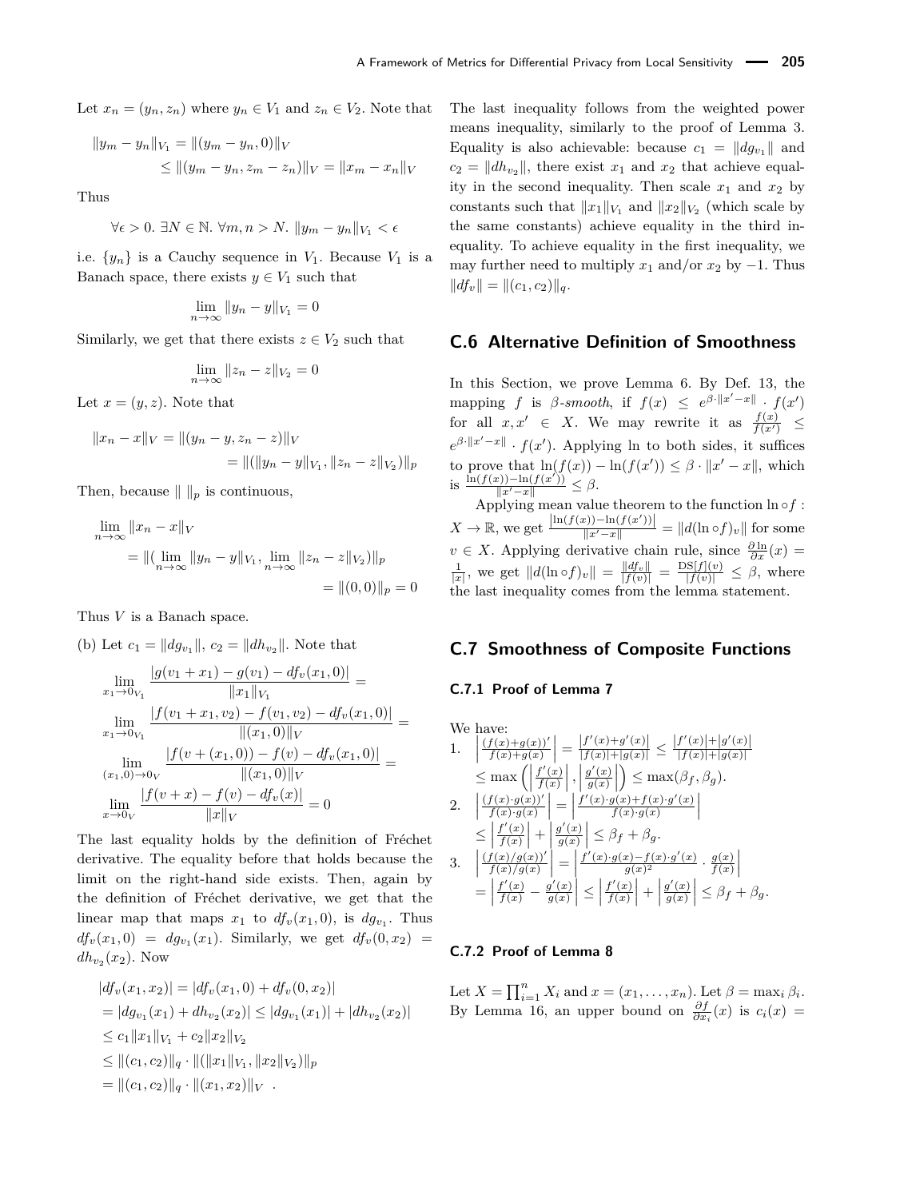Let $x_n = (y_n, z_n)$ where $y_n \in V_1$ and $z_n \in V_2$. Note that

$$
\begin{aligned}
\|y_m - y_n\|_{V_1} &= \|(y_m - y_n, 0)\|_V \\
&\leq \|(y_m - y_n, z_m - z_n)\|_V = \|x_m - x_n\|_V
\end{aligned}
$$

Thus

$$
\forall \epsilon > 0.\ \exists N \in \mathbb{N}.\ \forall m, n > N.\ \|y_m - y_n\|_{V_1} < \epsilon
$$

i.e. $\{y_n\}$ is a Cauchy sequence in $V_1$. Because $V_1$ is a Banach space, there exists $y \in V_1$ such that

$$
\lim_{n\to\infty} \|y_n - y\|_{V_1} = 0
$$

Similarly, we get that there exists $z \in V_2$ such that

$$
\lim_{n\to\infty} \|z_n - z\|_{V_2} = 0
$$

Let $x = (y, z)$. Note that

$$
\begin{aligned}
\|x_n - x\|_V &= \|(y_n - y, z_n - z)\|_V \\
&= \|(\|y_n - y\|_{V_1}, \|z_n - z\|_{V_2})\|_p
\end{aligned}
$$

Then, because $\| \ \|_p$ is continuous,

$$
\begin{aligned}
&\lim_{n\to\infty} \|x_n - x\|_V \\
&= \|(\lim_{n\to\infty} \|y_n - y\|_{V_1}, \lim_{n\to\infty} \|z_n - z\|_{V_2})\|_p \\
&= \|(0,0)\|_p = 0
\end{aligned}
$$

Thus $V$ is a Banach space.

(b) Let $c_1 = \|dg_{v_1}\|$, $c_2 = \|dh_{v_2}\|$. Note that

$$
\begin{aligned}
&\lim_{x_1 \to 0_{V_1}} \frac{|g(v_1 + x_1) - g(v_1) - df_v(x_1, 0)|}{\|x_1\|_{V_1}} = \\
&\lim_{x_1 \to 0_{V_1}} \frac{|f(v_1 + x_1, v_2) - f(v_1, v_2) - df_v(x_1, 0)|}{\|(x_1, 0)\|_V} = \\
&\lim_{(x_1,0) \to 0_V} \frac{|f(v + (x_1, 0)) - f(v) - df_v(x_1, 0)|}{\|(x_1, 0)\|_V} = \\
&\lim_{x \to 0_V} \frac{|f(v + x) - f(v) - df_v(x)|}{\|x\|_V} = 0
\end{aligned}
$$

The last equality holds by the definition of Fréchet derivative. The equality before that holds because the limit on the right-hand side exists. Then, again by the definition of Fréchet derivative, we get that the linear map that maps $x_1$ to $df_v(x_1, 0)$, is $dg_{v_1}$. Thus $df_v(x_1, 0) = dg_{v_1}(x_1)$. Similarly, we get $df_v(0, x_2) = dh_{v_2}(x_2)$. Now

$$
\begin{aligned}
&|df_v(x_1, x_2)| = |df_v(x_1, 0) + df_v(0, x_2)| \\
&= |dg_{v_1}(x_1) + dh_{v_2}(x_2)| \leq |dg_{v_1}(x_1)| + |dh_{v_2}(x_2)| \\
&\leq c_1 \|x_1\|_{V_1} + c_2 \|x_2\|_{V_2} \\
&\leq \|(c_1, c_2)\|_q \cdot \|(\|x_1\|_{V_1}, \|x_2\|_{V_2})\|_p \\
&= \|(c_1, c_2)\|_q \cdot \|(x_1, x_2)\|_V \ .
\end{aligned}
$$

The last inequality follows from the weighted power means inequality, similarly to the proof of Lemma 3. Equality is also achievable: because $c_1 = \|dg_{v_1}\|$ and $c_2 = \|dh_{v_2}\|$, there exist $x_1$ and $x_2$ that achieve equality in the second inequality. Then scale $x_1$ and $x_2$ by constants such that $\|x_1\|_{V_1}$ and $\|x_2\|_{V_2}$ (which scale by the same constants) achieve equality in the third inequality. To achieve equality in the first inequality, we may further need to multiply $x_1$ and/or $x_2$ by $-1$. Thus $\|df_v\| = \|(c_1, c_2)\|_q$.

## C.6 Alternative Definition of Smoothness

In this Section, we prove Lemma 6. By Def. 13, the mapping $f$ is *β-smooth*, if $f(x) \leq e^{\beta \cdot \|x' - x\|} \cdot f(x')$ for all $x, x' \in X$. We may rewrite it as $\frac{f(x)}{f(x')} \leq e^{\beta \cdot \|x' - x\|} \cdot f(x')$. Applying ln to both sides, it suffices to prove that $\ln(f(x)) - \ln(f(x')) \leq \beta \cdot \|x' - x\|$, which is $\frac{\ln(f(x)) - \ln(f(x'))}{\|x' - x\|} \leq \beta$.

Applying mean value theorem to the function $\ln \circ f : X \to \mathbb{R}$, we get $\frac{|\ln(f(x)) - \ln(f(x'))|}{\|x' - x\|} = \|d(\ln \circ f)_v\|$ for some $v \in X$. Applying derivative chain rule, since $\frac{\partial \ln}{\partial x}(x) = \frac{1}{|x|}$, we get $\|d(\ln \circ f)_v\| = \frac{\|df_v\|}{|f(v)|} = \frac{\mathrm{DS}[f](v)}{|f(v)|} \leq \beta$, where the last inequality comes from the lemma statement.

## C.7 Smoothness of Composite Functions

### C.7.1 Proof of Lemma 7

We have:

1. $\left|\frac{(f(x)+g(x))'}{f(x)+g(x)}\right| = \frac{|f'(x)+g'(x)|}{|f(x)|+|g(x)|} \leq \frac{|f'(x)|+|g'(x)|}{|f(x)|+|g(x)|}$
   $\leq \max\left(\left|\frac{f'(x)}{f(x)}\right|, \left|\frac{g'(x)}{g(x)}\right|\right) \leq \max(\beta_f, \beta_g)$.
2. $\left|\frac{(f(x)\cdot g(x))'}{f(x)\cdot g(x)}\right| = \left|\frac{f'(x)\cdot g(x) + f(x)\cdot g'(x)}{f(x)\cdot g(x)}\right|$
   $\leq \left|\frac{f'(x)}{f(x)}\right| + \left|\frac{g'(x)}{g(x)}\right| \leq \beta_f + \beta_g$.
3. $\left|\frac{(f(x)/g(x))'}{f(x)/g(x)}\right| = \left|\frac{f'(x)\cdot g(x) - f(x)\cdot g'(x)}{g(x)^2} \cdot \frac{g(x)}{f(x)}\right|$
   $= \left|\frac{f'(x)}{f(x)} - \frac{g'(x)}{g(x)}\right| \leq \left|\frac{f'(x)}{f(x)}\right| + \left|\frac{g'(x)}{g(x)}\right| \leq \beta_f + \beta_g$.

### C.7.2 Proof of Lemma 8

Let $X = \prod_{i=1}^{n} X_i$ and $x = (x_1, \ldots, x_n)$. Let $\beta = \max_i \beta_i$. By Lemma 16, an upper bound on $\frac{\partial f}{\partial x_i}(x)$ is $c_i(x) =$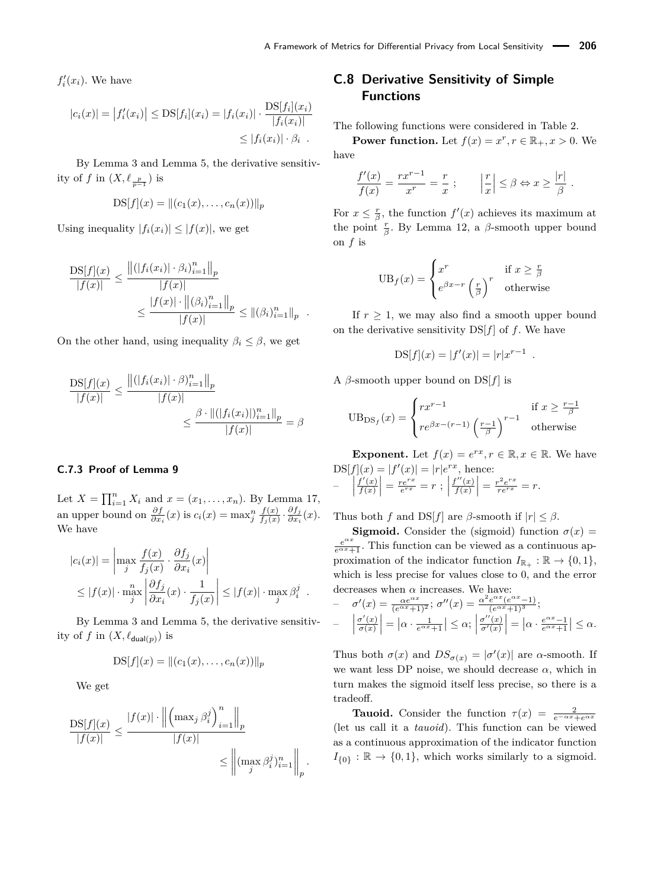$f_i'(x_i)$. We have

$$|c_i(x)| = \left|f_i'(x_i)\right| \leq \mathrm{DS}[f_i](x_i) = |f_i(x_i)| \cdot \frac{\mathrm{DS}[f_i](x_i)}{|f_i(x_i)|} \leq |f_i(x_i)| \cdot \beta_i \ .$$

By Lemma 3 and Lemma 5, the derivative sensitivity of $f$ in $(X, \ell_{\frac{p}{p-1}})$ is

$$\mathrm{DS}[f](x) = \|(c_1(x), \ldots, c_n(x))\|_p$$

Using inequality $|f_i(x_i)| \leq |f(x)|$, we get

$$\frac{\mathrm{DS}[f](x)}{|f(x)|} \leq \frac{\left\|(|f_i(x_i)| \cdot \beta_i)_{i=1}^n\right\|_p}{|f(x)|} \leq \frac{|f(x)| \cdot \left\|(\beta_i)_{i=1}^n\right\|_p}{|f(x)|} \leq \|(\beta_i)_{i=1}^n\|_p \ .$$

On the other hand, using inequality $\beta_i \leq \beta$, we get

$$\frac{\mathrm{DS}[f](x)}{|f(x)|} \leq \frac{\left\|(|f_i(x_i)| \cdot \beta)_{i=1}^n\right\|_p}{|f(x)|} \leq \frac{\beta \cdot \|(|f_i(x_i)|)_{i=1}^n\|_p}{|f(x)|} = \beta$$

### C.7.3 Proof of Lemma 9

Let $X = \prod_{i=1}^n X_i$ and $x = (x_1, \ldots, x_n)$. By Lemma 17, an upper bound on $\frac{\partial f}{\partial x_i}(x)$ is $c_i(x) = \max_j^n \frac{f(x)}{f_j(x)} \cdot \frac{\partial f_j}{\partial x_i}(x)$. We have

$$|c_i(x)| = \left|\max_j \frac{f(x)}{f_j(x)} \cdot \frac{\partial f_j}{\partial x_i}(x)\right| \leq |f(x)| \cdot \max_j^n \left|\frac{\partial f_j}{\partial x_i}(x) \cdot \frac{1}{f_j(x)}\right| \leq |f(x)| \cdot \max_j \beta_i^j \ .$$

By Lemma 3 and Lemma 5, the derivative sensitivity of $f$ in $(X, \ell_{\mathsf{dual}(p)})$ is

$$\mathrm{DS}[f](x) = \|(c_1(x), \ldots, c_n(x))\|_p$$

We get

$$\frac{\mathrm{DS}[f](x)}{|f(x)|} \leq \frac{|f(x)| \cdot \left\|\left(\max_j \beta_i^j\right)_{i=1}^n\right\|_p}{|f(x)|} \leq \left\|(\max_j \beta_i^j)_{i=1}^n\right\|_p \ .$$

## C.8 Derivative Sensitivity of Simple Functions

The following functions were considered in Table 2.

**Power function.** Let $f(x) = x^r, r \in \mathbb{R}_+, x > 0$. We have

$$\frac{f'(x)}{f(x)} = \frac{rx^{r-1}}{x^r} = \frac{r}{x} \ ; \qquad \left|\frac{r}{x}\right| \leq \beta \Leftrightarrow x \geq \frac{|r|}{\beta} \ .$$

For $x \leq \frac{r}{\beta}$, the function $f'(x)$ achieves its maximum at the point $\frac{r}{\beta}$. By Lemma 12, a $\beta$-smooth upper bound on $f$ is

$$\mathrm{UB}_f(x) = \begin{cases} x^r & \text{if } x \geq \frac{r}{\beta} \\ e^{\beta x - r}\left(\frac{r}{\beta}\right)^r & \text{otherwise} \end{cases}$$

If $r \geq 1$, we may also find a smooth upper bound on the derivative sensitivity $\mathrm{DS}[f]$ of $f$. We have

$$\mathrm{DS}[f](x) = |f'(x)| = |r|x^{r-1} \ .$$

A $\beta$-smooth upper bound on $\mathrm{DS}[f]$ is

$$\mathrm{UB}_{\mathrm{DS}_f}(x) = \begin{cases} rx^{r-1} & \text{if } x \geq \frac{r-1}{\beta} \\ re^{\beta x - (r-1)}\left(\frac{r-1}{\beta}\right)^{r-1} & \text{otherwise} \end{cases}$$

**Exponent.** Let $f(x) = e^{rx}, r \in \mathbb{R}, x \in \mathbb{R}$. We have $\mathrm{DS}[f](x) = |f'(x)| = |r|e^{rx}$, hence:

– $\left|\frac{f'(x)}{f(x)}\right| = \frac{re^{rx}}{e^{rx}} = r$ ; $\left|\frac{f''(x)}{f(x)}\right| = \frac{r^2e^{rx}}{re^{rx}} = r$.

Thus both $f$ and $\mathrm{DS}[f]$ are $\beta$-smooth if $|r| \leq \beta$.

**Sigmoid.** Consider the (sigmoid) function $\sigma(x) = \frac{e^{\alpha x}}{e^{\alpha x}+1}$. This function can be viewed as a continuous approximation of the indicator function $I_{\mathbb{R}_+} : \mathbb{R} \to \{0, 1\}$, which is less precise for values close to 0, and the error decreases when $\alpha$ increases. We have:

– $\sigma'(x) = \frac{\alpha e^{\alpha x}}{(e^{\alpha x}+1)^2}$; $\sigma''(x) = \frac{\alpha^2 e^{\alpha x}(e^{\alpha x}-1)}{(e^{\alpha x}+1)^3}$;

– $\left|\frac{\sigma'(x)}{\sigma(x)}\right| = \left|\alpha \cdot \frac{1}{e^{\alpha x}+1}\right| \leq \alpha$; $\left|\frac{\sigma''(x)}{\sigma'(x)}\right| = \left|\alpha \cdot \frac{e^{\alpha x}-1}{e^{\alpha x}+1}\right| \leq \alpha$.

Thus both $\sigma(x)$ and $DS_{\sigma(x)} = |\sigma'(x)|$ are $\alpha$-smooth. If we want less DP noise, we should decrease $\alpha$, which in turn makes the sigmoid itself less precise, so there is a tradeoff.

**Tauoid.** Consider the function $\tau(x) = \frac{2}{e^{-\alpha x}+e^{\alpha x}}$ (let us call it a *tauoid*). This function can be viewed as a continuous approximation of the indicator function $I_{\{0\}} : \mathbb{R} \to \{0, 1\}$, which works similarly to a sigmoid.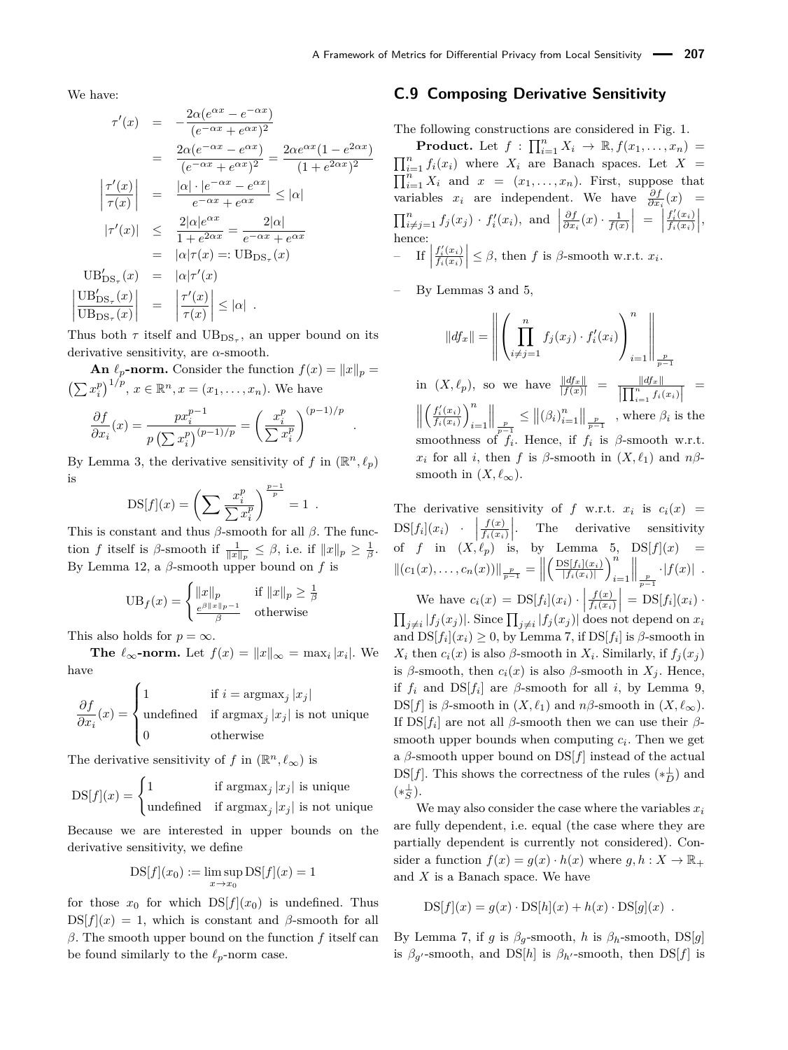We have:

$$
\begin{aligned}
\tau'(x) &= -\frac{2\alpha(e^{\alpha x} - e^{-\alpha x})}{(e^{-\alpha x} + e^{\alpha x})^2} \\
&= \frac{2\alpha(e^{-\alpha x} - e^{\alpha x})}{(e^{-\alpha x} + e^{\alpha x})^2} = \frac{2\alpha e^{\alpha x}(1 - e^{2\alpha x})}{(1 + e^{2\alpha x})^2} \\
\left|\frac{\tau'(x)}{\tau(x)}\right| &= \frac{|\alpha| \cdot |e^{-\alpha x} - e^{\alpha x}|}{e^{-\alpha x} + e^{\alpha x}} \leq |\alpha| \\
|\tau'(x)| &\leq \frac{2|\alpha| e^{\alpha x}}{1 + e^{2\alpha x}} = \frac{2|\alpha|}{e^{-\alpha x} + e^{\alpha x}} \\
&= |\alpha|\tau(x) =: \mathrm{UB}_{\mathrm{DS}_\tau}(x) \\
\mathrm{UB}'_{\mathrm{DS}_\tau}(x) &= |\alpha|\tau'(x) \\
\left|\frac{\mathrm{UB}'_{\mathrm{DS}_\tau}(x)}{\mathrm{UB}_{\mathrm{DS}_\tau}(x)}\right| &= \left|\frac{\tau'(x)}{\tau(x)}\right| \leq |\alpha| \ .
\end{aligned}
$$

Thus both $\tau$ itself and $\mathrm{UB}_{\mathrm{DS}_\tau}$, an upper bound on its derivative sensitivity, are $\alpha$-smooth.

**An $\ell_p$-norm.** Consider the function $f(x) = \|x\|_p = \left(\sum x_i^p\right)^{1/p}$, $x \in \mathbb{R}^n, x = (x_1, \dots, x_n)$. We have

$$
\frac{\partial f}{\partial x_i}(x) = \frac{p x_i^{p-1}}{p\left(\sum x_i^p\right)^{(p-1)/p}} = \left(\frac{x_i^p}{\sum x_i^p}\right)^{(p-1)/p} \ .
$$

By Lemma 3, the derivative sensitivity of $f$ in $(\mathbb{R}^n, \ell_p)$ is

$$
\mathrm{DS}[f](x) = \left(\sum \frac{x_i^p}{\sum x_i^p}\right)^{\frac{p-1}{p}} = 1 \ .
$$

This is constant and thus $\beta$-smooth for all $\beta$. The function $f$ itself is $\beta$-smooth if $\frac{1}{\|x\|_p} \leq \beta$, i.e. if $\|x\|_p \geq \frac{1}{\beta}$. By Lemma 12, a $\beta$-smooth upper bound on $f$ is

$$
\mathrm{UB}_f(x) = \begin{cases} \|x\|_p & \text{if } \|x\|_p \geq \frac{1}{\beta} \\ \frac{e^{\beta\|x\|_p - 1}}{\beta} & \text{otherwise} \end{cases}
$$

This also holds for $p = \infty$.

**The $\ell_\infty$-norm.** Let $f(x) = \|x\|_\infty = \max_i |x_i|$. We have

$$
\frac{\partial f}{\partial x_i}(x) = \begin{cases} 1 & \text{if } i = \mathrm{argmax}_j |x_j| \\ \text{undefined} & \text{if } \mathrm{argmax}_j |x_j| \text{ is not unique} \\ 0 & \text{otherwise} \end{cases}
$$

The derivative sensitivity of $f$ in $(\mathbb{R}^n, \ell_\infty)$ is

$$
\mathrm{DS}[f](x) = \begin{cases} 1 & \text{if } \mathrm{argmax}_j |x_j| \text{ is unique} \\ \text{undefined} & \text{if } \mathrm{argmax}_j |x_j| \text{ is not unique} \end{cases}
$$

Because we are interested in upper bounds on the derivative sensitivity, we define

$$
\mathrm{DS}[f](x_0) := \limsup_{x \to x_0} \mathrm{DS}[f](x) = 1
$$

for those $x_0$ for which $\mathrm{DS}[f](x_0)$ is undefined. Thus $\mathrm{DS}[f](x) = 1$, which is constant and $\beta$-smooth for all $\beta$. The smooth upper bound on the function $f$ itself can be found similarly to the $\ell_p$-norm case.

## C.9 Composing Derivative Sensitivity

The following constructions are considered in Fig. 1.

**Product.** Let $f : \prod_{i=1}^n X_i \to \mathbb{R}, f(x_1, \dots, x_n) = \prod_{i=1}^n f_i(x_i)$ where $X_i$ are Banach spaces. Let $X = \prod_{i=1}^n X_i$ and $x = (x_1, \dots, x_n)$. First, suppose that variables $x_i$ are independent. We have $\frac{\partial f}{\partial x_i}(x) = \prod_{i \neq j=1}^n f_j(x_j) \cdot f'_i(x_i)$, and $\left|\frac{\partial f}{\partial x_i}(x) \cdot \frac{1}{f(x)}\right| = \left|\frac{f'_i(x_i)}{f_i(x_i)}\right|$, hence:

- If $\left|\frac{f'_i(x_i)}{f_i(x_i)}\right| \leq \beta$, then $f$ is $\beta$-smooth w.r.t. $x_i$.
- By Lemmas 3 and 5,

$$
\|df_x\| = \left\| \left(\prod_{i \neq j=1}^n f_j(x_j) \cdot f'_i(x_i)\right)_{i=1}^n \right\|_{\frac{p}{p-1}}
$$

in $(X, \ell_p)$, so we have $\frac{\|df_x\|}{|f(x)|} = \frac{\|df_x\|}{\left|\prod_{i=1}^n f_i(x_i)\right|} = \left\|\left(\frac{f'_i(x_i)}{f_i(x_i)}\right)_{i=1}^n\right\|_{\frac{p}{p-1}} \leq \left\|(\beta_i)_{i=1}^n\right\|_{\frac{p}{p-1}}$, where $\beta_i$ is the smoothness of $f_i$. Hence, if $f_i$ is $\beta$-smooth w.r.t. $x_i$ for all $i$, then $f$ is $\beta$-smooth in $(X, \ell_1)$ and $n\beta$-smooth in $(X, \ell_\infty)$.

The derivative sensitivity of $f$ w.r.t. $x_i$ is $c_i(x) = \mathrm{DS}[f_i](x_i) \cdot \left|\frac{f(x)}{f_i(x_i)}\right|$. The derivative sensitivity of $f$ in $(X, \ell_p)$ is, by Lemma 5, $\mathrm{DS}[f](x) = \|(c_1(x), \dots, c_n(x))\|_{\frac{p}{p-1}} = \left\|\left(\frac{\mathrm{DS}[f_i](x_i)}{|f_i(x_i)|}\right)_{i=1}^n\right\|_{\frac{p}{p-1}} \cdot |f(x)|$ .

We have $c_i(x) = \mathrm{DS}[f_i](x_i) \cdot \left|\frac{f(x)}{f_i(x_i)}\right| = \mathrm{DS}[f_i](x_i) \cdot \prod_{j \neq i} |f_j(x_j)|$. Since $\prod_{j \neq i} |f_j(x_j)|$ does not depend on $x_i$ and $\mathrm{DS}[f_i](x_i) \geq 0$, by Lemma 7, if $\mathrm{DS}[f_i]$ is $\beta$-smooth in $X_i$ then $c_i(x)$ is also $\beta$-smooth in $X_i$. Similarly, if $f_j(x_j)$ is $\beta$-smooth, then $c_i(x)$ is also $\beta$-smooth in $X_j$. Hence, if $f_i$ and $\mathrm{DS}[f_i]$ are $\beta$-smooth for all $i$, by Lemma 9, $\mathrm{DS}[f]$ is $\beta$-smooth in $(X, \ell_1)$ and $n\beta$-smooth in $(X, \ell_\infty)$. If $\mathrm{DS}[f_i]$ are not all $\beta$-smooth then we can use their $\beta$-smooth upper bounds when computing $c_i$. Then we get a $\beta$-smooth upper bound on $\mathrm{DS}[f]$ instead of the actual $\mathrm{DS}[f]$. This shows the correctness of the rules $(*^1_D)$ and $(*^1_S)$.

We may also consider the case where the variables $x_i$ are fully dependent, i.e. equal (the case where they are partially dependent is currently not considered). Consider a function $f(x) = g(x) \cdot h(x)$ where $g, h : X \to \mathbb{R}_+$ and $X$ is a Banach space. We have

$$
\mathrm{DS}[f](x) = g(x) \cdot \mathrm{DS}[h](x) + h(x) \cdot \mathrm{DS}[g](x) \ .
$$

By Lemma 7, if $g$ is $\beta_g$-smooth, $h$ is $\beta_h$-smooth, $\mathrm{DS}[g]$ is $\beta_{g'}$-smooth, and $\mathrm{DS}[h]$ is $\beta_{h'}$-smooth, then $\mathrm{DS}[f]$ is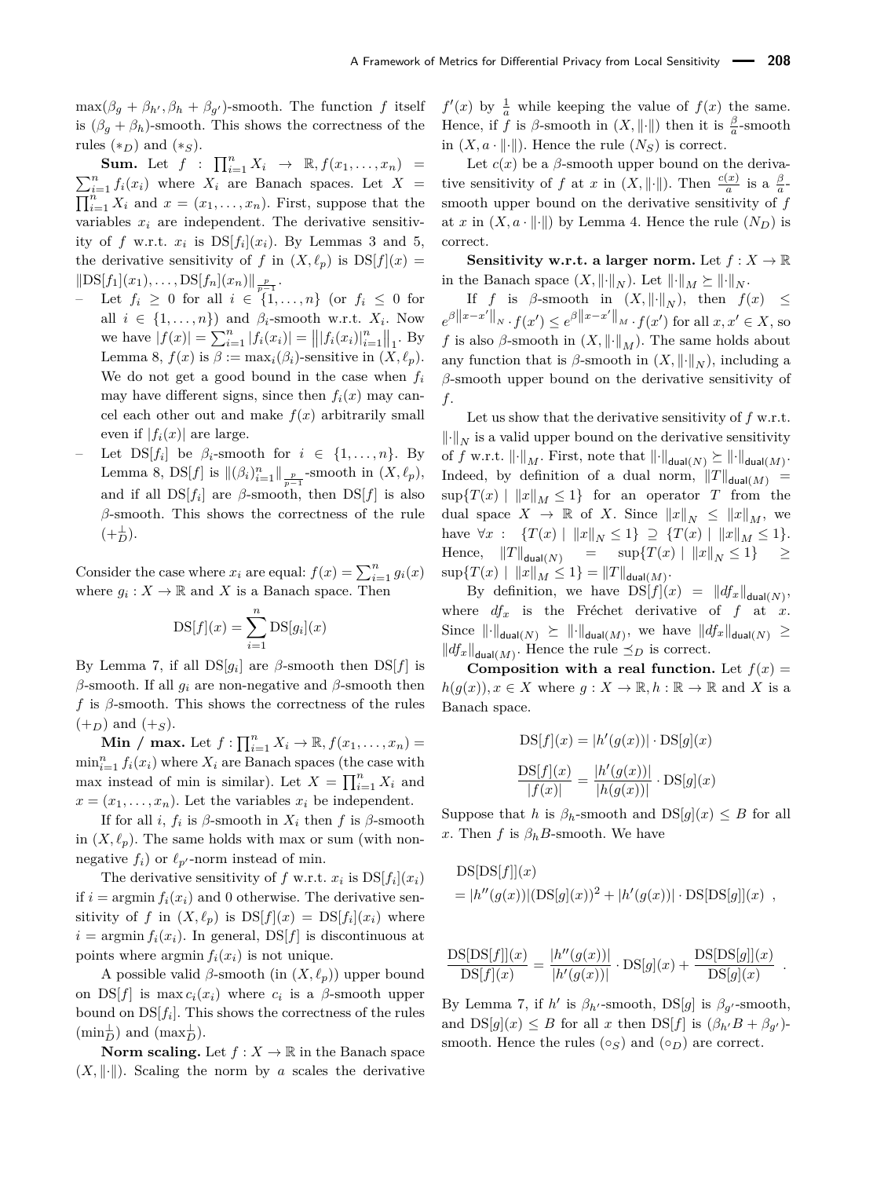$\max(\beta_g + \beta_{h'}, \beta_h + \beta_{g'})$-smooth. The function $f$ itself is $(\beta_g + \beta_h)$-smooth. This shows the correctness of the rules $(*_D)$ and $(*_S)$.

**Sum.** Let $f : \prod_{i=1}^n X_i \to \mathbb{R}, f(x_1, \ldots, x_n) = \sum_{i=1}^n f_i(x_i)$ where $X_i$ are Banach spaces. Let $X = \prod_{i=1}^n X_i$ and $x = (x_1, \ldots, x_n)$. First, suppose that the variables $x_i$ are independent. The derivative sensitivity of $f$ w.r.t. $x_i$ is $\mathrm{DS}[f_i](x_i)$. By Lemmas 3 and 5, the derivative sensitivity of $f$ in $(X, \ell_p)$ is $\mathrm{DS}[f](x) = \|\mathrm{DS}[f_1](x_1), \ldots, \mathrm{DS}[f_n](x_n)\|_{\frac{p}{p-1}}$.

- Let $f_i \geq 0$ for all $i \in \{1, \ldots, n\}$ (or $f_i \leq 0$ for all $i \in \{1, \ldots, n\}$) and $\beta_i$-smooth w.r.t. $X_i$. Now we have $|f(x)| = \sum_{i=1}^n |f_i(x_i)| = \left\| |f_i(x_i)|_{i=1}^n \right\|_1$. By Lemma 8, $f(x)$ is $\beta := \max_i(\beta_i)$-sensitive in $(X, \ell_p)$. We do not get a good bound in the case when $f_i$ may have different signs, since then $f_i(x)$ may cancel each other out and make $f(x)$ arbitrarily small even if $|f_i(x)|$ are large.
- Let $\mathrm{DS}[f_i]$ be $\beta_i$-smooth for $i \in \{1, \ldots, n\}$. By Lemma 8, $\mathrm{DS}[f]$ is $\|(\beta_i)_{i=1}^n\|_{\frac{p}{p-1}}$-smooth in $(X, \ell_p)$, and if all $\mathrm{DS}[f_i]$ are $\beta$-smooth, then $\mathrm{DS}[f]$ is also $\beta$-smooth. This shows the correctness of the rule $(+_D^{\perp})$.

Consider the case where $x_i$ are equal: $f(x) = \sum_{i=1}^n g_i(x)$ where $g_i : X \to \mathbb{R}$ and $X$ is a Banach space. Then

$$\mathrm{DS}[f](x) = \sum_{i=1}^n \mathrm{DS}[g_i](x)$$

By Lemma 7, if all $\mathrm{DS}[g_i]$ are $\beta$-smooth then $\mathrm{DS}[f]$ is $\beta$-smooth. If all $g_i$ are non-negative and $\beta$-smooth then $f$ is $\beta$-smooth. This shows the correctness of the rules $(+_D)$ and $(+_S)$.

**Min / max.** Let $f : \prod_{i=1}^n X_i \to \mathbb{R}, f(x_1, \ldots, x_n) = \min_{i=1}^n f_i(x_i)$ where $X_i$ are Banach spaces (the case with max instead of min is similar). Let $X = \prod_{i=1}^n X_i$ and $x = (x_1, \ldots, x_n)$. Let the variables $x_i$ be independent.

If for all $i$, $f_i$ is $\beta$-smooth in $X_i$ then $f$ is $\beta$-smooth in $(X, \ell_p)$. The same holds with max or sum (with non-negative $f_i$) or $\ell_{p'}$-norm instead of min.

The derivative sensitivity of $f$ w.r.t. $x_i$ is $\mathrm{DS}[f_i](x_i)$ if $i = \operatorname{argmin} f_i(x_i)$ and 0 otherwise. The derivative sensitivity of $f$ in $(X, \ell_p)$ is $\mathrm{DS}[f](x) = \mathrm{DS}[f_i](x_i)$ where $i = \operatorname{argmin} f_i(x_i)$. In general, $\mathrm{DS}[f]$ is discontinuous at points where $\operatorname{argmin} f_i(x_i)$ is not unique.

A possible valid $\beta$-smooth (in $(X, \ell_p)$) upper bound on $\mathrm{DS}[f]$ is $\max c_i(x_i)$ where $c_i$ is a $\beta$-smooth upper bound on $\mathrm{DS}[f_i]$. This shows the correctness of the rules $(\min_D^{\perp})$ and $(\max_D^{\perp})$.

**Norm scaling.** Let $f : X \to \mathbb{R}$ in the Banach space $(X, \|\cdot\|)$. Scaling the norm by $a$ scales the derivative $f'(x)$ by $\frac{1}{a}$ while keeping the value of $f(x)$ the same. Hence, if $f$ is $\beta$-smooth in $(X, \|\cdot\|)$ then it is $\frac{\beta}{a}$-smooth in $(X, a \cdot \|\cdot\|)$. Hence the rule $(N_S)$ is correct.

Let $c(x)$ be a $\beta$-smooth upper bound on the derivative sensitivity of $f$ at $x$ in $(X, \|\cdot\|)$. Then $\frac{c(x)}{a}$ is a $\frac{\beta}{a}$-smooth upper bound on the derivative sensitivity of $f$ at $x$ in $(X, a \cdot \|\cdot\|)$ by Lemma 4. Hence the rule $(N_D)$ is correct.

**Sensitivity w.r.t. a larger norm.** Let $f : X \to \mathbb{R}$ in the Banach space $(X, \|\cdot\|_N)$. Let $\|\cdot\|_M \succeq \|\cdot\|_N$.

If $f$ is $\beta$-smooth in $(X, \|\cdot\|_N)$, then $f(x) \leq e^{\beta \|x - x'\|_N} \cdot f(x') \leq e^{\beta \|x - x'\|_M} \cdot f(x')$ for all $x, x' \in X$, so $f$ is also $\beta$-smooth in $(X, \|\cdot\|_M)$. The same holds about any function that is $\beta$-smooth in $(X, \|\cdot\|_N)$, including a $\beta$-smooth upper bound on the derivative sensitivity of $f$.

Let us show that the derivative sensitivity of $f$ w.r.t. $\|\cdot\|_N$ is a valid upper bound on the derivative sensitivity of $f$ w.r.t. $\|\cdot\|_M$. First, note that $\|\cdot\|_{\mathsf{dual}(N)} \succeq \|\cdot\|_{\mathsf{dual}(M)}$. Indeed, by definition of a dual norm, $\|T\|_{\mathsf{dual}(M)} = \sup\{T(x) \mid \|x\|_M \leq 1\}$ for an operator $T$ from the dual space $X \to \mathbb{R}$ of $X$. Since $\|x\|_N \leq \|x\|_M$, we have $\forall x : \{T(x) \mid \|x\|_N \leq 1\} \supseteq \{T(x) \mid \|x\|_M \leq 1\}$. Hence, $\|T\|_{\mathsf{dual}(N)} = \sup\{T(x) \mid \|x\|_N \leq 1\} \geq \sup\{T(x) \mid \|x\|_M \leq 1\} = \|T\|_{\mathsf{dual}(M)}$.

By definition, we have $\mathrm{DS}[f](x) = \|df_x\|_{\mathsf{dual}(N)}$, where $df_x$ is the Fréchet derivative of $f$ at $x$. Since $\|\cdot\|_{\mathsf{dual}(N)} \succeq \|\cdot\|_{\mathsf{dual}(M)}$, we have $\|df_x\|_{\mathsf{dual}(N)} \geq \|df_x\|_{\mathsf{dual}(M)}$. Hence the rule $\preceq_D$ is correct.

**Composition with a real function.** Let $f(x) = h(g(x)), x \in X$ where $g : X \to \mathbb{R}, h : \mathbb{R} \to \mathbb{R}$ and $X$ is a Banach space.

$$\mathrm{DS}[f](x) = |h'(g(x))| \cdot \mathrm{DS}[g](x)$$

$$\frac{\mathrm{DS}[f](x)}{|f(x)|} = \frac{|h'(g(x))|}{|h(g(x))|} \cdot \mathrm{DS}[g](x)$$

Suppose that $h$ is $\beta_h$-smooth and $\mathrm{DS}[g](x) \leq B$ for all $x$. Then $f$ is $\beta_h B$-smooth. We have

$$\begin{aligned}
&\mathrm{DS}[\mathrm{DS}[f]](x) \\
&= |h''(g(x))| (\mathrm{DS}[g](x))^2 + |h'(g(x))| \cdot \mathrm{DS}[\mathrm{DS}[g]](x) \ ,
\end{aligned}$$

$$\frac{\mathrm{DS}[\mathrm{DS}[f]](x)}{\mathrm{DS}[f](x)} = \frac{|h''(g(x))|}{|h'(g(x))|} \cdot \mathrm{DS}[g](x) + \frac{\mathrm{DS}[\mathrm{DS}[g]](x)}{\mathrm{DS}[g](x)} \ .$$

By Lemma 7, if $h'$ is $\beta_{h'}$-smooth, $\mathrm{DS}[g]$ is $\beta_{g'}$-smooth, and $\mathrm{DS}[g](x) \leq B$ for all $x$ then $\mathrm{DS}[f]$ is $(\beta_{h'} B + \beta_{g'})$-smooth. Hence the rules $(\circ_S)$ and $(\circ_D)$ are correct.